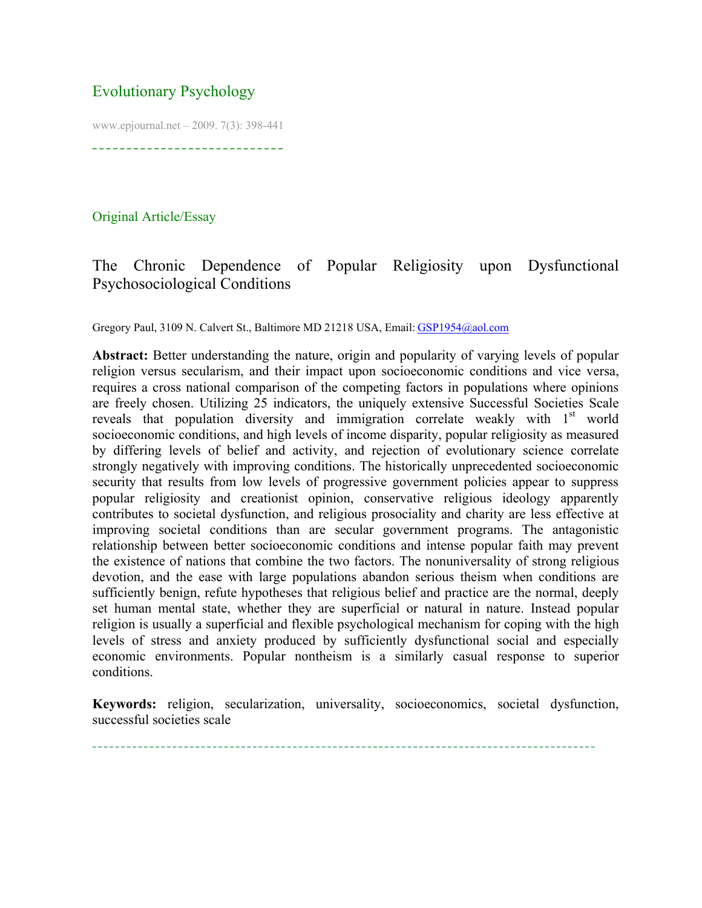Evolutionary Psychology

Original Article/Essay

# The Chronic Dependence of Popular Religiosity upon Dysfunctional Psychosociological Conditions

Gregory Paul, 3109 N. Calvert St., Baltimore MD 21218 USA, Email: GSP1954@aol.com

**Abstract:** Better understanding the nature, origin and popularity of varying levels of popular religion versus secularism, and their impact upon socioeconomic conditions and vice versa, requires a cross national comparison of the competing factors in populations where opinions are freely chosen. Utilizing 25 indicators, the uniquely extensive Successful Societies Scale reveals that population diversity and immigration correlate weakly with 1st world socioeconomic conditions, and high levels of income disparity, popular religiosity as measured by differing levels of belief and activity, and rejection of evolutionary science correlate strongly negatively with improving conditions. The historically unprecedented socioeconomic security that results from low levels of progressive government policies appear to suppress popular religiosity and creationist opinion, conservative religious ideology apparently contributes to societal dysfunction, and religious prosociality and charity are less effective at improving societal conditions than are secular government programs. The antagonistic relationship between better socioeconomic conditions and intense popular faith may prevent the existence of nations that combine the two factors. The nonuniversality of strong religious devotion, and the ease with large populations abandon serious theism when conditions are sufficiently benign, refute hypotheses that religious belief and practice are the normal, deeply set human mental state, whether they are superficial or natural in nature. Instead popular religion is usually a superficial and flexible psychological mechanism for coping with the high levels of stress and anxiety produced by sufficiently dysfunctional social and especially economic environments. Popular nontheism is a similarly casual response to superior conditions.

**Keywords:** religion, secularization, universality, socioeconomics, societal dysfunction, successful societies scale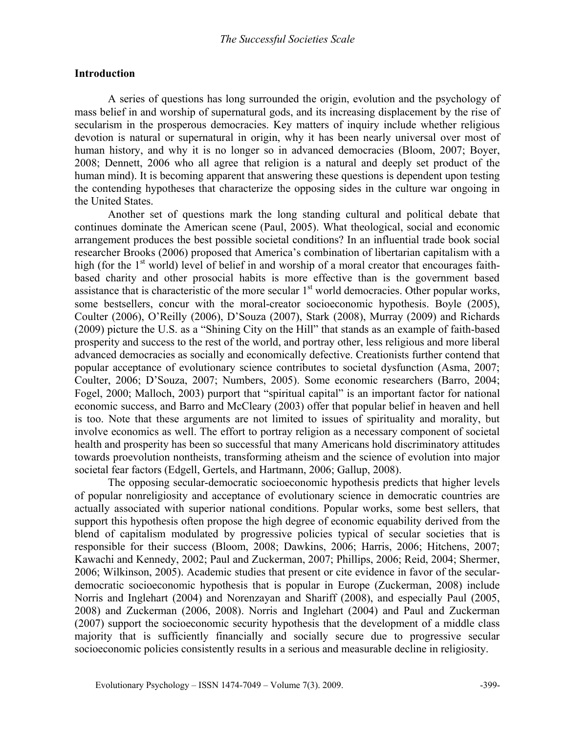## Introduction

A series of questions has long surrounded the origin, evolution and the psychology of mass belief in and worship of supernatural gods, and its increasing displacement by the rise of secularism in the prosperous democracies. Key matters of inquiry include whether religious devotion is natural or supernatural in origin, why it has been nearly universal over most of human history, and why it is no longer so in advanced democracies (Bloom, 2007; Boyer, 2008; Dennett, 2006 who all agree that religion is a natural and deeply set product of the human mind). It is becoming apparent that answering these questions is dependent upon testing the contending hypotheses that characterize the opposing sides in the culture war ongoing in the United States.

Another set of questions mark the long standing cultural and political debate that continues dominate the American scene (Paul, 2005). What theological, social and economic arrangement produces the best possible societal conditions? In an influential trade book social researcher Brooks (2006) proposed that America's combination of libertarian capitalism with a high (for the 1st world) level of belief in and worship of a moral creator that encourages faith-based charity and other prosocial habits is more effective than is the government based assistance that is characteristic of the more secular 1st world democracies. Other popular works, some bestsellers, concur with the moral-creator socioeconomic hypothesis. Boyle (2005), Coulter (2006), O'Reilly (2006), D'Souza (2007), Stark (2008), Murray (2009) and Richards (2009) picture the U.S. as a "Shining City on the Hill" that stands as an example of faith-based prosperity and success to the rest of the world, and portray other, less religious and more liberal advanced democracies as socially and economically defective. Creationists further contend that popular acceptance of evolutionary science contributes to societal dysfunction (Asma, 2007; Coulter, 2006; D'Souza, 2007; Numbers, 2005). Some economic researchers (Barro, 2004; Fogel, 2000; Malloch, 2003) purport that "spiritual capital" is an important factor for national economic success, and Barro and McCleary (2003) offer that popular belief in heaven and hell is too. Note that these arguments are not limited to issues of spirituality and morality, but involve economics as well. The effort to portray religion as a necessary component of societal health and prosperity has been so successful that many Americans hold discriminatory attitudes towards proevolution nontheists, transforming atheism and the science of evolution into major societal fear factors (Edgell, Gertels, and Hartmann, 2006; Gallup, 2008).

The opposing secular-democratic socioeconomic hypothesis predicts that higher levels of popular nonreligiosity and acceptance of evolutionary science in democratic countries are actually associated with superior national conditions. Popular works, some best sellers, that support this hypothesis often propose the high degree of economic equability derived from the blend of capitalism modulated by progressive policies typical of secular societies that is responsible for their success (Bloom, 2008; Dawkins, 2006; Harris, 2006; Hitchens, 2007; Kawachi and Kennedy, 2002; Paul and Zuckerman, 2007; Phillips, 2006; Reid, 2004; Shermer, 2006; Wilkinson, 2005). Academic studies that present or cite evidence in favor of the secular-democratic socioeconomic hypothesis that is popular in Europe (Zuckerman, 2008) include Norris and Inglehart (2004) and Norenzayan and Shariff (2008), and especially Paul (2005, 2008) and Zuckerman (2006, 2008). Norris and Inglehart (2004) and Paul and Zuckerman (2007) support the socioeconomic security hypothesis that the development of a middle class majority that is sufficiently financially and socially secure due to progressive secular socioeconomic policies consistently results in a serious and measurable decline in religiosity.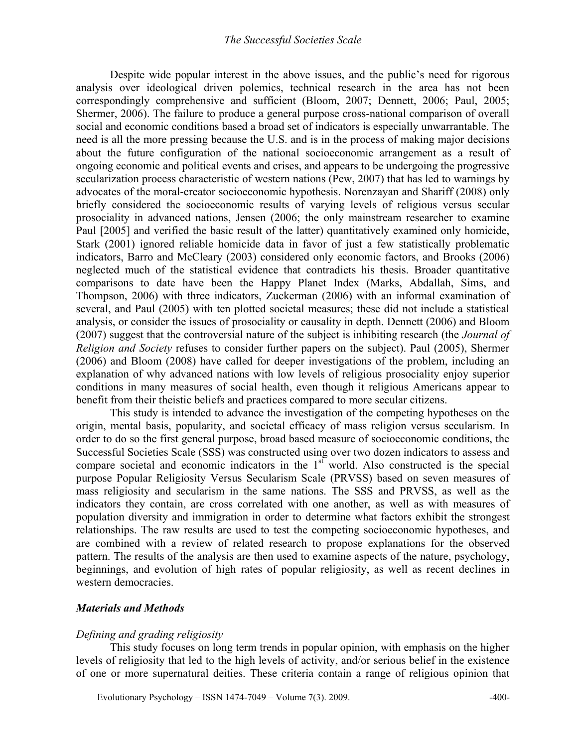Despite wide popular interest in the above issues, and the public's need for rigorous analysis over ideological driven polemics, technical research in the area has not been correspondingly comprehensive and sufficient (Bloom, 2007; Dennett, 2006; Paul, 2005; Shermer, 2006). The failure to produce a general purpose cross-national comparison of overall social and economic conditions based a broad set of indicators is especially unwarrantable. The need is all the more pressing because the U.S. and is in the process of making major decisions about the future configuration of the national socioeconomic arrangement as a result of ongoing economic and political events and crises, and appears to be undergoing the progressive secularization process characteristic of western nations (Pew, 2007) that has led to warnings by advocates of the moral-creator socioeconomic hypothesis. Norenzayan and Shariff (2008) only briefly considered the socioeconomic results of varying levels of religious versus secular prosociality in advanced nations, Jensen (2006; the only mainstream researcher to examine Paul [2005] and verified the basic result of the latter) quantitatively examined only homicide, Stark (2001) ignored reliable homicide data in favor of just a few statistically problematic indicators, Barro and McCleary (2003) considered only economic factors, and Brooks (2006) neglected much of the statistical evidence that contradicts his thesis. Broader quantitative comparisons to date have been the Happy Planet Index (Marks, Abdallah, Sims, and Thompson, 2006) with three indicators, Zuckerman (2006) with an informal examination of several, and Paul (2005) with ten plotted societal measures; these did not include a statistical analysis, or consider the issues of prosociality or causality in depth. Dennett (2006) and Bloom (2007) suggest that the controversial nature of the subject is inhibiting research (the *Journal of Religion and Society* refuses to consider further papers on the subject). Paul (2005), Shermer (2006) and Bloom (2008) have called for deeper investigations of the problem, including an explanation of why advanced nations with low levels of religious prosociality enjoy superior conditions in many measures of social health, even though it religious Americans appear to benefit from their theistic beliefs and practices compared to more secular citizens.

This study is intended to advance the investigation of the competing hypotheses on the origin, mental basis, popularity, and societal efficacy of mass religion versus secularism. In order to do so the first general purpose, broad based measure of socioeconomic conditions, the Successful Societies Scale (SSS) was constructed using over two dozen indicators to assess and compare societal and economic indicators in the 1st world. Also constructed is the special purpose Popular Religiosity Versus Secularism Scale (PRVSS) based on seven measures of mass religiosity and secularism in the same nations. The SSS and PRVSS, as well as the indicators they contain, are cross correlated with one another, as well as with measures of population diversity and immigration in order to determine what factors exhibit the strongest relationships. The raw results are used to test the competing socioeconomic hypotheses, and are combined with a review of related research to propose explanations for the observed pattern. The results of the analysis are then used to examine aspects of the nature, psychology, beginnings, and evolution of high rates of popular religiosity, as well as recent declines in western democracies.

## *Materials and Methods*

### *Defining and grading religiosity*

This study focuses on long term trends in popular opinion, with emphasis on the higher levels of religiosity that led to the high levels of activity, and/or serious belief in the existence of one or more supernatural deities. These criteria contain a range of religious opinion that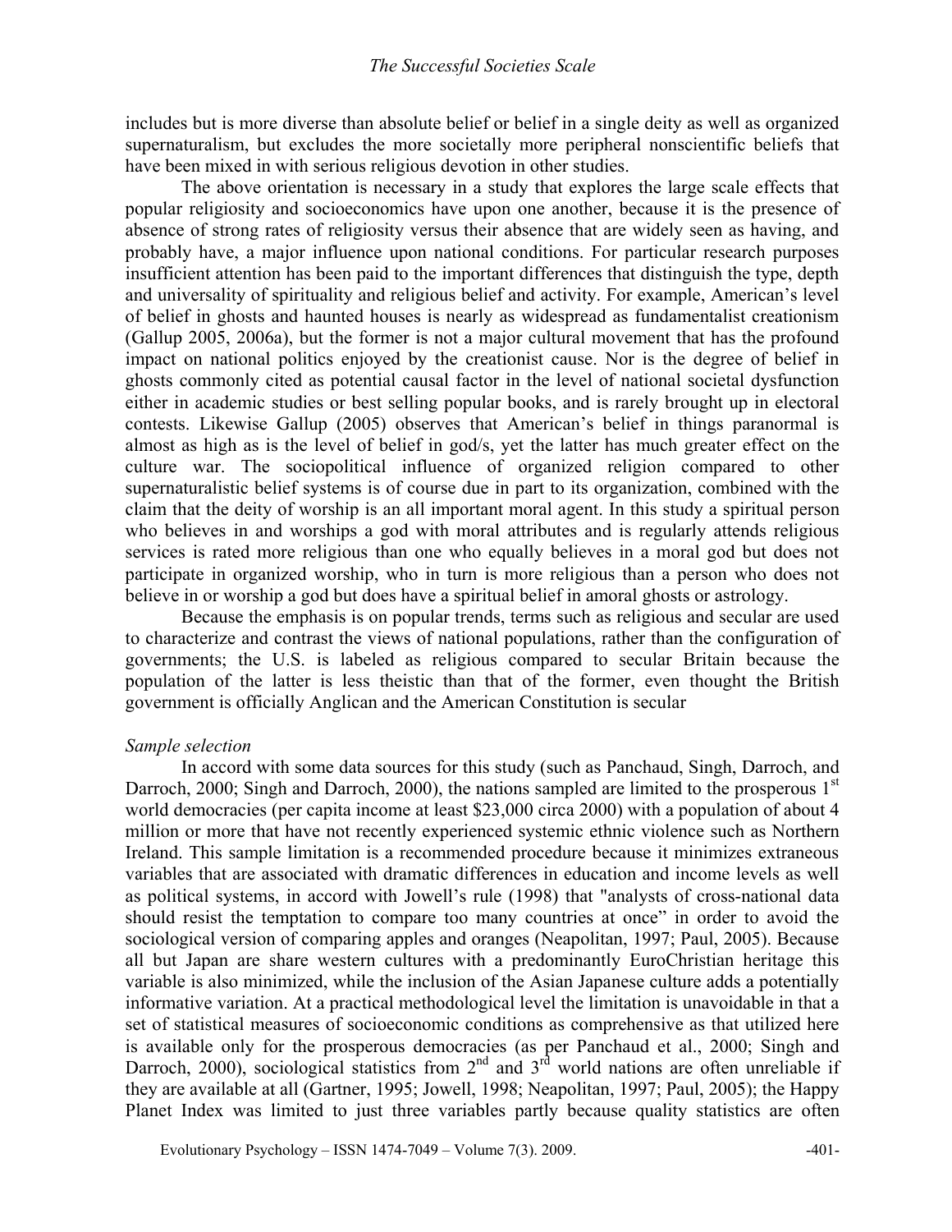includes but is more diverse than absolute belief or belief in a single deity as well as organized supernaturalism, but excludes the more societally more peripheral nonscientific beliefs that have been mixed in with serious religious devotion in other studies.

The above orientation is necessary in a study that explores the large scale effects that popular religiosity and socioeconomics have upon one another, because it is the presence of absence of strong rates of religiosity versus their absence that are widely seen as having, and probably have, a major influence upon national conditions. For particular research purposes insufficient attention has been paid to the important differences that distinguish the type, depth and universality of spirituality and religious belief and activity. For example, American's level of belief in ghosts and haunted houses is nearly as widespread as fundamentalist creationism (Gallup 2005, 2006a), but the former is not a major cultural movement that has the profound impact on national politics enjoyed by the creationist cause. Nor is the degree of belief in ghosts commonly cited as potential causal factor in the level of national societal dysfunction either in academic studies or best selling popular books, and is rarely brought up in electoral contests. Likewise Gallup (2005) observes that American's belief in things paranormal is almost as high as is the level of belief in god/s, yet the latter has much greater effect on the culture war. The sociopolitical influence of organized religion compared to other supernaturalistic belief systems is of course due in part to its organization, combined with the claim that the deity of worship is an all important moral agent. In this study a spiritual person who believes in and worships a god with moral attributes and is regularly attends religious services is rated more religious than one who equally believes in a moral god but does not participate in organized worship, who in turn is more religious than a person who does not believe in or worship a god but does have a spiritual belief in amoral ghosts or astrology.

Because the emphasis is on popular trends, terms such as religious and secular are used to characterize and contrast the views of national populations, rather than the configuration of governments; the U.S. is labeled as religious compared to secular Britain because the population of the latter is less theistic than that of the former, even thought the British government is officially Anglican and the American Constitution is secular

*Sample selection*

In accord with some data sources for this study (such as Panchaud, Singh, Darroch, and Darroch, 2000; Singh and Darroch, 2000), the nations sampled are limited to the prosperous 1st world democracies (per capita income at least $23,000 circa 2000) with a population of about 4 million or more that have not recently experienced systemic ethnic violence such as Northern Ireland. This sample limitation is a recommended procedure because it minimizes extraneous variables that are associated with dramatic differences in education and income levels as well as political systems, in accord with Jowell's rule (1998) that "analysts of cross-national data should resist the temptation to compare too many countries at once" in order to avoid the sociological version of comparing apples and oranges (Neapolitan, 1997; Paul, 2005). Because all but Japan are share western cultures with a predominantly EuroChristian heritage this variable is also minimized, while the inclusion of the Asian Japanese culture adds a potentially informative variation. At a practical methodological level the limitation is unavoidable in that a set of statistical measures of socioeconomic conditions as comprehensive as that utilized here is available only for the prosperous democracies (as per Panchaud et al., 2000; Singh and Darroch, 2000), sociological statistics from 2nd and 3rd world nations are often unreliable if they are available at all (Gartner, 1995; Jowell, 1998; Neapolitan, 1997; Paul, 2005); the Happy Planet Index was limited to just three variables partly because quality statistics are often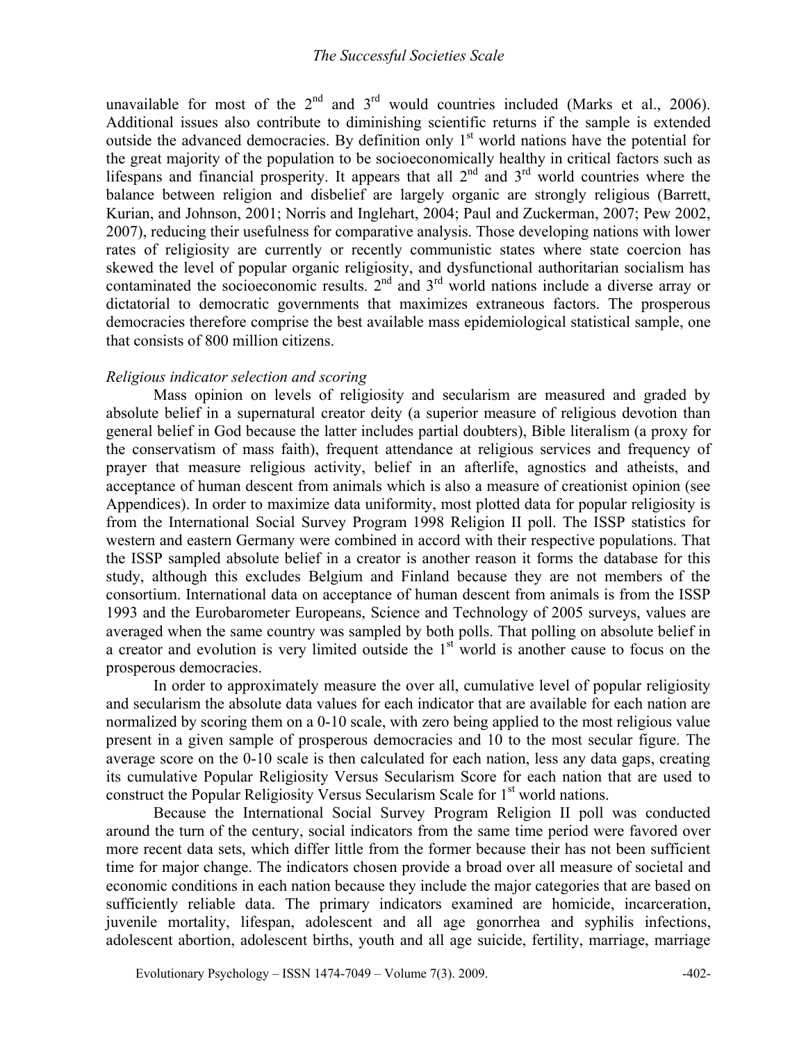unavailable for most of the 2nd and 3rd would countries included (Marks et al., 2006). Additional issues also contribute to diminishing scientific returns if the sample is extended outside the advanced democracies. By definition only 1st world nations have the potential for the great majority of the population to be socioeconomically healthy in critical factors such as lifespans and financial prosperity. It appears that all 2nd and 3rd world countries where the balance between religion and disbelief are largely organic are strongly religious (Barrett, Kurian, and Johnson, 2001; Norris and Inglehart, 2004; Paul and Zuckerman, 2007; Pew 2002, 2007), reducing their usefulness for comparative analysis. Those developing nations with lower rates of religiosity are currently or recently communistic states where state coercion has skewed the level of popular organic religiosity, and dysfunctional authoritarian socialism has contaminated the socioeconomic results. 2nd and 3rd world nations include a diverse array or dictatorial to democratic governments that maximizes extraneous factors. The prosperous democracies therefore comprise the best available mass epidemiological statistical sample, one that consists of 800 million citizens.

*Religious indicator selection and scoring*

Mass opinion on levels of religiosity and secularism are measured and graded by absolute belief in a supernatural creator deity (a superior measure of religious devotion than general belief in God because the latter includes partial doubters), Bible literalism (a proxy for the conservatism of mass faith), frequent attendance at religious services and frequency of prayer that measure religious activity, belief in an afterlife, agnostics and atheists, and acceptance of human descent from animals which is also a measure of creationist opinion (see Appendices). In order to maximize data uniformity, most plotted data for popular religiosity is from the International Social Survey Program 1998 Religion II poll. The ISSP statistics for western and eastern Germany were combined in accord with their respective populations. That the ISSP sampled absolute belief in a creator is another reason it forms the database for this study, although this excludes Belgium and Finland because they are not members of the consortium. International data on acceptance of human descent from animals is from the ISSP 1993 and the Eurobarometer Europeans, Science and Technology of 2005 surveys, values are averaged when the same country was sampled by both polls. That polling on absolute belief in a creator and evolution is very limited outside the 1st world is another cause to focus on the prosperous democracies.

In order to approximately measure the over all, cumulative level of popular religiosity and secularism the absolute data values for each indicator that are available for each nation are normalized by scoring them on a 0-10 scale, with zero being applied to the most religious value present in a given sample of prosperous democracies and 10 to the most secular figure. The average score on the 0-10 scale is then calculated for each nation, less any data gaps, creating its cumulative Popular Religiosity Versus Secularism Score for each nation that are used to construct the Popular Religiosity Versus Secularism Scale for 1st world nations.

Because the International Social Survey Program Religion II poll was conducted around the turn of the century, social indicators from the same time period were favored over more recent data sets, which differ little from the former because their has not been sufficient time for major change. The indicators chosen provide a broad over all measure of societal and economic conditions in each nation because they include the major categories that are based on sufficiently reliable data. The primary indicators examined are homicide, incarceration, juvenile mortality, lifespan, adolescent and all age gonorrhea and syphilis infections, adolescent abortion, adolescent births, youth and all age suicide, fertility, marriage, marriage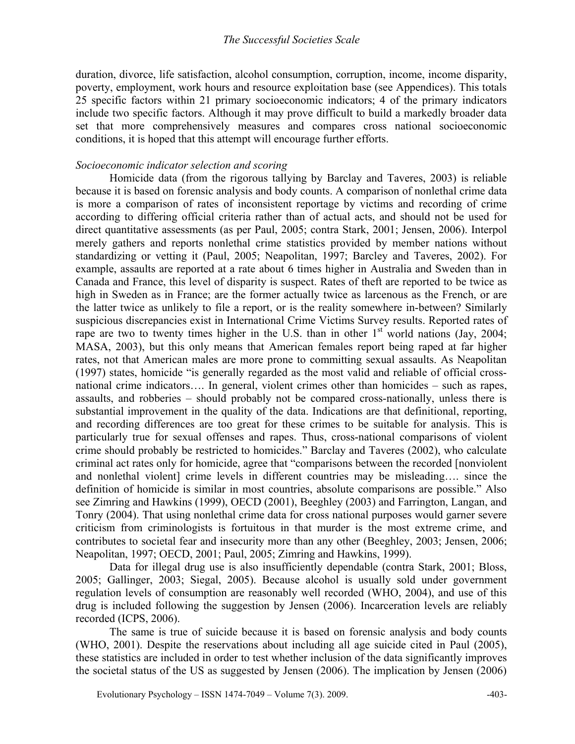duration, divorce, life satisfaction, alcohol consumption, corruption, income, income disparity, poverty, employment, work hours and resource exploitation base (see Appendices). This totals 25 specific factors within 21 primary socioeconomic indicators; 4 of the primary indicators include two specific factors. Although it may prove difficult to build a markedly broader data set that more comprehensively measures and compares cross national socioeconomic conditions, it is hoped that this attempt will encourage further efforts.

*Socioeconomic indicator selection and scoring*

Homicide data (from the rigorous tallying by Barclay and Taveres, 2003) is reliable because it is based on forensic analysis and body counts. A comparison of nonlethal crime data is more a comparison of rates of inconsistent reportage by victims and recording of crime according to differing official criteria rather than of actual acts, and should not be used for direct quantitative assessments (as per Paul, 2005; contra Stark, 2001; Jensen, 2006). Interpol merely gathers and reports nonlethal crime statistics provided by member nations without standardizing or vetting it (Paul, 2005; Neapolitan, 1997; Barcley and Taveres, 2002). For example, assaults are reported at a rate about 6 times higher in Australia and Sweden than in Canada and France, this level of disparity is suspect. Rates of theft are reported to be twice as high in Sweden as in France; are the former actually twice as larcenous as the French, or are the latter twice as unlikely to file a report, or is the reality somewhere in-between? Similarly suspicious discrepancies exist in International Crime Victims Survey results. Reported rates of rape are two to twenty times higher in the U.S. than in other 1st world nations (Jay, 2004; MASA, 2003), but this only means that American females report being raped at far higher rates, not that American males are more prone to committing sexual assaults. As Neapolitan (1997) states, homicide "is generally regarded as the most valid and reliable of official cross-national crime indicators…. In general, violent crimes other than homicides – such as rapes, assaults, and robberies – should probably not be compared cross-nationally, unless there is substantial improvement in the quality of the data. Indications are that definitional, reporting, and recording differences are too great for these crimes to be suitable for analysis. This is particularly true for sexual offenses and rapes. Thus, cross-national comparisons of violent crime should probably be restricted to homicides." Barclay and Taveres (2002), who calculate criminal act rates only for homicide, agree that "comparisons between the recorded [nonviolent and nonlethal violent] crime levels in different countries may be misleading…. since the definition of homicide is similar in most countries, absolute comparisons are possible." Also see Zimring and Hawkins (1999), OECD (2001), Beeghley (2003) and Farrington, Langan, and Tonry (2004). That using nonlethal crime data for cross national purposes would garner severe criticism from criminologists is fortuitous in that murder is the most extreme crime, and contributes to societal fear and insecurity more than any other (Beeghley, 2003; Jensen, 2006; Neapolitan, 1997; OECD, 2001; Paul, 2005; Zimring and Hawkins, 1999).

Data for illegal drug use is also insufficiently dependable (contra Stark, 2001; Bloss, 2005; Gallinger, 2003; Siegal, 2005). Because alcohol is usually sold under government regulation levels of consumption are reasonably well recorded (WHO, 2004), and use of this drug is included following the suggestion by Jensen (2006). Incarceration levels are reliably recorded (ICPS, 2006).

The same is true of suicide because it is based on forensic analysis and body counts (WHO, 2001). Despite the reservations about including all age suicide cited in Paul (2005), these statistics are included in order to test whether inclusion of the data significantly improves the societal status of the US as suggested by Jensen (2006). The implication by Jensen (2006)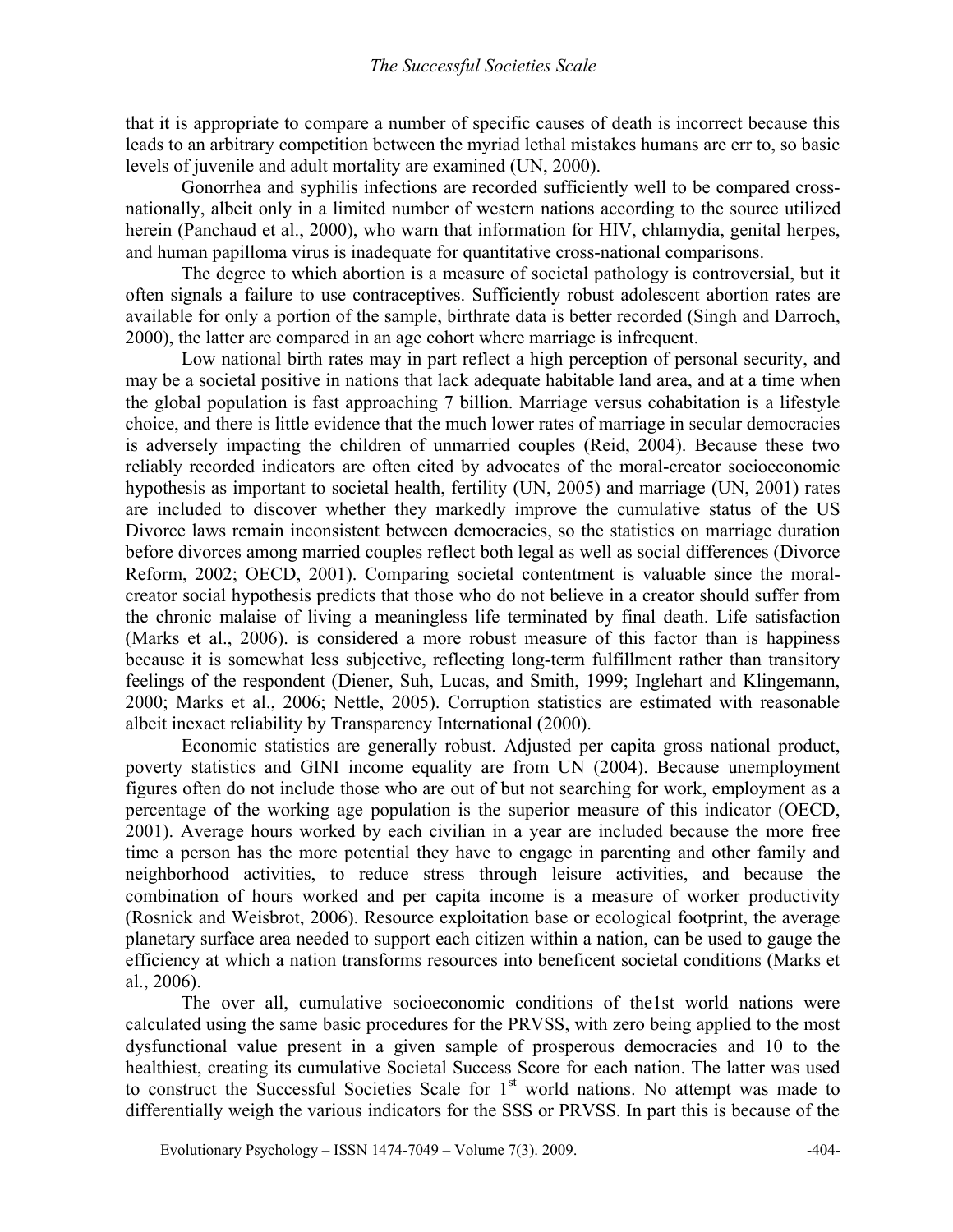that it is appropriate to compare a number of specific causes of death is incorrect because this leads to an arbitrary competition between the myriad lethal mistakes humans are err to, so basic levels of juvenile and adult mortality are examined (UN, 2000).

Gonorrhea and syphilis infections are recorded sufficiently well to be compared cross-nationally, albeit only in a limited number of western nations according to the source utilized herein (Panchaud et al., 2000), who warn that information for HIV, chlamydia, genital herpes, and human papilloma virus is inadequate for quantitative cross-national comparisons.

The degree to which abortion is a measure of societal pathology is controversial, but it often signals a failure to use contraceptives. Sufficiently robust adolescent abortion rates are available for only a portion of the sample, birthrate data is better recorded (Singh and Darroch, 2000), the latter are compared in an age cohort where marriage is infrequent.

Low national birth rates may in part reflect a high perception of personal security, and may be a societal positive in nations that lack adequate habitable land area, and at a time when the global population is fast approaching 7 billion. Marriage versus cohabitation is a lifestyle choice, and there is little evidence that the much lower rates of marriage in secular democracies is adversely impacting the children of unmarried couples (Reid, 2004). Because these two reliably recorded indicators are often cited by advocates of the moral-creator socioeconomic hypothesis as important to societal health, fertility (UN, 2005) and marriage (UN, 2001) rates are included to discover whether they markedly improve the cumulative status of the US Divorce laws remain inconsistent between democracies, so the statistics on marriage duration before divorces among married couples reflect both legal as well as social differences (Divorce Reform, 2002; OECD, 2001). Comparing societal contentment is valuable since the moral-creator social hypothesis predicts that those who do not believe in a creator should suffer from the chronic malaise of living a meaningless life terminated by final death. Life satisfaction (Marks et al., 2006). is considered a more robust measure of this factor than is happiness because it is somewhat less subjective, reflecting long-term fulfillment rather than transitory feelings of the respondent (Diener, Suh, Lucas, and Smith, 1999; Inglehart and Klingemann, 2000; Marks et al., 2006; Nettle, 2005). Corruption statistics are estimated with reasonable albeit inexact reliability by Transparency International (2000).

Economic statistics are generally robust. Adjusted per capita gross national product, poverty statistics and GINI income equality are from UN (2004). Because unemployment figures often do not include those who are out of but not searching for work, employment as a percentage of the working age population is the superior measure of this indicator (OECD, 2001). Average hours worked by each civilian in a year are included because the more free time a person has the more potential they have to engage in parenting and other family and neighborhood activities, to reduce stress through leisure activities, and because the combination of hours worked and per capita income is a measure of worker productivity (Rosnick and Weisbrot, 2006). Resource exploitation base or ecological footprint, the average planetary surface area needed to support each citizen within a nation, can be used to gauge the efficiency at which a nation transforms resources into beneficent societal conditions (Marks et al., 2006).

The over all, cumulative socioeconomic conditions of the1st world nations were calculated using the same basic procedures for the PRVSS, with zero being applied to the most dysfunctional value present in a given sample of prosperous democracies and 10 to the healthiest, creating its cumulative Societal Success Score for each nation. The latter was used to construct the Successful Societies Scale for 1st world nations. No attempt was made to differentially weigh the various indicators for the SSS or PRVSS. In part this is because of the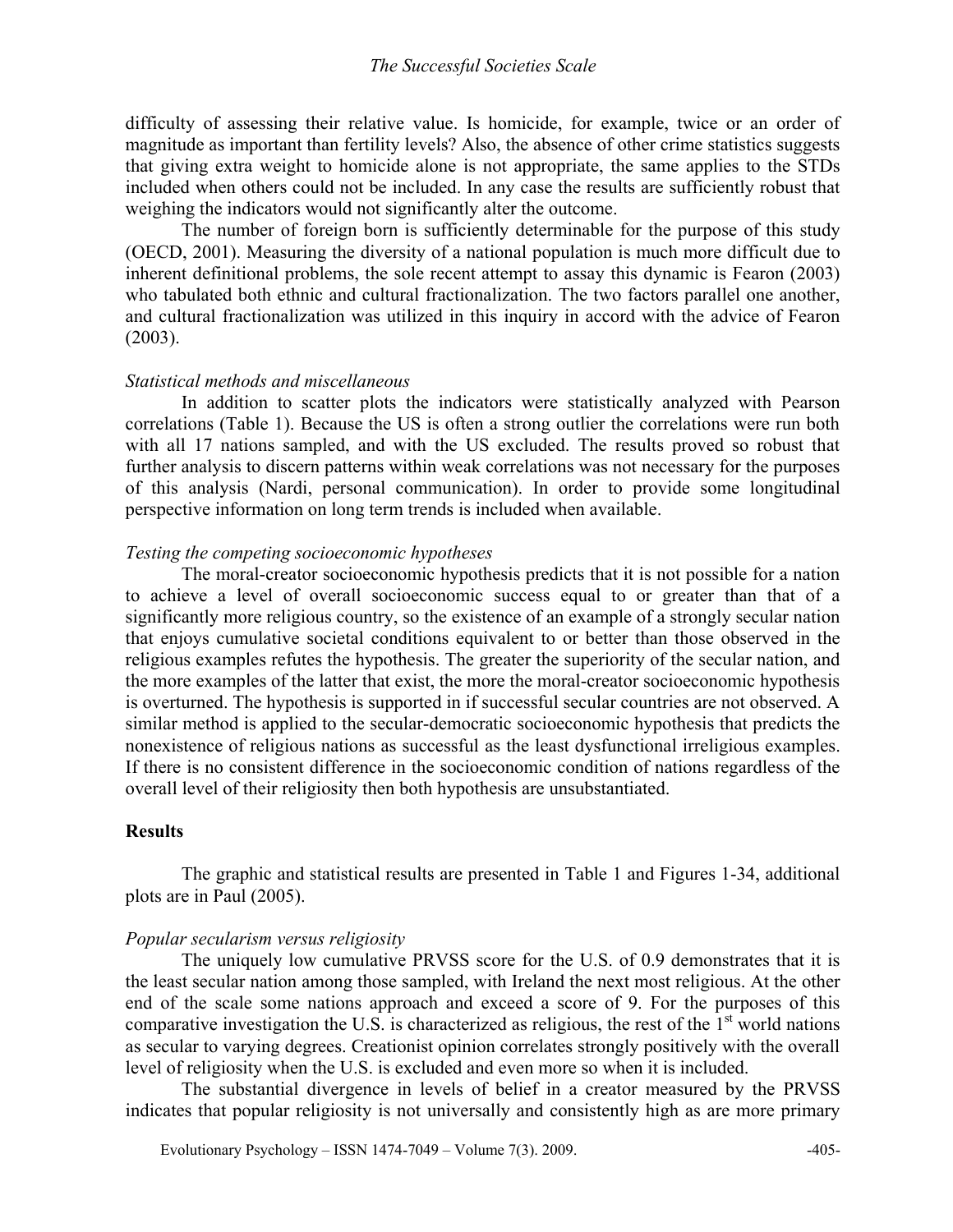difficulty of assessing their relative value. Is homicide, for example, twice or an order of magnitude as important than fertility levels? Also, the absence of other crime statistics suggests that giving extra weight to homicide alone is not appropriate, the same applies to the STDs included when others could not be included. In any case the results are sufficiently robust that weighing the indicators would not significantly alter the outcome.

The number of foreign born is sufficiently determinable for the purpose of this study (OECD, 2001). Measuring the diversity of a national population is much more difficult due to inherent definitional problems, the sole recent attempt to assay this dynamic is Fearon (2003) who tabulated both ethnic and cultural fractionalization. The two factors parallel one another, and cultural fractionalization was utilized in this inquiry in accord with the advice of Fearon (2003).

*Statistical methods and miscellaneous*

In addition to scatter plots the indicators were statistically analyzed with Pearson correlations (Table 1). Because the US is often a strong outlier the correlations were run both with all 17 nations sampled, and with the US excluded. The results proved so robust that further analysis to discern patterns within weak correlations was not necessary for the purposes of this analysis (Nardi, personal communication). In order to provide some longitudinal perspective information on long term trends is included when available.

*Testing the competing socioeconomic hypotheses*

The moral-creator socioeconomic hypothesis predicts that it is not possible for a nation to achieve a level of overall socioeconomic success equal to or greater than that of a significantly more religious country, so the existence of an example of a strongly secular nation that enjoys cumulative societal conditions equivalent to or better than those observed in the religious examples refutes the hypothesis. The greater the superiority of the secular nation, and the more examples of the latter that exist, the more the moral-creator socioeconomic hypothesis is overturned. The hypothesis is supported in if successful secular countries are not observed. A similar method is applied to the secular-democratic socioeconomic hypothesis that predicts the nonexistence of religious nations as successful as the least dysfunctional irreligious examples. If there is no consistent difference in the socioeconomic condition of nations regardless of the overall level of their religiosity then both hypothesis are unsubstantiated.

## Results

The graphic and statistical results are presented in Table 1 and Figures 1-34, additional plots are in Paul (2005).

*Popular secularism versus religiosity*

The uniquely low cumulative PRVSS score for the U.S. of 0.9 demonstrates that it is the least secular nation among those sampled, with Ireland the next most religious. At the other end of the scale some nations approach and exceed a score of 9. For the purposes of this comparative investigation the U.S. is characterized as religious, the rest of the 1st world nations as secular to varying degrees. Creationist opinion correlates strongly positively with the overall level of religiosity when the U.S. is excluded and even more so when it is included.

The substantial divergence in levels of belief in a creator measured by the PRVSS indicates that popular religiosity is not universally and consistently high as are more primary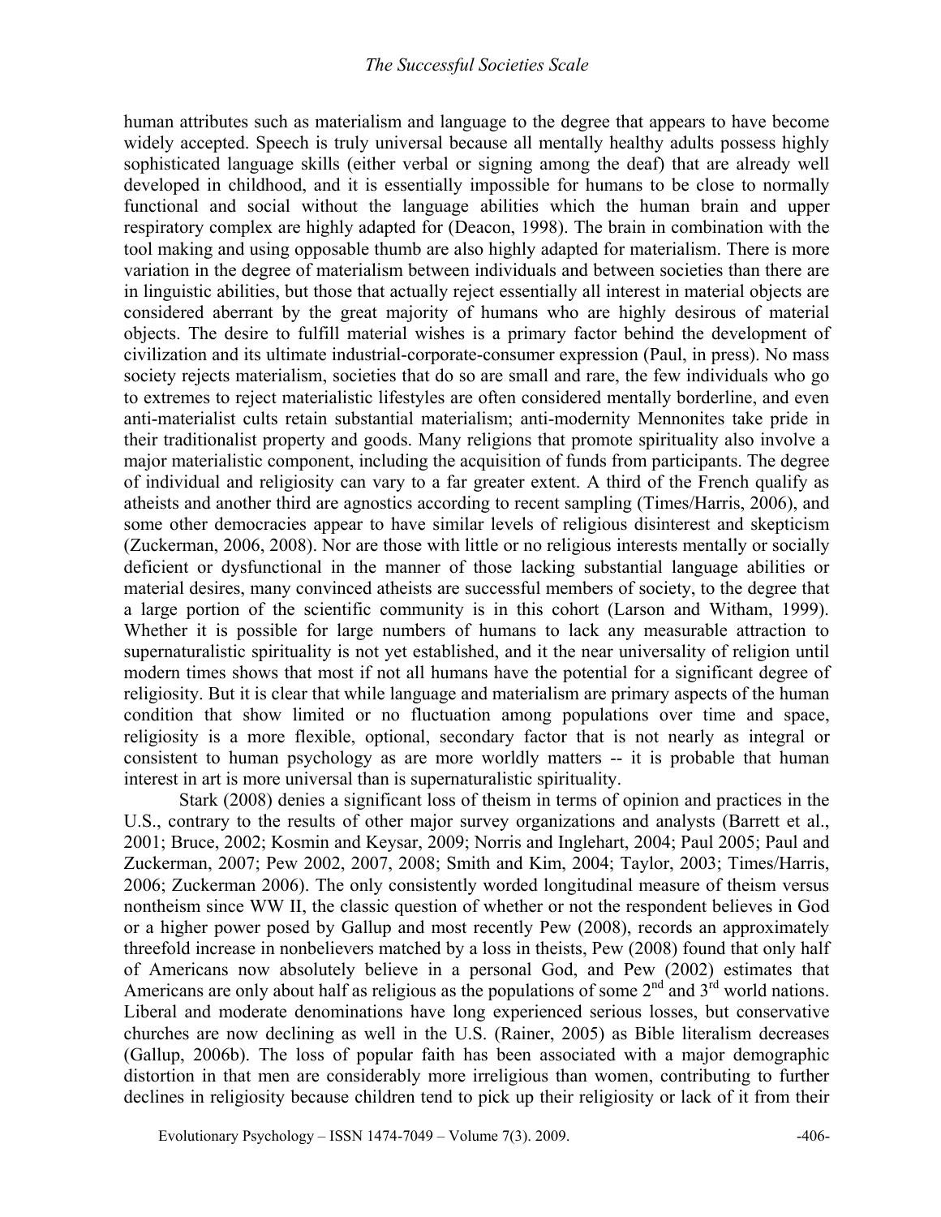human attributes such as materialism and language to the degree that appears to have become widely accepted. Speech is truly universal because all mentally healthy adults possess highly sophisticated language skills (either verbal or signing among the deaf) that are already well developed in childhood, and it is essentially impossible for humans to be close to normally functional and social without the language abilities which the human brain and upper respiratory complex are highly adapted for (Deacon, 1998). The brain in combination with the tool making and using opposable thumb are also highly adapted for materialism. There is more variation in the degree of materialism between individuals and between societies than there are in linguistic abilities, but those that actually reject essentially all interest in material objects are considered aberrant by the great majority of humans who are highly desirous of material objects. The desire to fulfill material wishes is a primary factor behind the development of civilization and its ultimate industrial-corporate-consumer expression (Paul, in press). No mass society rejects materialism, societies that do so are small and rare, the few individuals who go to extremes to reject materialistic lifestyles are often considered mentally borderline, and even anti-materialist cults retain substantial materialism; anti-modernity Mennonites take pride in their traditionalist property and goods. Many religions that promote spirituality also involve a major materialistic component, including the acquisition of funds from participants. The degree of individual and religiosity can vary to a far greater extent. A third of the French qualify as atheists and another third are agnostics according to recent sampling (Times/Harris, 2006), and some other democracies appear to have similar levels of religious disinterest and skepticism (Zuckerman, 2006, 2008). Nor are those with little or no religious interests mentally or socially deficient or dysfunctional in the manner of those lacking substantial language abilities or material desires, many convinced atheists are successful members of society, to the degree that a large portion of the scientific community is in this cohort (Larson and Witham, 1999). Whether it is possible for large numbers of humans to lack any measurable attraction to supernaturalistic spirituality is not yet established, and it the near universality of religion until modern times shows that most if not all humans have the potential for a significant degree of religiosity. But it is clear that while language and materialism are primary aspects of the human condition that show limited or no fluctuation among populations over time and space, religiosity is a more flexible, optional, secondary factor that is not nearly as integral or consistent to human psychology as are more worldly matters -- it is probable that human interest in art is more universal than is supernaturalistic spirituality.

Stark (2008) denies a significant loss of theism in terms of opinion and practices in the U.S., contrary to the results of other major survey organizations and analysts (Barrett et al., 2001; Bruce, 2002; Kosmin and Keysar, 2009; Norris and Inglehart, 2004; Paul 2005; Paul and Zuckerman, 2007; Pew 2002, 2007, 2008; Smith and Kim, 2004; Taylor, 2003; Times/Harris, 2006; Zuckerman 2006). The only consistently worded longitudinal measure of theism versus nontheism since WW II, the classic question of whether or not the respondent believes in God or a higher power posed by Gallup and most recently Pew (2008), records an approximately threefold increase in nonbelievers matched by a loss in theists, Pew (2008) found that only half of Americans now absolutely believe in a personal God, and Pew (2002) estimates that Americans are only about half as religious as the populations of some 2nd and 3rd world nations. Liberal and moderate denominations have long experienced serious losses, but conservative churches are now declining as well in the U.S. (Rainer, 2005) as Bible literalism decreases (Gallup, 2006b). The loss of popular faith has been associated with a major demographic distortion in that men are considerably more irreligious than women, contributing to further declines in religiosity because children tend to pick up their religiosity or lack of it from their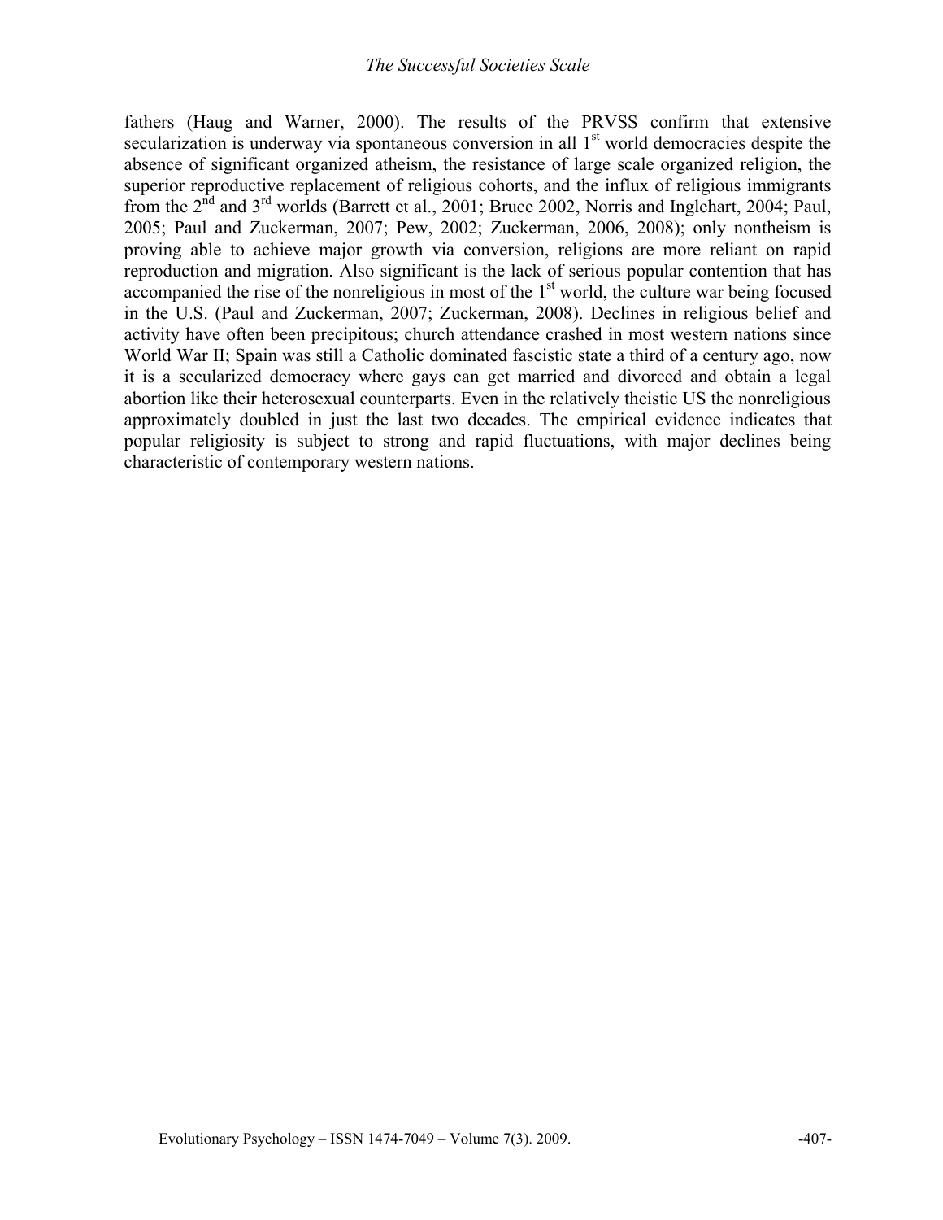fathers (Haug and Warner, 2000). The results of the PRVSS confirm that extensive secularization is underway via spontaneous conversion in all 1st world democracies despite the absence of significant organized atheism, the resistance of large scale organized religion, the superior reproductive replacement of religious cohorts, and the influx of religious immigrants from the 2nd and 3rd worlds (Barrett et al., 2001; Bruce 2002, Norris and Inglehart, 2004; Paul, 2005; Paul and Zuckerman, 2007; Pew, 2002; Zuckerman, 2006, 2008); only nontheism is proving able to achieve major growth via conversion, religions are more reliant on rapid reproduction and migration. Also significant is the lack of serious popular contention that has accompanied the rise of the nonreligious in most of the 1st world, the culture war being focused in the U.S. (Paul and Zuckerman, 2007; Zuckerman, 2008). Declines in religious belief and activity have often been precipitous; church attendance crashed in most western nations since World War II; Spain was still a Catholic dominated fascistic state a third of a century ago, now it is a secularized democracy where gays can get married and divorced and obtain a legal abortion like their heterosexual counterparts. Even in the relatively theistic US the nonreligious approximately doubled in just the last two decades. The empirical evidence indicates that popular religiosity is subject to strong and rapid fluctuations, with major declines being characteristic of contemporary western nations.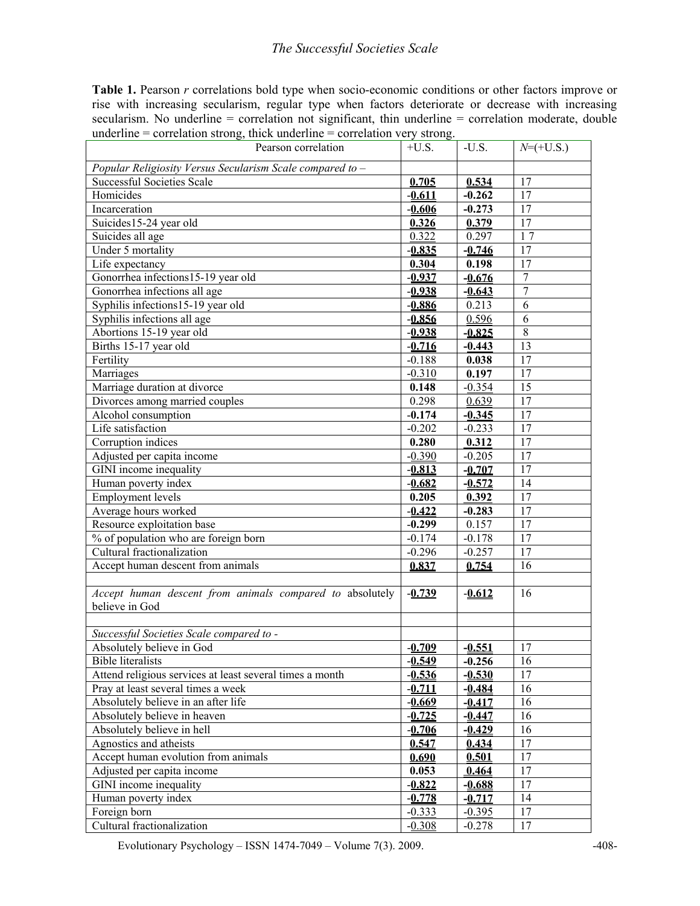**Table 1.** Pearson *r* correlations bold type when socio-economic conditions or other factors improve or rise with increasing secularism, regular type when factors deteriorate or decrease with increasing secularism. No underline = correlation not significant, thin underline = correlation moderate, double underline = correlation strong, thick underline = correlation very strong.

| Pearson correlation | +U.S. | -U.S. | *N*=(+U.S.) |
|---|---|---|---|
| *Popular Religiosity Versus Secularism Scale compared to –* | | | |
| Successful Societies Scale | **0.705** | **0.534** | 17 |
| Homicides | **-0.611** | **-0.262** | 17 |
| Incarceration | **-0.606** | **-0.273** | 17 |
| Suicides15-24 year old | **0.326** | **0.379** | 17 |
| Suicides all age | 0.322 | 0.297 | 1 7 |
| Under 5 mortality | **-0.835** | **-0.746** | 17 |
| Life expectancy | **0.304** | **0.198** | 17 |
| Gonorrhea infections15-19 year old | **-0.937** | **-0.676** | 7 |
| Gonorrhea infections all age | **-0.938** | **-0.643** | 7 |
| Syphilis infections15-19 year old | **-0.886** | 0.213 | 6 |
| Syphilis infections all age | **-0.856** | 0.596 | 6 |
| Abortions 15-19 year old | **-0.938** | **-0.825** | 8 |
| Births 15-17 year old | **-0.716** | **-0.443** | 13 |
| Fertility | -0.188 | **0.038** | 17 |
| Marriages | -0.310 | **0.197** | 17 |
| Marriage duration at divorce | **0.148** | -0.354 | 15 |
| Divorces among married couples | 0.298 | 0.639 | 17 |
| Alcohol consumption | **-0.174** | **-0.345** | 17 |
| Life satisfaction | -0.202 | -0.233 | 17 |
| Corruption indices | **0.280** | **0.312** | 17 |
| Adjusted per capita income | -0.390 | -0.205 | 17 |
| GINI income inequality | **-0.813** | **-0.707** | 17 |
| Human poverty index | **-0.682** | **-0.572** | 14 |
| Employment levels | **0.205** | **0.392** | 17 |
| Average hours worked | **-0.422** | **-0.283** | 17 |
| Resource exploitation base | **-0.299** | 0.157 | 17 |
| % of population who are foreign born | -0.174 | -0.178 | 17 |
| Cultural fractionalization | -0.296 | -0.257 | 17 |
| Accept human descent from animals | **0.837** | **0.754** | 16 |
| | | | |
| *Accept human descent from animals compared to* absolutely believe in God | **-0.739** | **-0.612** | 16 |
| | | | |
| *Successful Societies Scale compared to -* | | | |
| Absolutely believe in God | **-0.709** | **-0.551** | 17 |
| Bible literalists | **-0.549** | **-0.256** | 16 |
| Attend religious services at least several times a month | **-0.536** | **-0.530** | 17 |
| Pray at least several times a week | **-0.711** | **-0.484** | 16 |
| Absolutely believe in an after life | **-0.669** | **-0.417** | 16 |
| Absolutely believe in heaven | **-0.725** | **-0.447** | 16 |
| Absolutely believe in hell | **-0.706** | **-0.429** | 16 |
| Agnostics and atheists | **0.547** | **0.434** | 17 |
| Accept human evolution from animals | **0.690** | **0.501** | 17 |
| Adjusted per capita income | **0.053** | **0.464** | 17 |
| GINI income inequality | **-0.822** | **-0.688** | 17 |
| Human poverty index | **-0.778** | **-0.717** | 14 |
| Foreign born | -0.333 | -0.395 | 17 |
| Cultural fractionalization | -0.308 | -0.278 | 17 |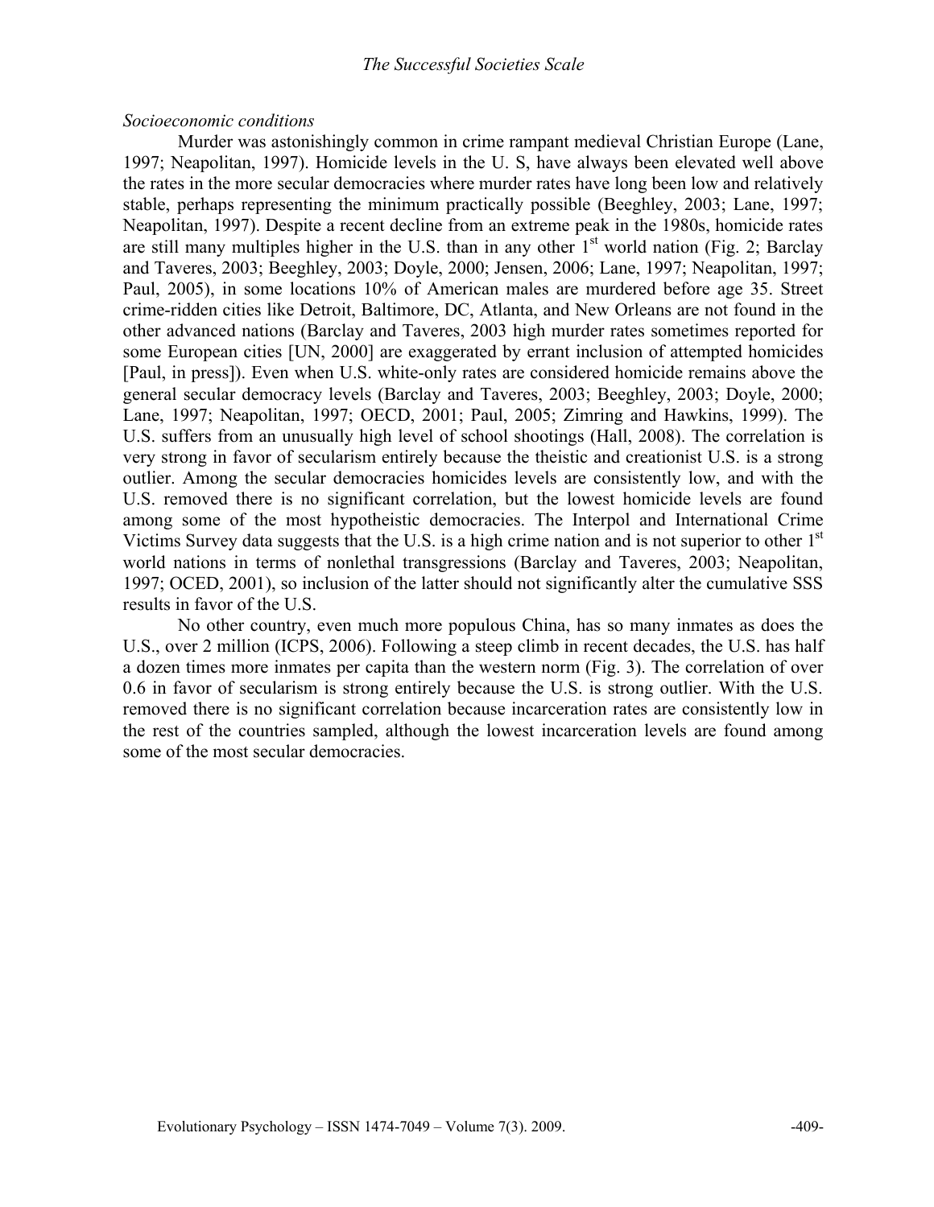*Socioeconomic conditions*

Murder was astonishingly common in crime rampant medieval Christian Europe (Lane, 1997; Neapolitan, 1997). Homicide levels in the U. S, have always been elevated well above the rates in the more secular democracies where murder rates have long been low and relatively stable, perhaps representing the minimum practically possible (Beeghley, 2003; Lane, 1997; Neapolitan, 1997). Despite a recent decline from an extreme peak in the 1980s, homicide rates are still many multiples higher in the U.S. than in any other 1st world nation (Fig. 2; Barclay and Taveres, 2003; Beeghley, 2003; Doyle, 2000; Jensen, 2006; Lane, 1997; Neapolitan, 1997; Paul, 2005), in some locations 10% of American males are murdered before age 35. Street crime-ridden cities like Detroit, Baltimore, DC, Atlanta, and New Orleans are not found in the other advanced nations (Barclay and Taveres, 2003 high murder rates sometimes reported for some European cities [UN, 2000] are exaggerated by errant inclusion of attempted homicides [Paul, in press]). Even when U.S. white-only rates are considered homicide remains above the general secular democracy levels (Barclay and Taveres, 2003; Beeghley, 2003; Doyle, 2000; Lane, 1997; Neapolitan, 1997; OECD, 2001; Paul, 2005; Zimring and Hawkins, 1999). The U.S. suffers from an unusually high level of school shootings (Hall, 2008). The correlation is very strong in favor of secularism entirely because the theistic and creationist U.S. is a strong outlier. Among the secular democracies homicides levels are consistently low, and with the U.S. removed there is no significant correlation, but the lowest homicide levels are found among some of the most hypotheistic democracies. The Interpol and International Crime Victims Survey data suggests that the U.S. is a high crime nation and is not superior to other 1st world nations in terms of nonlethal transgressions (Barclay and Taveres, 2003; Neapolitan, 1997; OCED, 2001), so inclusion of the latter should not significantly alter the cumulative SSS results in favor of the U.S.

No other country, even much more populous China, has so many inmates as does the U.S., over 2 million (ICPS, 2006). Following a steep climb in recent decades, the U.S. has half a dozen times more inmates per capita than the western norm (Fig. 3). The correlation of over 0.6 in favor of secularism is strong entirely because the U.S. is strong outlier. With the U.S. removed there is no significant correlation because incarceration rates are consistently low in the rest of the countries sampled, although the lowest incarceration levels are found among some of the most secular democracies.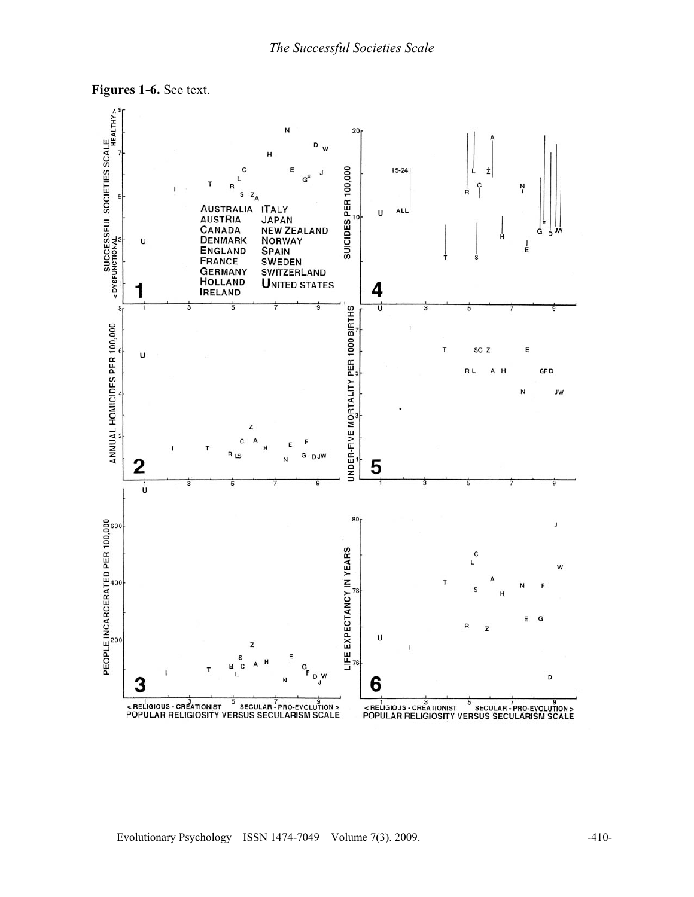**Figures 1-6.** See text.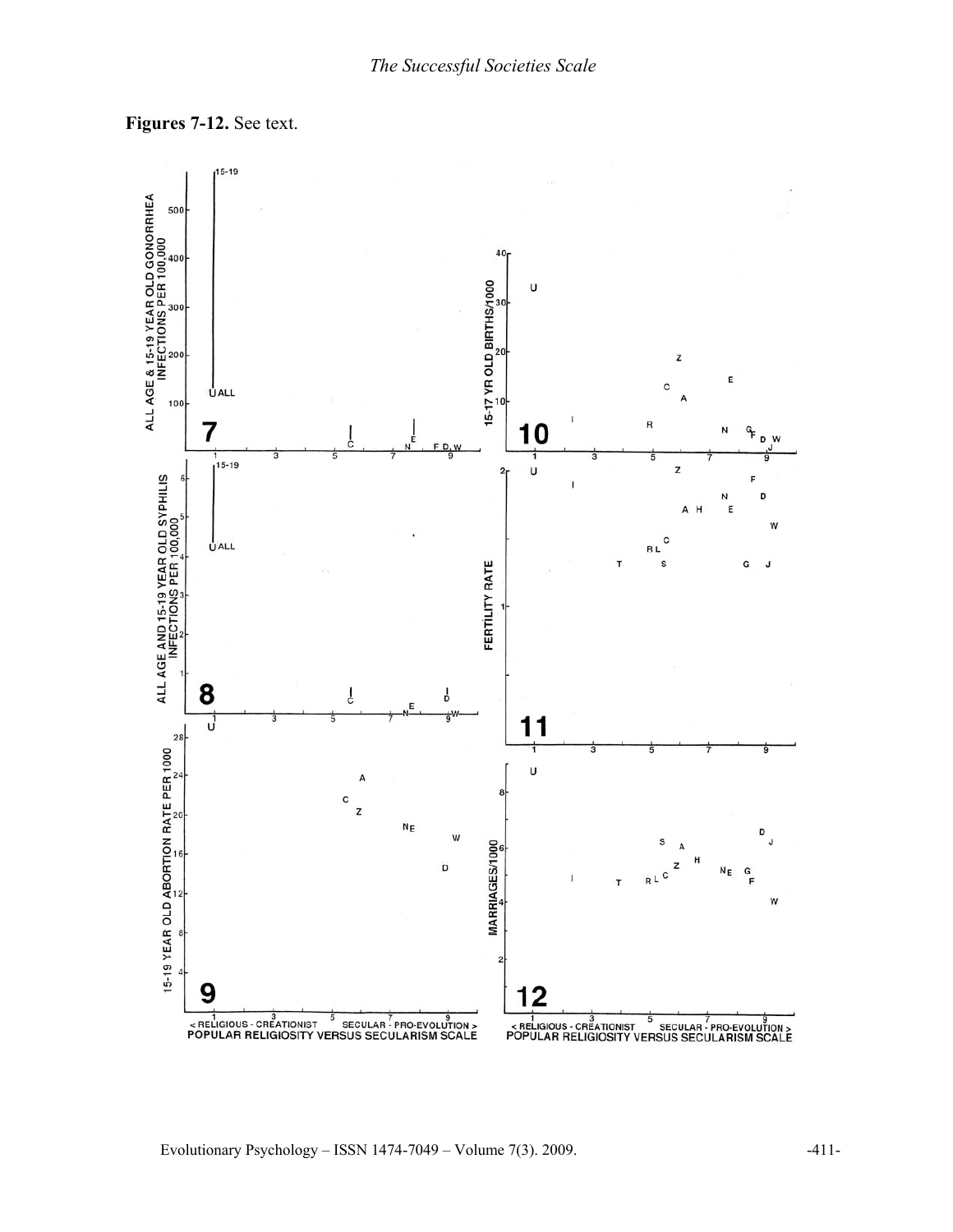**Figures 7-12.** See text.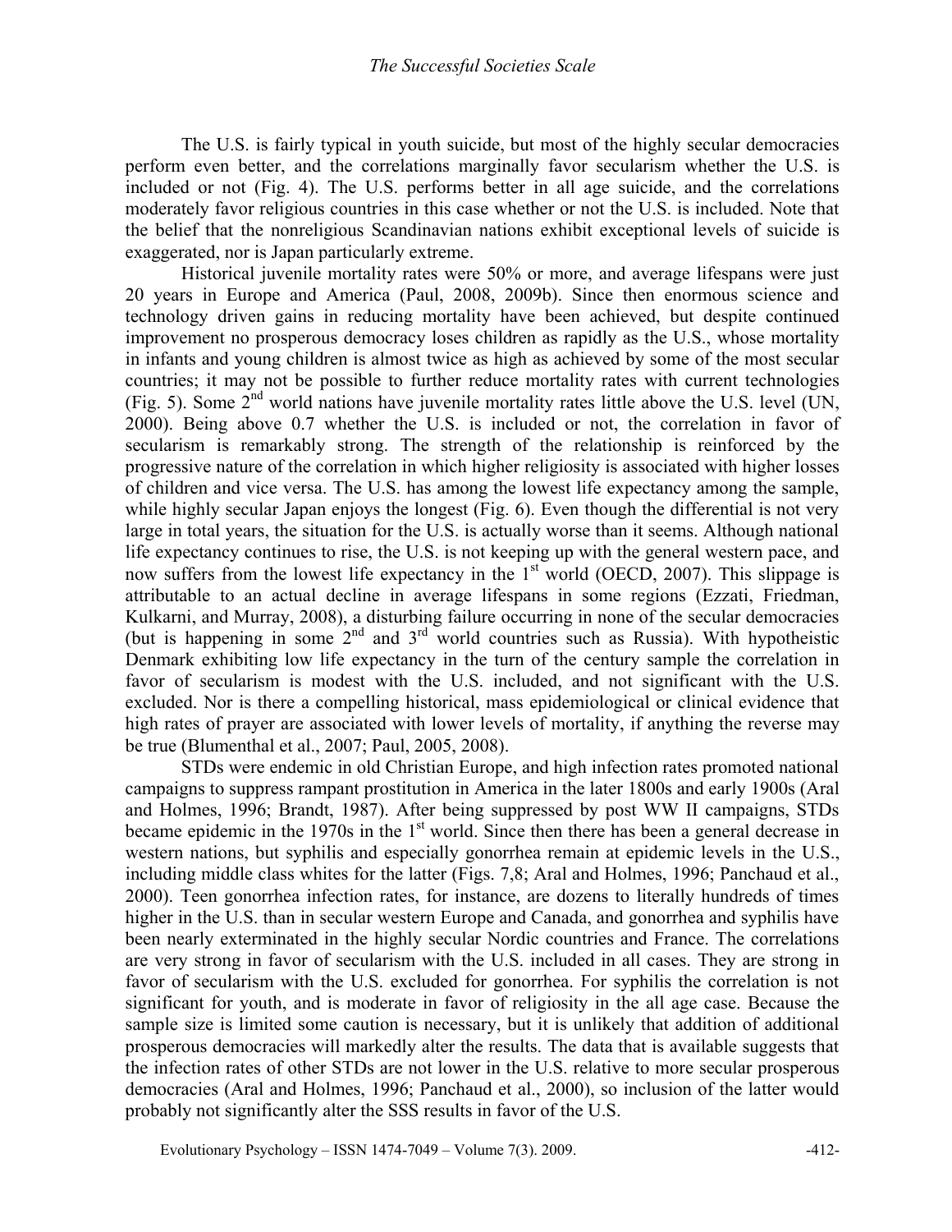The U.S. is fairly typical in youth suicide, but most of the highly secular democracies perform even better, and the correlations marginally favor secularism whether the U.S. is included or not (Fig. 4). The U.S. performs better in all age suicide, and the correlations moderately favor religious countries in this case whether or not the U.S. is included. Note that the belief that the nonreligious Scandinavian nations exhibit exceptional levels of suicide is exaggerated, nor is Japan particularly extreme.

Historical juvenile mortality rates were 50% or more, and average lifespans were just 20 years in Europe and America (Paul, 2008, 2009b). Since then enormous science and technology driven gains in reducing mortality have been achieved, but despite continued improvement no prosperous democracy loses children as rapidly as the U.S., whose mortality in infants and young children is almost twice as high as achieved by some of the most secular countries; it may not be possible to further reduce mortality rates with current technologies (Fig. 5). Some 2nd world nations have juvenile mortality rates little above the U.S. level (UN, 2000). Being above 0.7 whether the U.S. is included or not, the correlation in favor of secularism is remarkably strong. The strength of the relationship is reinforced by the progressive nature of the correlation in which higher religiosity is associated with higher losses of children and vice versa. The U.S. has among the lowest life expectancy among the sample, while highly secular Japan enjoys the longest (Fig. 6). Even though the differential is not very large in total years, the situation for the U.S. is actually worse than it seems. Although national life expectancy continues to rise, the U.S. is not keeping up with the general western pace, and now suffers from the lowest life expectancy in the 1st world (OECD, 2007). This slippage is attributable to an actual decline in average lifespans in some regions (Ezzati, Friedman, Kulkarni, and Murray, 2008), a disturbing failure occurring in none of the secular democracies (but is happening in some 2nd and 3rd world countries such as Russia). With hypotheistic Denmark exhibiting low life expectancy in the turn of the century sample the correlation in favor of secularism is modest with the U.S. included, and not significant with the U.S. excluded. Nor is there a compelling historical, mass epidemiological or clinical evidence that high rates of prayer are associated with lower levels of mortality, if anything the reverse may be true (Blumenthal et al., 2007; Paul, 2005, 2008).

STDs were endemic in old Christian Europe, and high infection rates promoted national campaigns to suppress rampant prostitution in America in the later 1800s and early 1900s (Aral and Holmes, 1996; Brandt, 1987). After being suppressed by post WW II campaigns, STDs became epidemic in the 1970s in the 1st world. Since then there has been a general decrease in western nations, but syphilis and especially gonorrhea remain at epidemic levels in the U.S., including middle class whites for the latter (Figs. 7,8; Aral and Holmes, 1996; Panchaud et al., 2000). Teen gonorrhea infection rates, for instance, are dozens to literally hundreds of times higher in the U.S. than in secular western Europe and Canada, and gonorrhea and syphilis have been nearly exterminated in the highly secular Nordic countries and France. The correlations are very strong in favor of secularism with the U.S. included in all cases. They are strong in favor of secularism with the U.S. excluded for gonorrhea. For syphilis the correlation is not significant for youth, and is moderate in favor of religiosity in the all age case. Because the sample size is limited some caution is necessary, but it is unlikely that addition of additional prosperous democracies will markedly alter the results. The data that is available suggests that the infection rates of other STDs are not lower in the U.S. relative to more secular prosperous democracies (Aral and Holmes, 1996; Panchaud et al., 2000), so inclusion of the latter would probably not significantly alter the SSS results in favor of the U.S.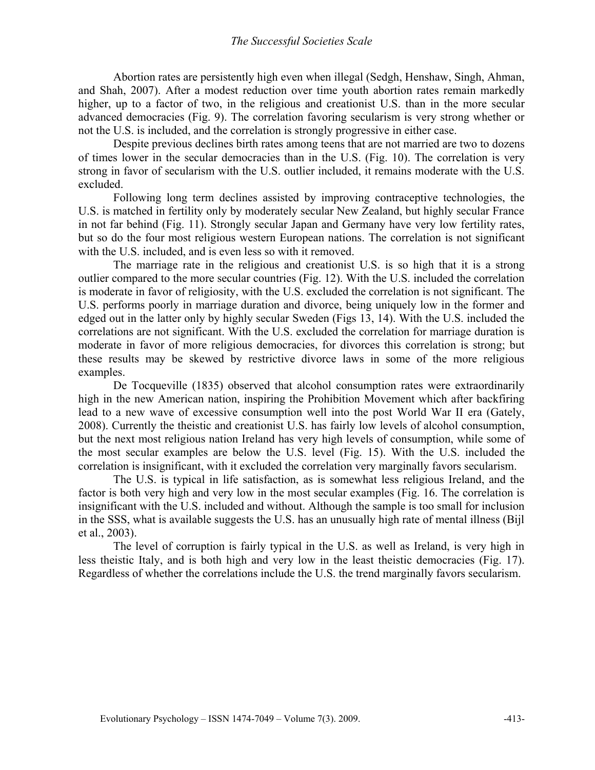Abortion rates are persistently high even when illegal (Sedgh, Henshaw, Singh, Ahman, and Shah, 2007). After a modest reduction over time youth abortion rates remain markedly higher, up to a factor of two, in the religious and creationist U.S. than in the more secular advanced democracies (Fig. 9). The correlation favoring secularism is very strong whether or not the U.S. is included, and the correlation is strongly progressive in either case.

Despite previous declines birth rates among teens that are not married are two to dozens of times lower in the secular democracies than in the U.S. (Fig. 10). The correlation is very strong in favor of secularism with the U.S. outlier included, it remains moderate with the U.S. excluded.

Following long term declines assisted by improving contraceptive technologies, the U.S. is matched in fertility only by moderately secular New Zealand, but highly secular France in not far behind (Fig. 11). Strongly secular Japan and Germany have very low fertility rates, but so do the four most religious western European nations. The correlation is not significant with the U.S. included, and is even less so with it removed.

The marriage rate in the religious and creationist U.S. is so high that it is a strong outlier compared to the more secular countries (Fig. 12). With the U.S. included the correlation is moderate in favor of religiosity, with the U.S. excluded the correlation is not significant. The U.S. performs poorly in marriage duration and divorce, being uniquely low in the former and edged out in the latter only by highly secular Sweden (Figs 13, 14). With the U.S. included the correlations are not significant. With the U.S. excluded the correlation for marriage duration is moderate in favor of more religious democracies, for divorces this correlation is strong; but these results may be skewed by restrictive divorce laws in some of the more religious examples.

De Tocqueville (1835) observed that alcohol consumption rates were extraordinarily high in the new American nation, inspiring the Prohibition Movement which after backfiring lead to a new wave of excessive consumption well into the post World War II era (Gately, 2008). Currently the theistic and creationist U.S. has fairly low levels of alcohol consumption, but the next most religious nation Ireland has very high levels of consumption, while some of the most secular examples are below the U.S. level (Fig. 15). With the U.S. included the correlation is insignificant, with it excluded the correlation very marginally favors secularism.

The U.S. is typical in life satisfaction, as is somewhat less religious Ireland, and the factor is both very high and very low in the most secular examples (Fig. 16. The correlation is insignificant with the U.S. included and without. Although the sample is too small for inclusion in the SSS, what is available suggests the U.S. has an unusually high rate of mental illness (Bijl et al., 2003).

The level of corruption is fairly typical in the U.S. as well as Ireland, is very high in less theistic Italy, and is both high and very low in the least theistic democracies (Fig. 17). Regardless of whether the correlations include the U.S. the trend marginally favors secularism.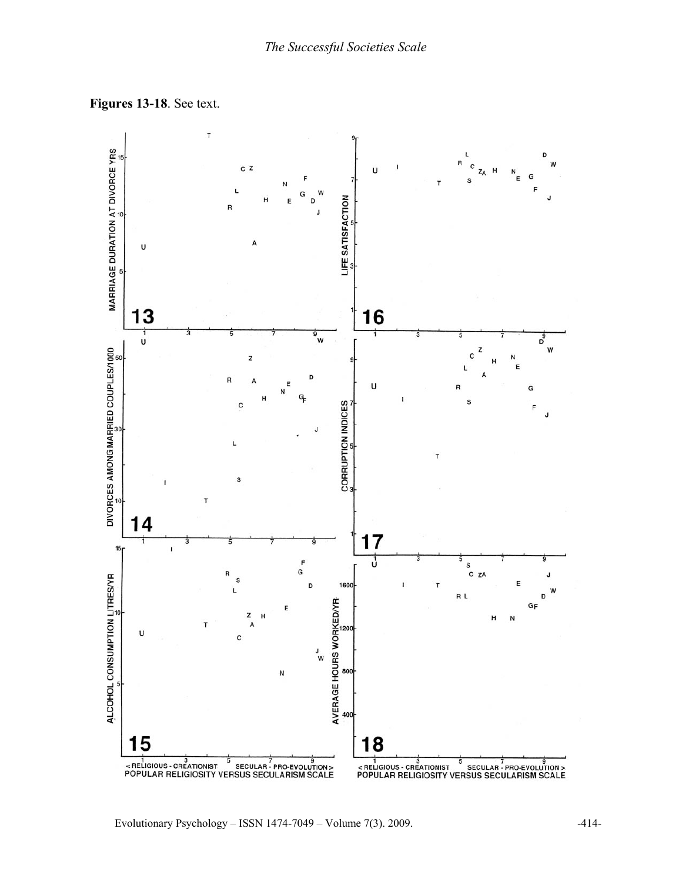**Figures 13-18**. See text.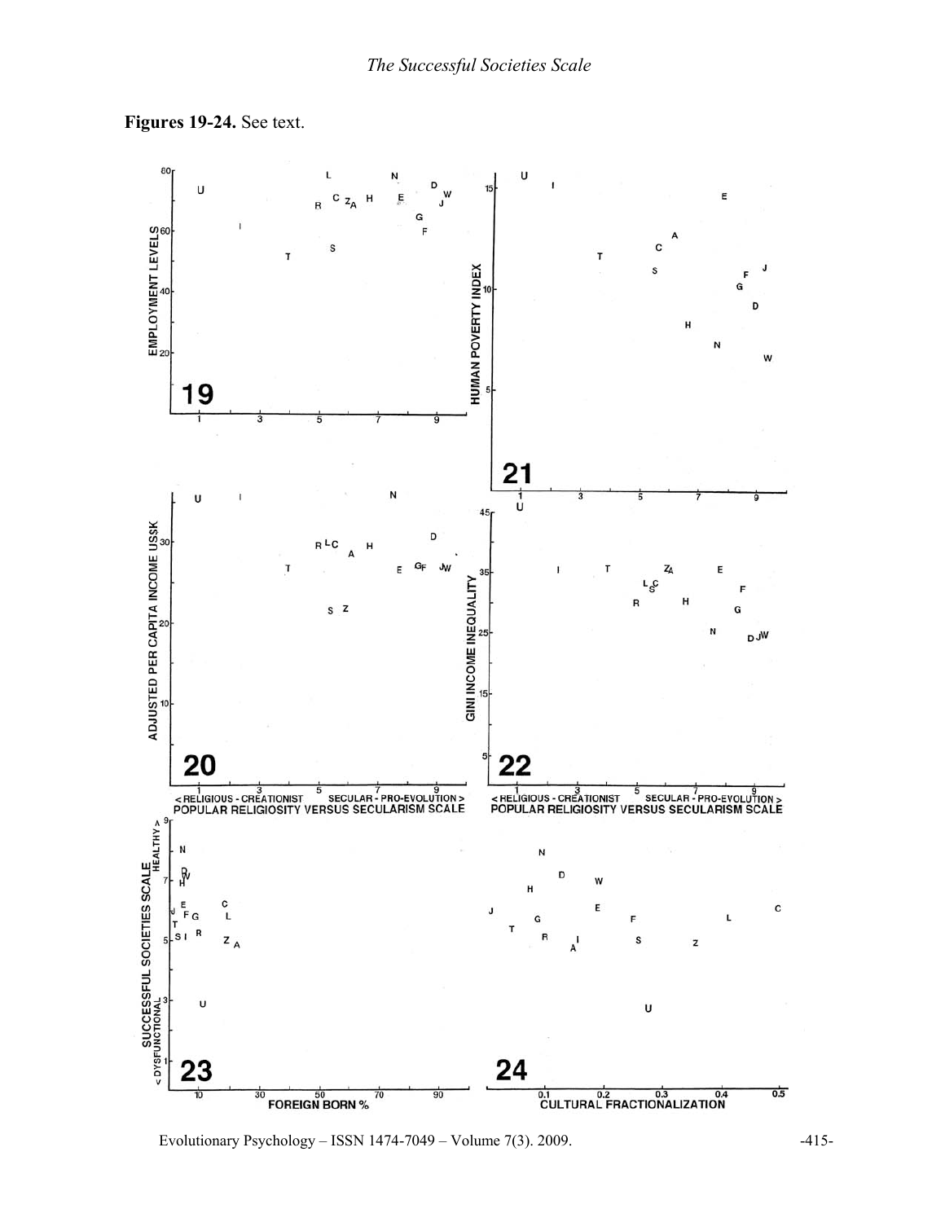**Figures 19-24.** See text.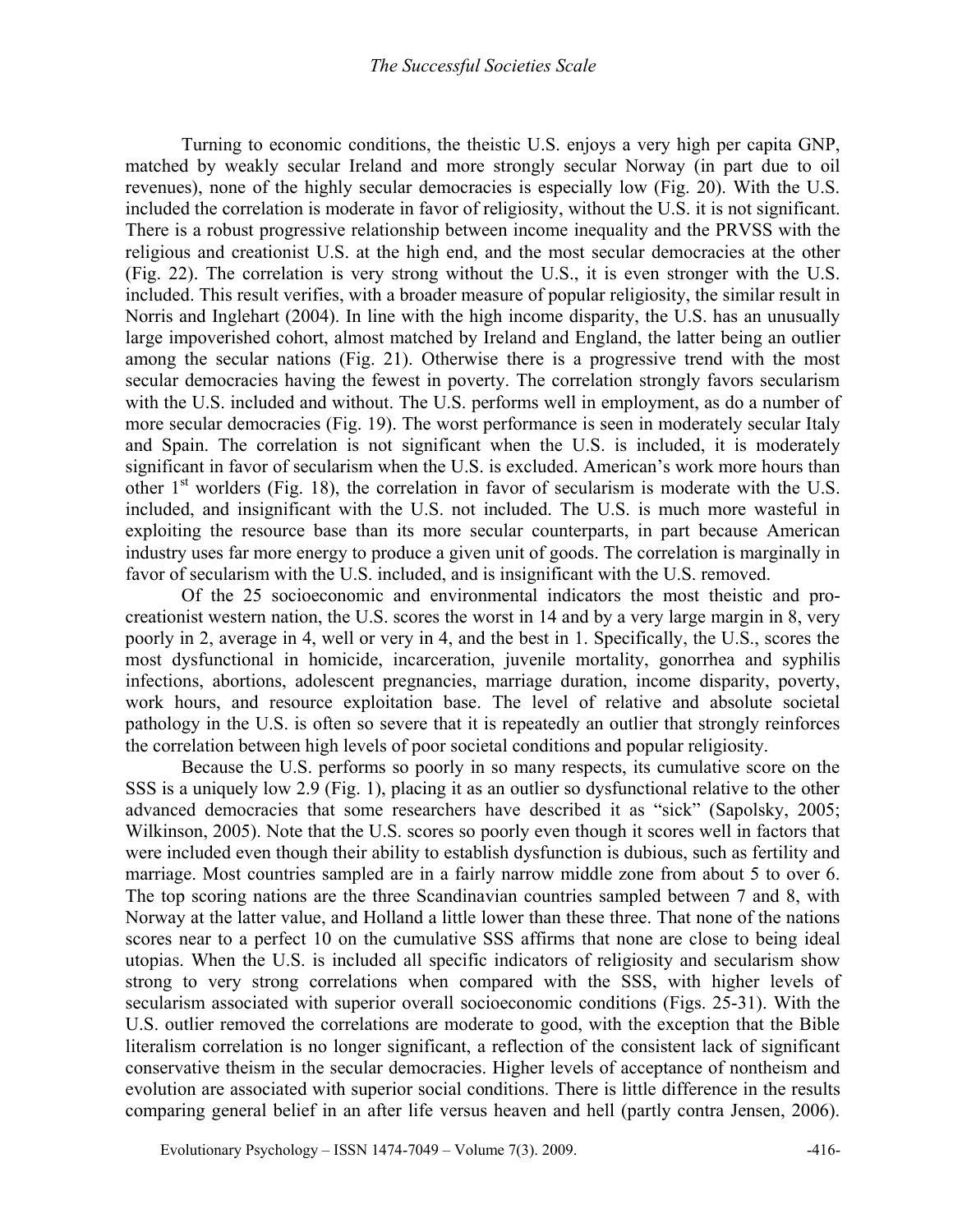Turning to economic conditions, the theistic U.S. enjoys a very high per capita GNP, matched by weakly secular Ireland and more strongly secular Norway (in part due to oil revenues), none of the highly secular democracies is especially low (Fig. 20). With the U.S. included the correlation is moderate in favor of religiosity, without the U.S. it is not significant. There is a robust progressive relationship between income inequality and the PRVSS with the religious and creationist U.S. at the high end, and the most secular democracies at the other (Fig. 22). The correlation is very strong without the U.S., it is even stronger with the U.S. included. This result verifies, with a broader measure of popular religiosity, the similar result in Norris and Inglehart (2004). In line with the high income disparity, the U.S. has an unusually large impoverished cohort, almost matched by Ireland and England, the latter being an outlier among the secular nations (Fig. 21). Otherwise there is a progressive trend with the most secular democracies having the fewest in poverty. The correlation strongly favors secularism with the U.S. included and without. The U.S. performs well in employment, as do a number of more secular democracies (Fig. 19). The worst performance is seen in moderately secular Italy and Spain. The correlation is not significant when the U.S. is included, it is moderately significant in favor of secularism when the U.S. is excluded. American's work more hours than other 1st worlders (Fig. 18), the correlation in favor of secularism is moderate with the U.S. included, and insignificant with the U.S. not included. The U.S. is much more wasteful in exploiting the resource base than its more secular counterparts, in part because American industry uses far more energy to produce a given unit of goods. The correlation is marginally in favor of secularism with the U.S. included, and is insignificant with the U.S. removed.

Of the 25 socioeconomic and environmental indicators the most theistic and pro-creationist western nation, the U.S. scores the worst in 14 and by a very large margin in 8, very poorly in 2, average in 4, well or very in 4, and the best in 1. Specifically, the U.S., scores the most dysfunctional in homicide, incarceration, juvenile mortality, gonorrhea and syphilis infections, abortions, adolescent pregnancies, marriage duration, income disparity, poverty, work hours, and resource exploitation base. The level of relative and absolute societal pathology in the U.S. is often so severe that it is repeatedly an outlier that strongly reinforces the correlation between high levels of poor societal conditions and popular religiosity.

Because the U.S. performs so poorly in so many respects, its cumulative score on the SSS is a uniquely low 2.9 (Fig. 1), placing it as an outlier so dysfunctional relative to the other advanced democracies that some researchers have described it as "sick" (Sapolsky, 2005; Wilkinson, 2005). Note that the U.S. scores so poorly even though it scores well in factors that were included even though their ability to establish dysfunction is dubious, such as fertility and marriage. Most countries sampled are in a fairly narrow middle zone from about 5 to over 6. The top scoring nations are the three Scandinavian countries sampled between 7 and 8, with Norway at the latter value, and Holland a little lower than these three. That none of the nations scores near to a perfect 10 on the cumulative SSS affirms that none are close to being ideal utopias. When the U.S. is included all specific indicators of religiosity and secularism show strong to very strong correlations when compared with the SSS, with higher levels of secularism associated with superior overall socioeconomic conditions (Figs. 25-31). With the U.S. outlier removed the correlations are moderate to good, with the exception that the Bible literalism correlation is no longer significant, a reflection of the consistent lack of significant conservative theism in the secular democracies. Higher levels of acceptance of nontheism and evolution are associated with superior social conditions. There is little difference in the results comparing general belief in an after life versus heaven and hell (partly contra Jensen, 2006).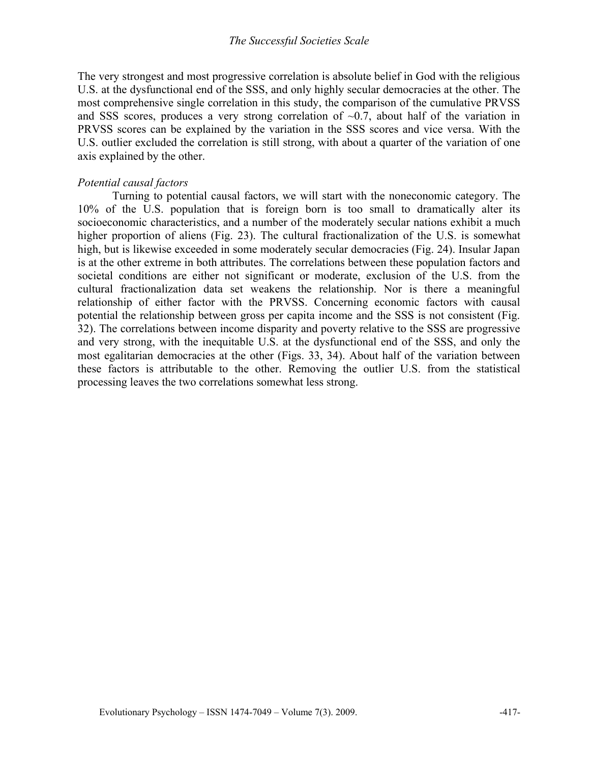The very strongest and most progressive correlation is absolute belief in God with the religious U.S. at the dysfunctional end of the SSS, and only highly secular democracies at the other. The most comprehensive single correlation in this study, the comparison of the cumulative PRVSS and SSS scores, produces a very strong correlation of ~0.7, about half of the variation in PRVSS scores can be explained by the variation in the SSS scores and vice versa. With the U.S. outlier excluded the correlation is still strong, with about a quarter of the variation of one axis explained by the other.

*Potential causal factors*

Turning to potential causal factors, we will start with the noneconomic category. The 10% of the U.S. population that is foreign born is too small to dramatically alter its socioeconomic characteristics, and a number of the moderately secular nations exhibit a much higher proportion of aliens (Fig. 23). The cultural fractionalization of the U.S. is somewhat high, but is likewise exceeded in some moderately secular democracies (Fig. 24). Insular Japan is at the other extreme in both attributes. The correlations between these population factors and societal conditions are either not significant or moderate, exclusion of the U.S. from the cultural fractionalization data set weakens the relationship. Nor is there a meaningful relationship of either factor with the PRVSS. Concerning economic factors with causal potential the relationship between gross per capita income and the SSS is not consistent (Fig. 32). The correlations between income disparity and poverty relative to the SSS are progressive and very strong, with the inequitable U.S. at the dysfunctional end of the SSS, and only the most egalitarian democracies at the other (Figs. 33, 34). About half of the variation between these factors is attributable to the other. Removing the outlier U.S. from the statistical processing leaves the two correlations somewhat less strong.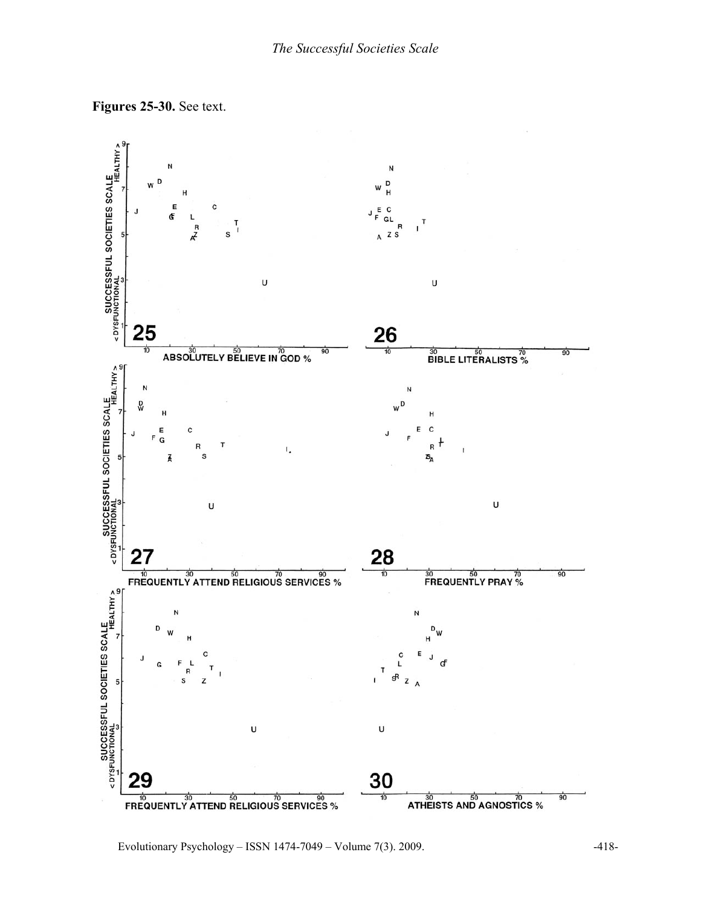**Figures 25-30.** See text.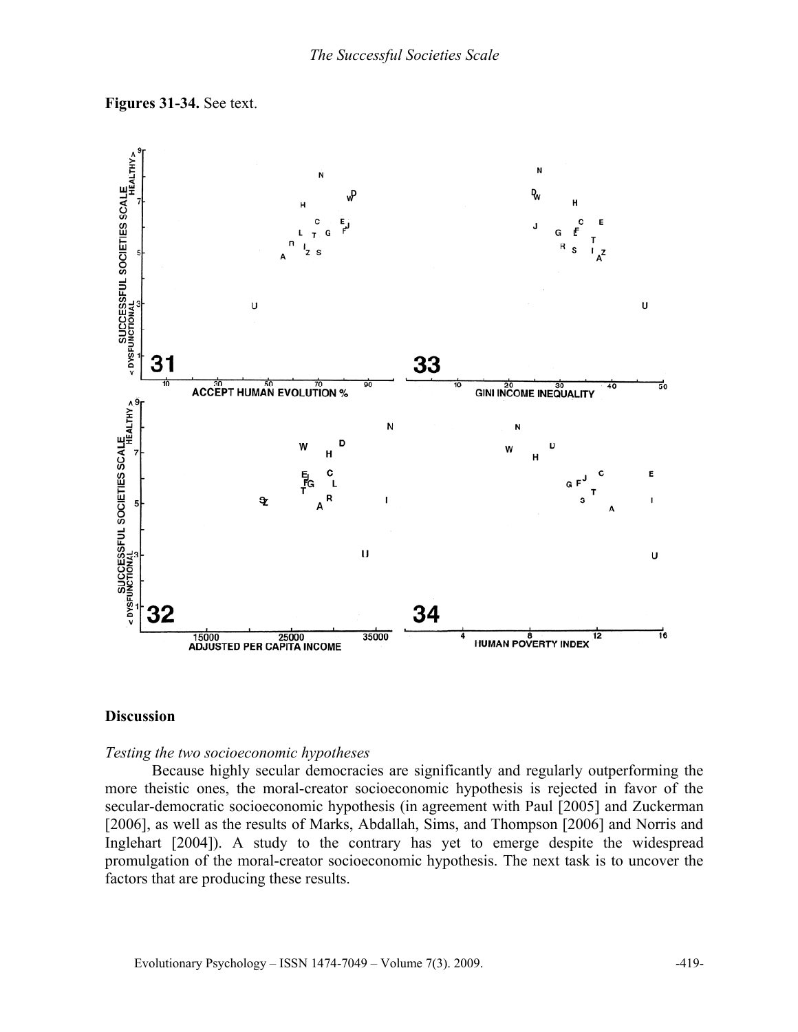**Figures 31-34.** See text.

## Discussion

### *Testing the two socioeconomic hypotheses*

Because highly secular democracies are significantly and regularly outperforming the more theistic ones, the moral-creator socioeconomic hypothesis is rejected in favor of the secular-democratic socioeconomic hypothesis (in agreement with Paul [2005] and Zuckerman [2006], as well as the results of Marks, Abdallah, Sims, and Thompson [2006] and Norris and Inglehart [2004]). A study to the contrary has yet to emerge despite the widespread promulgation of the moral-creator socioeconomic hypothesis. The next task is to uncover the factors that are producing these results.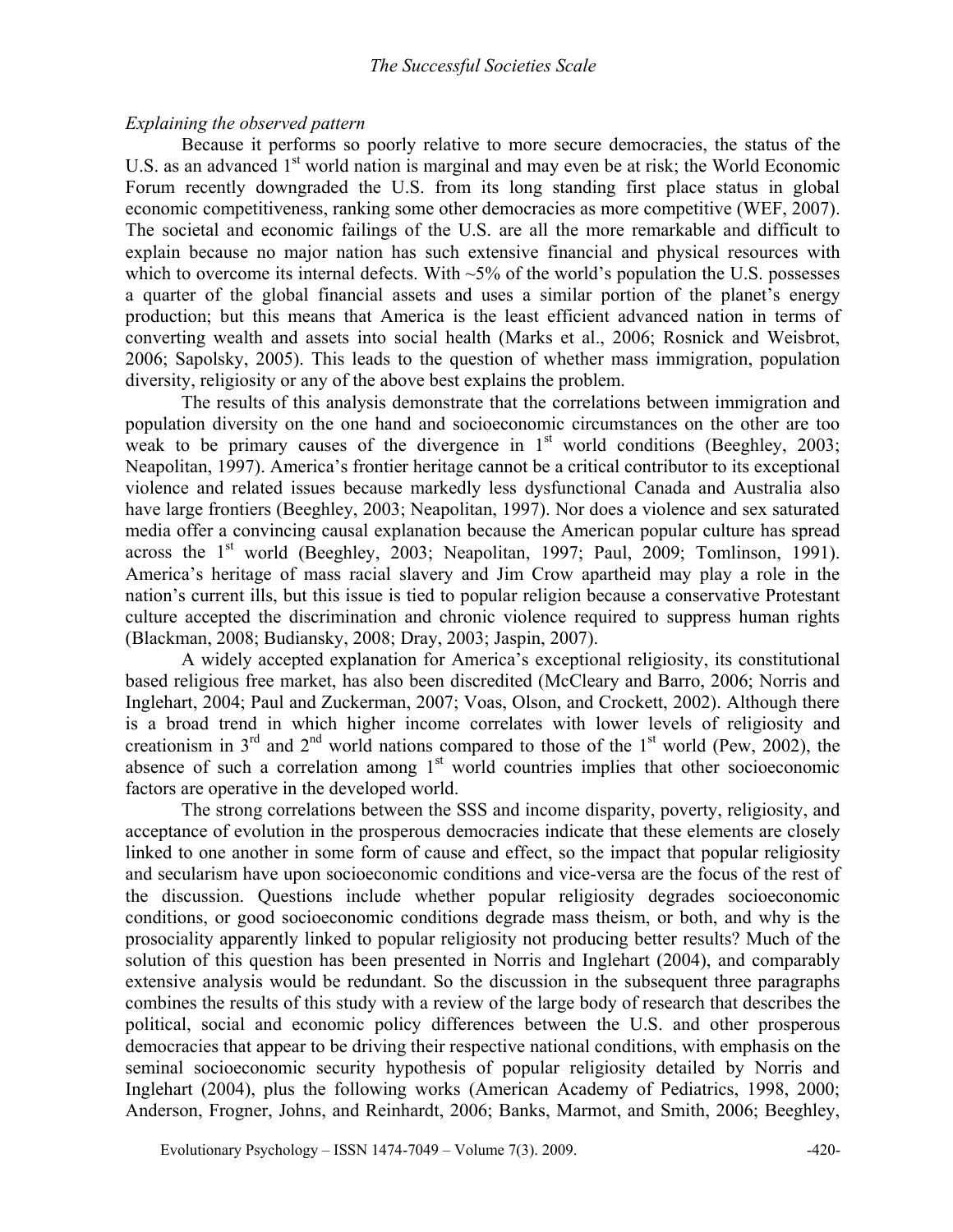*Explaining the observed pattern*

Because it performs so poorly relative to more secure democracies, the status of the U.S. as an advanced 1st world nation is marginal and may even be at risk; the World Economic Forum recently downgraded the U.S. from its long standing first place status in global economic competitiveness, ranking some other democracies as more competitive (WEF, 2007). The societal and economic failings of the U.S. are all the more remarkable and difficult to explain because no major nation has such extensive financial and physical resources with which to overcome its internal defects. With ~5% of the world's population the U.S. possesses a quarter of the global financial assets and uses a similar portion of the planet's energy production; but this means that America is the least efficient advanced nation in terms of converting wealth and assets into social health (Marks et al., 2006; Rosnick and Weisbrot, 2006; Sapolsky, 2005). This leads to the question of whether mass immigration, population diversity, religiosity or any of the above best explains the problem.

The results of this analysis demonstrate that the correlations between immigration and population diversity on the one hand and socioeconomic circumstances on the other are too weak to be primary causes of the divergence in 1st world conditions (Beeghley, 2003; Neapolitan, 1997). America's frontier heritage cannot be a critical contributor to its exceptional violence and related issues because markedly less dysfunctional Canada and Australia also have large frontiers (Beeghley, 2003; Neapolitan, 1997). Nor does a violence and sex saturated media offer a convincing causal explanation because the American popular culture has spread across the 1st world (Beeghley, 2003; Neapolitan, 1997; Paul, 2009; Tomlinson, 1991). America's heritage of mass racial slavery and Jim Crow apartheid may play a role in the nation's current ills, but this issue is tied to popular religion because a conservative Protestant culture accepted the discrimination and chronic violence required to suppress human rights (Blackman, 2008; Budiansky, 2008; Dray, 2003; Jaspin, 2007).

A widely accepted explanation for America's exceptional religiosity, its constitutional based religious free market, has also been discredited (McCleary and Barro, 2006; Norris and Inglehart, 2004; Paul and Zuckerman, 2007; Voas, Olson, and Crockett, 2002). Although there is a broad trend in which higher income correlates with lower levels of religiosity and creationism in 3rd and 2nd world nations compared to those of the 1st world (Pew, 2002), the absence of such a correlation among 1st world countries implies that other socioeconomic factors are operative in the developed world.

The strong correlations between the SSS and income disparity, poverty, religiosity, and acceptance of evolution in the prosperous democracies indicate that these elements are closely linked to one another in some form of cause and effect, so the impact that popular religiosity and secularism have upon socioeconomic conditions and vice-versa are the focus of the rest of the discussion. Questions include whether popular religiosity degrades socioeconomic conditions, or good socioeconomic conditions degrade mass theism, or both, and why is the prosociality apparently linked to popular religiosity not producing better results? Much of the solution of this question has been presented in Norris and Inglehart (2004), and comparably extensive analysis would be redundant. So the discussion in the subsequent three paragraphs combines the results of this study with a review of the large body of research that describes the political, social and economic policy differences between the U.S. and other prosperous democracies that appear to be driving their respective national conditions, with emphasis on the seminal socioeconomic security hypothesis of popular religiosity detailed by Norris and Inglehart (2004), plus the following works (American Academy of Pediatrics, 1998, 2000; Anderson, Frogner, Johns, and Reinhardt, 2006; Banks, Marmot, and Smith, 2006; Beeghley,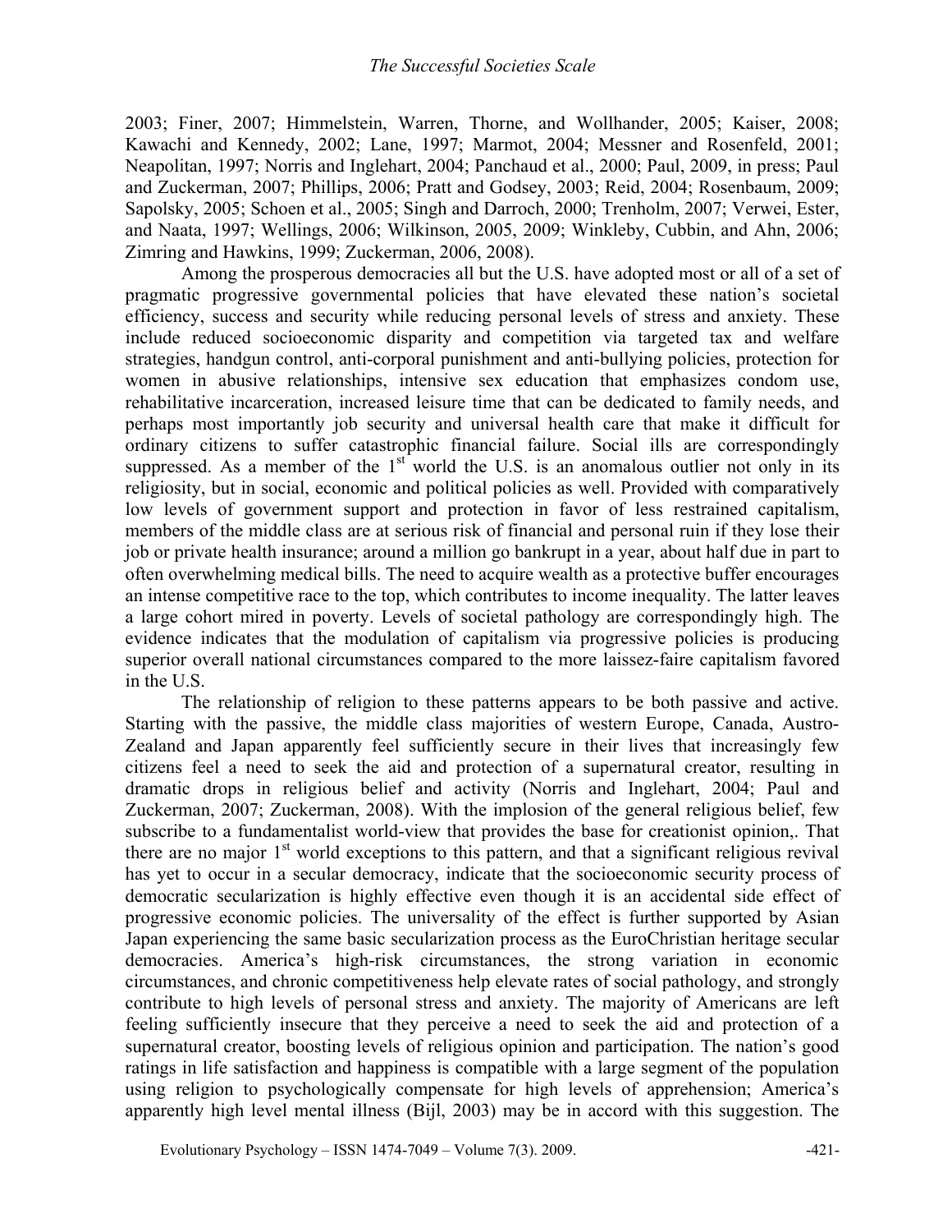2003; Finer, 2007; Himmelstein, Warren, Thorne, and Wollhander, 2005; Kaiser, 2008; Kawachi and Kennedy, 2002; Lane, 1997; Marmot, 2004; Messner and Rosenfeld, 2001; Neapolitan, 1997; Norris and Inglehart, 2004; Panchaud et al., 2000; Paul, 2009, in press; Paul and Zuckerman, 2007; Phillips, 2006; Pratt and Godsey, 2003; Reid, 2004; Rosenbaum, 2009; Sapolsky, 2005; Schoen et al., 2005; Singh and Darroch, 2000; Trenholm, 2007; Verwei, Ester, and Naata, 1997; Wellings, 2006; Wilkinson, 2005, 2009; Winkleby, Cubbin, and Ahn, 2006; Zimring and Hawkins, 1999; Zuckerman, 2006, 2008).

Among the prosperous democracies all but the U.S. have adopted most or all of a set of pragmatic progressive governmental policies that have elevated these nation's societal efficiency, success and security while reducing personal levels of stress and anxiety. These include reduced socioeconomic disparity and competition via targeted tax and welfare strategies, handgun control, anti-corporal punishment and anti-bullying policies, protection for women in abusive relationships, intensive sex education that emphasizes condom use, rehabilitative incarceration, increased leisure time that can be dedicated to family needs, and perhaps most importantly job security and universal health care that make it difficult for ordinary citizens to suffer catastrophic financial failure. Social ills are correspondingly suppressed. As a member of the 1st world the U.S. is an anomalous outlier not only in its religiosity, but in social, economic and political policies as well. Provided with comparatively low levels of government support and protection in favor of less restrained capitalism, members of the middle class are at serious risk of financial and personal ruin if they lose their job or private health insurance; around a million go bankrupt in a year, about half due in part to often overwhelming medical bills. The need to acquire wealth as a protective buffer encourages an intense competitive race to the top, which contributes to income inequality. The latter leaves a large cohort mired in poverty. Levels of societal pathology are correspondingly high. The evidence indicates that the modulation of capitalism via progressive policies is producing superior overall national circumstances compared to the more laissez-faire capitalism favored in the U.S.

The relationship of religion to these patterns appears to be both passive and active. Starting with the passive, the middle class majorities of western Europe, Canada, Austro-Zealand and Japan apparently feel sufficiently secure in their lives that increasingly few citizens feel a need to seek the aid and protection of a supernatural creator, resulting in dramatic drops in religious belief and activity (Norris and Inglehart, 2004; Paul and Zuckerman, 2007; Zuckerman, 2008). With the implosion of the general religious belief, few subscribe to a fundamentalist world-view that provides the base for creationist opinion,. That there are no major 1st world exceptions to this pattern, and that a significant religious revival has yet to occur in a secular democracy, indicate that the socioeconomic security process of democratic secularization is highly effective even though it is an accidental side effect of progressive economic policies. The universality of the effect is further supported by Asian Japan experiencing the same basic secularization process as the EuroChristian heritage secular democracies. America's high-risk circumstances, the strong variation in economic circumstances, and chronic competitiveness help elevate rates of social pathology, and strongly contribute to high levels of personal stress and anxiety. The majority of Americans are left feeling sufficiently insecure that they perceive a need to seek the aid and protection of a supernatural creator, boosting levels of religious opinion and participation. The nation's good ratings in life satisfaction and happiness is compatible with a large segment of the population using religion to psychologically compensate for high levels of apprehension; America's apparently high level mental illness (Bijl, 2003) may be in accord with this suggestion. The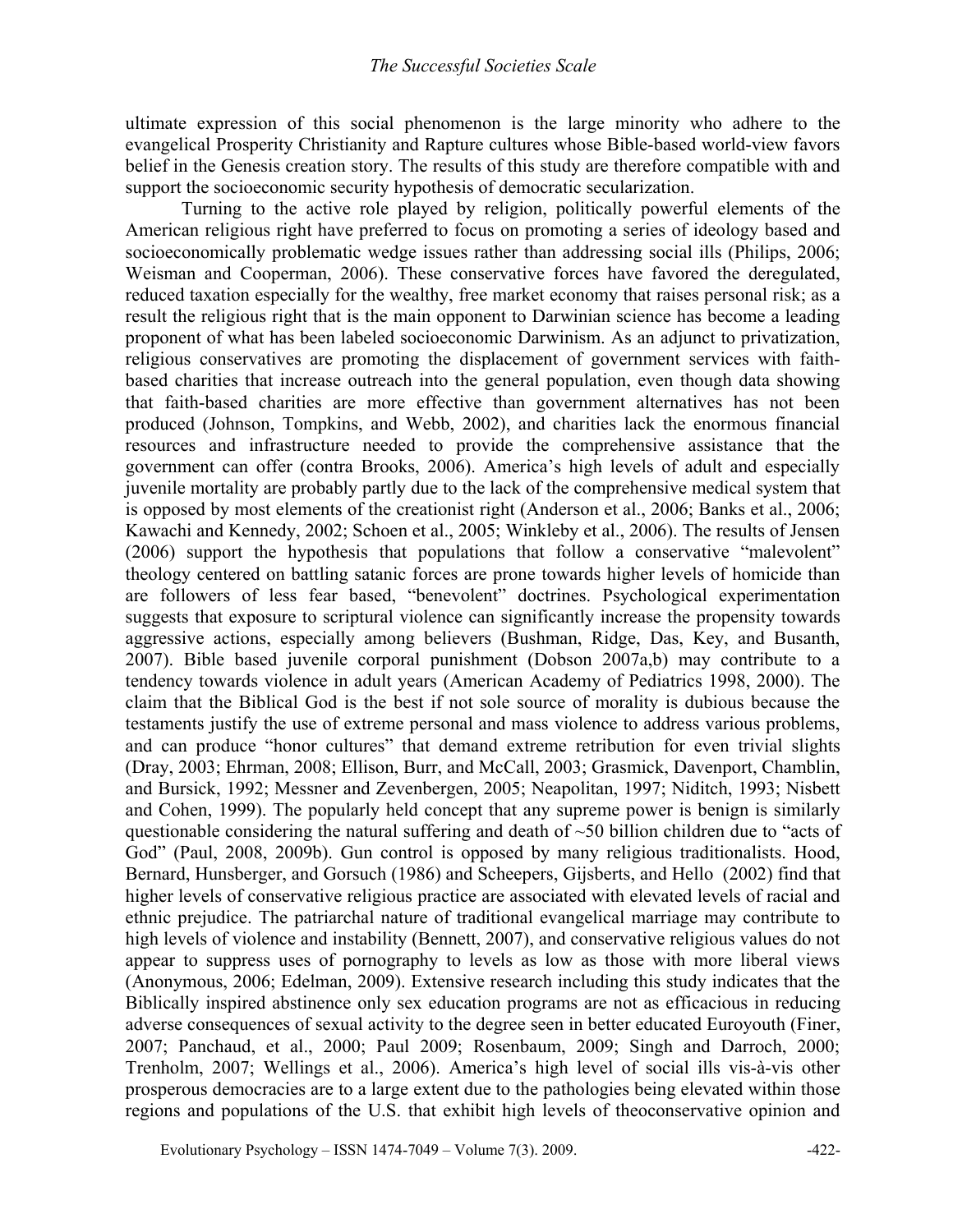ultimate expression of this social phenomenon is the large minority who adhere to the evangelical Prosperity Christianity and Rapture cultures whose Bible-based world-view favors belief in the Genesis creation story. The results of this study are therefore compatible with and support the socioeconomic security hypothesis of democratic secularization.

Turning to the active role played by religion, politically powerful elements of the American religious right have preferred to focus on promoting a series of ideology based and socioeconomically problematic wedge issues rather than addressing social ills (Philips, 2006; Weisman and Cooperman, 2006). These conservative forces have favored the deregulated, reduced taxation especially for the wealthy, free market economy that raises personal risk; as a result the religious right that is the main opponent to Darwinian science has become a leading proponent of what has been labeled socioeconomic Darwinism. As an adjunct to privatization, religious conservatives are promoting the displacement of government services with faith-based charities that increase outreach into the general population, even though data showing that faith-based charities are more effective than government alternatives has not been produced (Johnson, Tompkins, and Webb, 2002), and charities lack the enormous financial resources and infrastructure needed to provide the comprehensive assistance that the government can offer (contra Brooks, 2006). America's high levels of adult and especially juvenile mortality are probably partly due to the lack of the comprehensive medical system that is opposed by most elements of the creationist right (Anderson et al., 2006; Banks et al., 2006; Kawachi and Kennedy, 2002; Schoen et al., 2005; Winkleby et al., 2006). The results of Jensen (2006) support the hypothesis that populations that follow a conservative "malevolent" theology centered on battling satanic forces are prone towards higher levels of homicide than are followers of less fear based, "benevolent" doctrines. Psychological experimentation suggests that exposure to scriptural violence can significantly increase the propensity towards aggressive actions, especially among believers (Bushman, Ridge, Das, Key, and Busanth, 2007). Bible based juvenile corporal punishment (Dobson 2007a,b) may contribute to a tendency towards violence in adult years (American Academy of Pediatrics 1998, 2000). The claim that the Biblical God is the best if not sole source of morality is dubious because the testaments justify the use of extreme personal and mass violence to address various problems, and can produce "honor cultures" that demand extreme retribution for even trivial slights (Dray, 2003; Ehrman, 2008; Ellison, Burr, and McCall, 2003; Grasmick, Davenport, Chamblin, and Bursick, 1992; Messner and Zevenbergen, 2005; Neapolitan, 1997; Niditch, 1993; Nisbett and Cohen, 1999). The popularly held concept that any supreme power is benign is similarly questionable considering the natural suffering and death of ~50 billion children due to "acts of God" (Paul, 2008, 2009b). Gun control is opposed by many religious traditionalists. Hood, Bernard, Hunsberger, and Gorsuch (1986) and Scheepers, Gijsberts, and Hello (2002) find that higher levels of conservative religious practice are associated with elevated levels of racial and ethnic prejudice. The patriarchal nature of traditional evangelical marriage may contribute to high levels of violence and instability (Bennett, 2007), and conservative religious values do not appear to suppress uses of pornography to levels as low as those with more liberal views (Anonymous, 2006; Edelman, 2009). Extensive research including this study indicates that the Biblically inspired abstinence only sex education programs are not as efficacious in reducing adverse consequences of sexual activity to the degree seen in better educated Euroyouth (Finer, 2007; Panchaud, et al., 2000; Paul 2009; Rosenbaum, 2009; Singh and Darroch, 2000; Trenholm, 2007; Wellings et al., 2006). America's high level of social ills vis-à-vis other prosperous democracies are to a large extent due to the pathologies being elevated within those regions and populations of the U.S. that exhibit high levels of theoconservative opinion and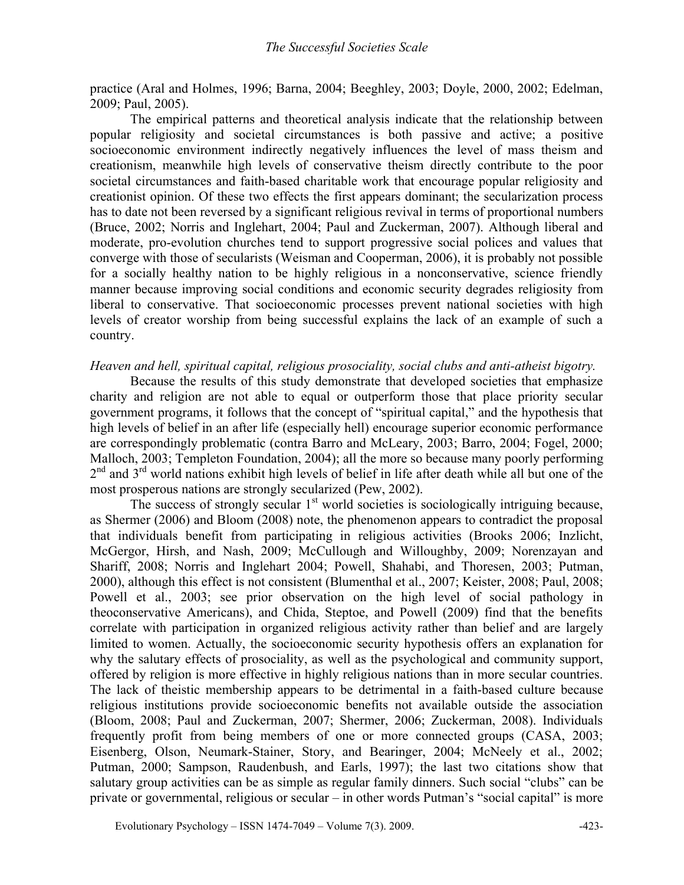practice (Aral and Holmes, 1996; Barna, 2004; Beeghley, 2003; Doyle, 2000, 2002; Edelman, 2009; Paul, 2005).

The empirical patterns and theoretical analysis indicate that the relationship between popular religiosity and societal circumstances is both passive and active; a positive socioeconomic environment indirectly negatively influences the level of mass theism and creationism, meanwhile high levels of conservative theism directly contribute to the poor societal circumstances and faith-based charitable work that encourage popular religiosity and creationist opinion. Of these two effects the first appears dominant; the secularization process has to date not been reversed by a significant religious revival in terms of proportional numbers (Bruce, 2002; Norris and Inglehart, 2004; Paul and Zuckerman, 2007). Although liberal and moderate, pro-evolution churches tend to support progressive social polices and values that converge with those of secularists (Weisman and Cooperman, 2006), it is probably not possible for a socially healthy nation to be highly religious in a nonconservative, science friendly manner because improving social conditions and economic security degrades religiosity from liberal to conservative. That socioeconomic processes prevent national societies with high levels of creator worship from being successful explains the lack of an example of such a country.

*Heaven and hell, spiritual capital, religious prosociality, social clubs and anti-atheist bigotry.*

Because the results of this study demonstrate that developed societies that emphasize charity and religion are not able to equal or outperform those that place priority secular government programs, it follows that the concept of "spiritual capital," and the hypothesis that high levels of belief in an after life (especially hell) encourage superior economic performance are correspondingly problematic (contra Barro and McLeary, 2003; Barro, 2004; Fogel, 2000; Malloch, 2003; Templeton Foundation, 2004); all the more so because many poorly performing 2nd and 3rd world nations exhibit high levels of belief in life after death while all but one of the most prosperous nations are strongly secularized (Pew, 2002).

The success of strongly secular 1st world societies is sociologically intriguing because, as Shermer (2006) and Bloom (2008) note, the phenomenon appears to contradict the proposal that individuals benefit from participating in religious activities (Brooks 2006; Inzlicht, McGergor, Hirsh, and Nash, 2009; McCullough and Willoughby, 2009; Norenzayan and Shariff, 2008; Norris and Inglehart 2004; Powell, Shahabi, and Thoresen, 2003; Putman, 2000), although this effect is not consistent (Blumenthal et al., 2007; Keister, 2008; Paul, 2008; Powell et al., 2003; see prior observation on the high level of social pathology in theoconservative Americans), and Chida, Steptoe, and Powell (2009) find that the benefits correlate with participation in organized religious activity rather than belief and are largely limited to women. Actually, the socioeconomic security hypothesis offers an explanation for why the salutary effects of prosociality, as well as the psychological and community support, offered by religion is more effective in highly religious nations than in more secular countries. The lack of theistic membership appears to be detrimental in a faith-based culture because religious institutions provide socioeconomic benefits not available outside the association (Bloom, 2008; Paul and Zuckerman, 2007; Shermer, 2006; Zuckerman, 2008). Individuals frequently profit from being members of one or more connected groups (CASA, 2003; Eisenberg, Olson, Neumark-Stainer, Story, and Bearinger, 2004; McNeely et al., 2002; Putman, 2000; Sampson, Raudenbush, and Earls, 1997); the last two citations show that salutary group activities can be as simple as regular family dinners. Such social "clubs" can be private or governmental, religious or secular – in other words Putman's "social capital" is more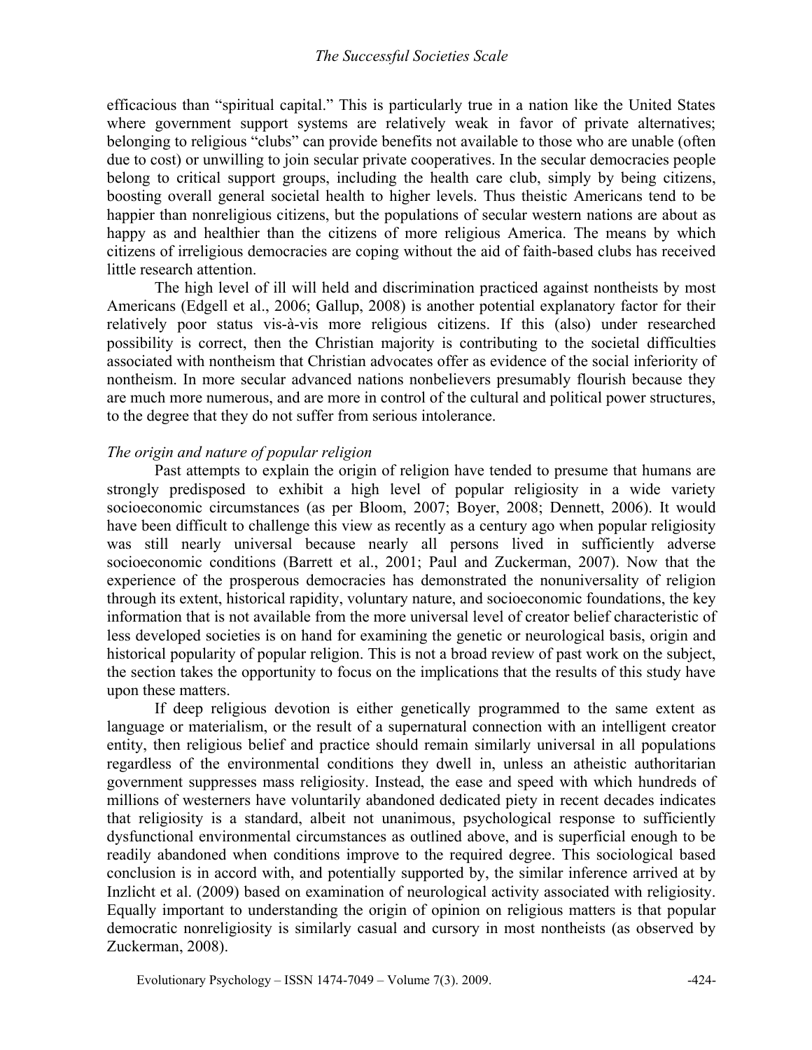efficacious than "spiritual capital." This is particularly true in a nation like the United States where government support systems are relatively weak in favor of private alternatives; belonging to religious "clubs" can provide benefits not available to those who are unable (often due to cost) or unwilling to join secular private cooperatives. In the secular democracies people belong to critical support groups, including the health care club, simply by being citizens, boosting overall general societal health to higher levels. Thus theistic Americans tend to be happier than nonreligious citizens, but the populations of secular western nations are about as happy as and healthier than the citizens of more religious America. The means by which citizens of irreligious democracies are coping without the aid of faith-based clubs has received little research attention.

The high level of ill will held and discrimination practiced against nontheists by most Americans (Edgell et al., 2006; Gallup, 2008) is another potential explanatory factor for their relatively poor status vis-à-vis more religious citizens. If this (also) under researched possibility is correct, then the Christian majority is contributing to the societal difficulties associated with nontheism that Christian advocates offer as evidence of the social inferiority of nontheism. In more secular advanced nations nonbelievers presumably flourish because they are much more numerous, and are more in control of the cultural and political power structures, to the degree that they do not suffer from serious intolerance.

*The origin and nature of popular religion*

Past attempts to explain the origin of religion have tended to presume that humans are strongly predisposed to exhibit a high level of popular religiosity in a wide variety socioeconomic circumstances (as per Bloom, 2007; Boyer, 2008; Dennett, 2006). It would have been difficult to challenge this view as recently as a century ago when popular religiosity was still nearly universal because nearly all persons lived in sufficiently adverse socioeconomic conditions (Barrett et al., 2001; Paul and Zuckerman, 2007). Now that the experience of the prosperous democracies has demonstrated the nonuniversality of religion through its extent, historical rapidity, voluntary nature, and socioeconomic foundations, the key information that is not available from the more universal level of creator belief characteristic of less developed societies is on hand for examining the genetic or neurological basis, origin and historical popularity of popular religion. This is not a broad review of past work on the subject, the section takes the opportunity to focus on the implications that the results of this study have upon these matters.

If deep religious devotion is either genetically programmed to the same extent as language or materialism, or the result of a supernatural connection with an intelligent creator entity, then religious belief and practice should remain similarly universal in all populations regardless of the environmental conditions they dwell in, unless an atheistic authoritarian government suppresses mass religiosity. Instead, the ease and speed with which hundreds of millions of westerners have voluntarily abandoned dedicated piety in recent decades indicates that religiosity is a standard, albeit not unanimous, psychological response to sufficiently dysfunctional environmental circumstances as outlined above, and is superficial enough to be readily abandoned when conditions improve to the required degree. This sociological based conclusion is in accord with, and potentially supported by, the similar inference arrived at by Inzlicht et al. (2009) based on examination of neurological activity associated with religiosity. Equally important to understanding the origin of opinion on religious matters is that popular democratic nonreligiosity is similarly casual and cursory in most nontheists (as observed by Zuckerman, 2008).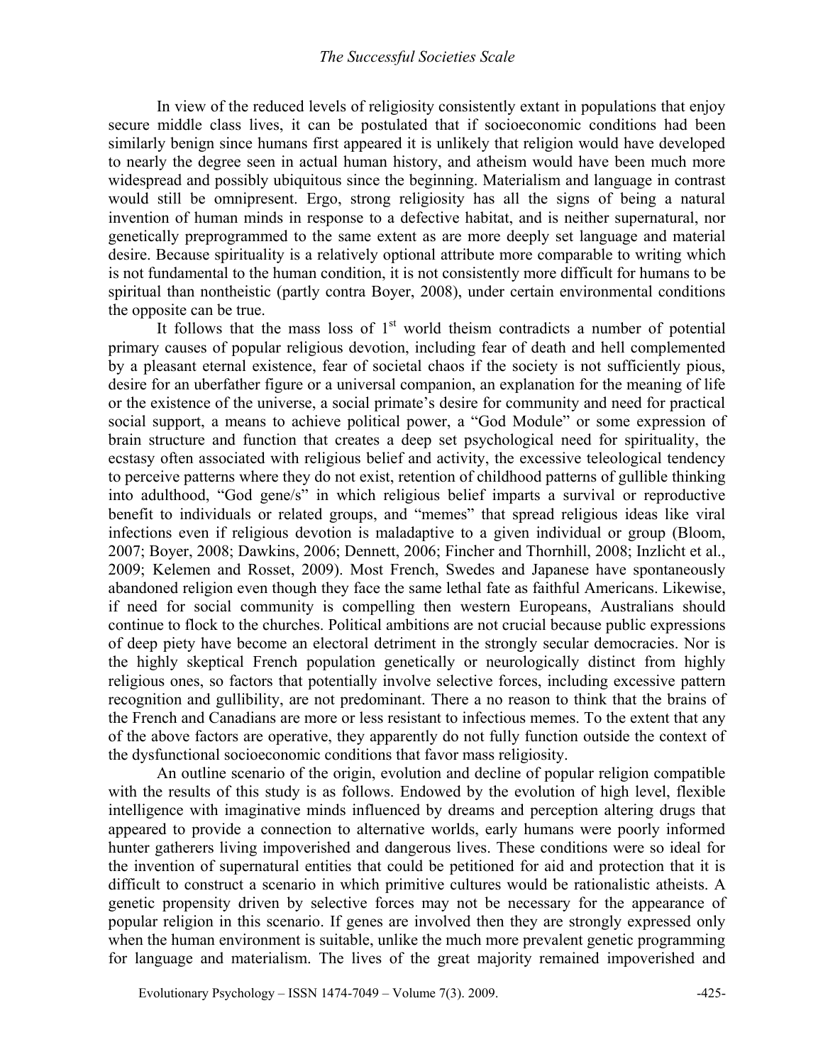In view of the reduced levels of religiosity consistently extant in populations that enjoy secure middle class lives, it can be postulated that if socioeconomic conditions had been similarly benign since humans first appeared it is unlikely that religion would have developed to nearly the degree seen in actual human history, and atheism would have been much more widespread and possibly ubiquitous since the beginning. Materialism and language in contrast would still be omnipresent. Ergo, strong religiosity has all the signs of being a natural invention of human minds in response to a defective habitat, and is neither supernatural, nor genetically preprogrammed to the same extent as are more deeply set language and material desire. Because spirituality is a relatively optional attribute more comparable to writing which is not fundamental to the human condition, it is not consistently more difficult for humans to be spiritual than nontheistic (partly contra Boyer, 2008), under certain environmental conditions the opposite can be true.

It follows that the mass loss of 1st world theism contradicts a number of potential primary causes of popular religious devotion, including fear of death and hell complemented by a pleasant eternal existence, fear of societal chaos if the society is not sufficiently pious, desire for an uberfather figure or a universal companion, an explanation for the meaning of life or the existence of the universe, a social primate's desire for community and need for practical social support, a means to achieve political power, a "God Module" or some expression of brain structure and function that creates a deep set psychological need for spirituality, the ecstasy often associated with religious belief and activity, the excessive teleological tendency to perceive patterns where they do not exist, retention of childhood patterns of gullible thinking into adulthood, "God gene/s" in which religious belief imparts a survival or reproductive benefit to individuals or related groups, and "memes" that spread religious ideas like viral infections even if religious devotion is maladaptive to a given individual or group (Bloom, 2007; Boyer, 2008; Dawkins, 2006; Dennett, 2006; Fincher and Thornhill, 2008; Inzlicht et al., 2009; Kelemen and Rosset, 2009). Most French, Swedes and Japanese have spontaneously abandoned religion even though they face the same lethal fate as faithful Americans. Likewise, if need for social community is compelling then western Europeans, Australians should continue to flock to the churches. Political ambitions are not crucial because public expressions of deep piety have become an electoral detriment in the strongly secular democracies. Nor is the highly skeptical French population genetically or neurologically distinct from highly religious ones, so factors that potentially involve selective forces, including excessive pattern recognition and gullibility, are not predominant. There a no reason to think that the brains of the French and Canadians are more or less resistant to infectious memes. To the extent that any of the above factors are operative, they apparently do not fully function outside the context of the dysfunctional socioeconomic conditions that favor mass religiosity.

An outline scenario of the origin, evolution and decline of popular religion compatible with the results of this study is as follows. Endowed by the evolution of high level, flexible intelligence with imaginative minds influenced by dreams and perception altering drugs that appeared to provide a connection to alternative worlds, early humans were poorly informed hunter gatherers living impoverished and dangerous lives. These conditions were so ideal for the invention of supernatural entities that could be petitioned for aid and protection that it is difficult to construct a scenario in which primitive cultures would be rationalistic atheists. A genetic propensity driven by selective forces may not be necessary for the appearance of popular religion in this scenario. If genes are involved then they are strongly expressed only when the human environment is suitable, unlike the much more prevalent genetic programming for language and materialism. The lives of the great majority remained impoverished and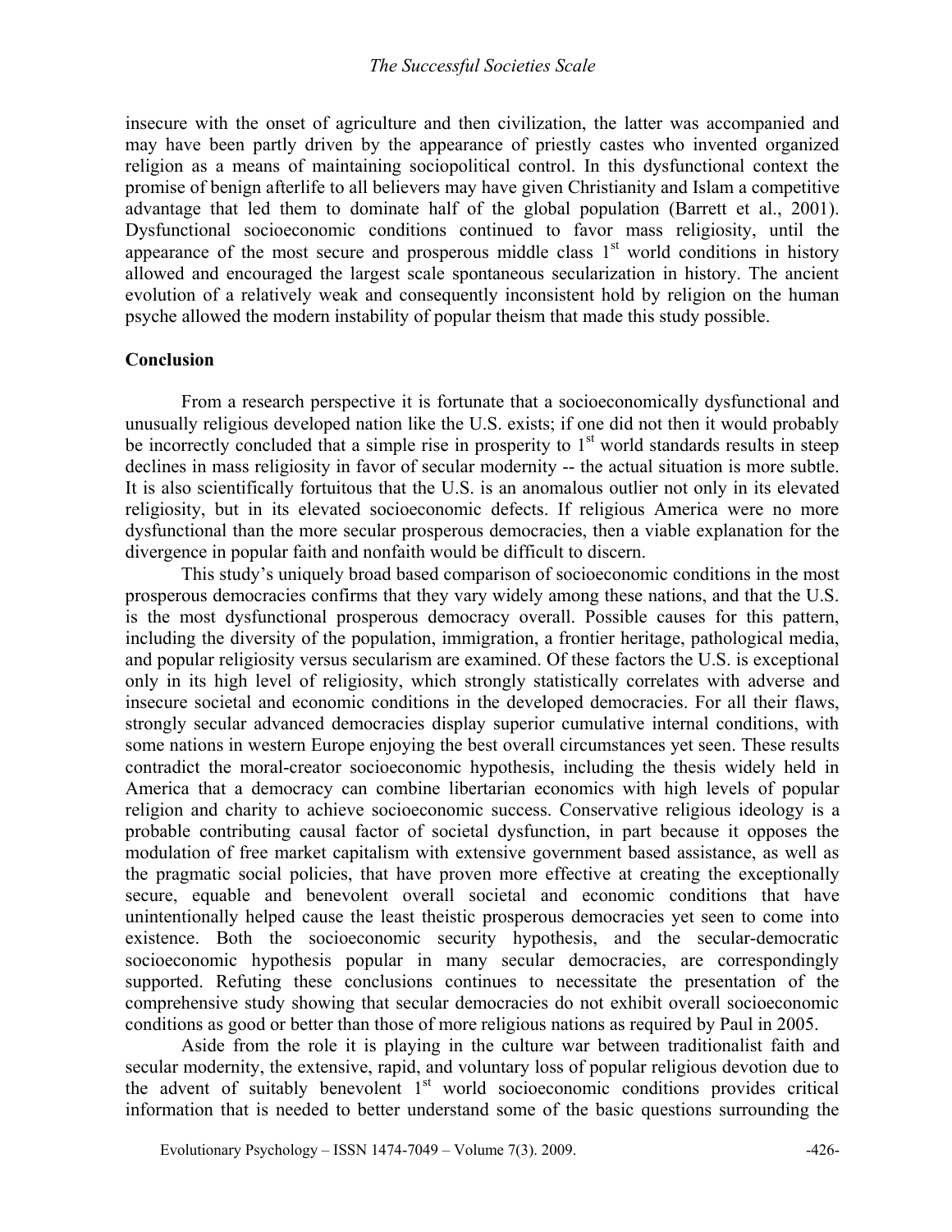insecure with the onset of agriculture and then civilization, the latter was accompanied and may have been partly driven by the appearance of priestly castes who invented organized religion as a means of maintaining sociopolitical control. In this dysfunctional context the promise of benign afterlife to all believers may have given Christianity and Islam a competitive advantage that led them to dominate half of the global population (Barrett et al., 2001). Dysfunctional socioeconomic conditions continued to favor mass religiosity, until the appearance of the most secure and prosperous middle class 1st world conditions in history allowed and encouraged the largest scale spontaneous secularization in history. The ancient evolution of a relatively weak and consequently inconsistent hold by religion on the human psyche allowed the modern instability of popular theism that made this study possible.

## Conclusion

From a research perspective it is fortunate that a socioeconomically dysfunctional and unusually religious developed nation like the U.S. exists; if one did not then it would probably be incorrectly concluded that a simple rise in prosperity to 1st world standards results in steep declines in mass religiosity in favor of secular modernity -- the actual situation is more subtle. It is also scientifically fortuitous that the U.S. is an anomalous outlier not only in its elevated religiosity, but in its elevated socioeconomic defects. If religious America were no more dysfunctional than the more secular prosperous democracies, then a viable explanation for the divergence in popular faith and nonfaith would be difficult to discern.

This study's uniquely broad based comparison of socioeconomic conditions in the most prosperous democracies confirms that they vary widely among these nations, and that the U.S. is the most dysfunctional prosperous democracy overall. Possible causes for this pattern, including the diversity of the population, immigration, a frontier heritage, pathological media, and popular religiosity versus secularism are examined. Of these factors the U.S. is exceptional only in its high level of religiosity, which strongly statistically correlates with adverse and insecure societal and economic conditions in the developed democracies. For all their flaws, strongly secular advanced democracies display superior cumulative internal conditions, with some nations in western Europe enjoying the best overall circumstances yet seen. These results contradict the moral-creator socioeconomic hypothesis, including the thesis widely held in America that a democracy can combine libertarian economics with high levels of popular religion and charity to achieve socioeconomic success. Conservative religious ideology is a probable contributing causal factor of societal dysfunction, in part because it opposes the modulation of free market capitalism with extensive government based assistance, as well as the pragmatic social policies, that have proven more effective at creating the exceptionally secure, equable and benevolent overall societal and economic conditions that have unintentionally helped cause the least theistic prosperous democracies yet seen to come into existence. Both the socioeconomic security hypothesis, and the secular-democratic socioeconomic hypothesis popular in many secular democracies, are correspondingly supported. Refuting these conclusions continues to necessitate the presentation of the comprehensive study showing that secular democracies do not exhibit overall socioeconomic conditions as good or better than those of more religious nations as required by Paul in 2005.

Aside from the role it is playing in the culture war between traditionalist faith and secular modernity, the extensive, rapid, and voluntary loss of popular religious devotion due to the advent of suitably benevolent 1st world socioeconomic conditions provides critical information that is needed to better understand some of the basic questions surrounding the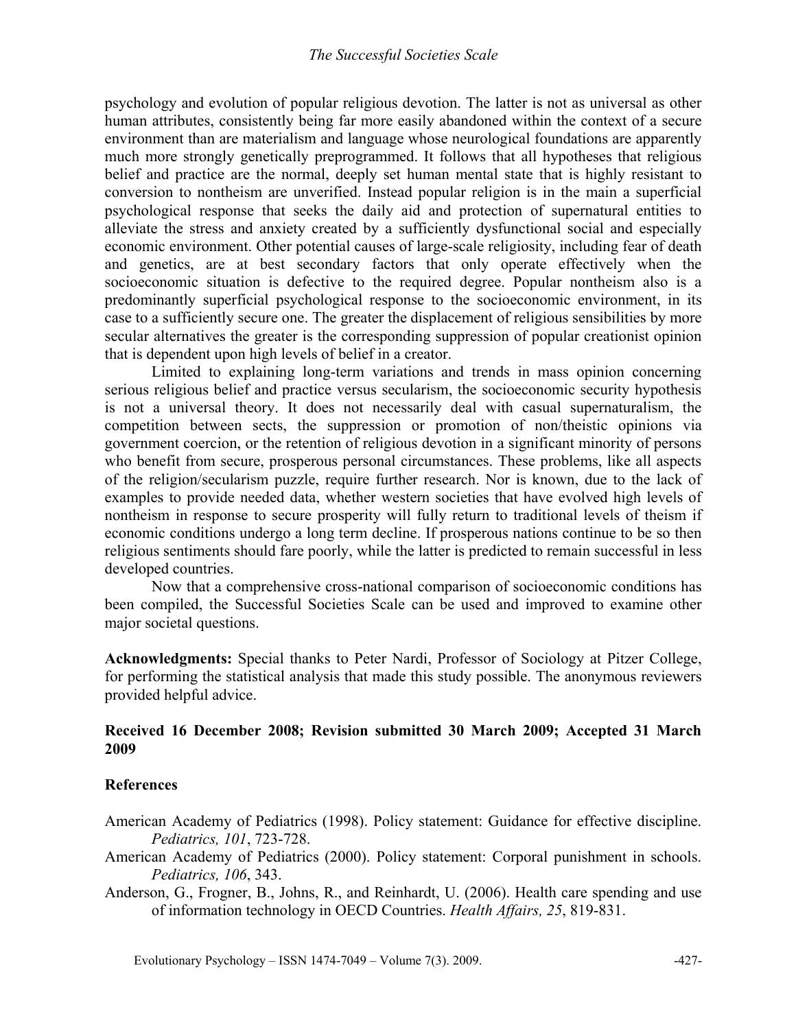psychology and evolution of popular religious devotion. The latter is not as universal as other human attributes, consistently being far more easily abandoned within the context of a secure environment than are materialism and language whose neurological foundations are apparently much more strongly genetically preprogrammed. It follows that all hypotheses that religious belief and practice are the normal, deeply set human mental state that is highly resistant to conversion to nontheism are unverified. Instead popular religion is in the main a superficial psychological response that seeks the daily aid and protection of supernatural entities to alleviate the stress and anxiety created by a sufficiently dysfunctional social and especially economic environment. Other potential causes of large-scale religiosity, including fear of death and genetics, are at best secondary factors that only operate effectively when the socioeconomic situation is defective to the required degree. Popular nontheism also is a predominantly superficial psychological response to the socioeconomic environment, in its case to a sufficiently secure one. The greater the displacement of religious sensibilities by more secular alternatives the greater is the corresponding suppression of popular creationist opinion that is dependent upon high levels of belief in a creator.

Limited to explaining long-term variations and trends in mass opinion concerning serious religious belief and practice versus secularism, the socioeconomic security hypothesis is not a universal theory. It does not necessarily deal with casual supernaturalism, the competition between sects, the suppression or promotion of non/theistic opinions via government coercion, or the retention of religious devotion in a significant minority of persons who benefit from secure, prosperous personal circumstances. These problems, like all aspects of the religion/secularism puzzle, require further research. Nor is known, due to the lack of examples to provide needed data, whether western societies that have evolved high levels of nontheism in response to secure prosperity will fully return to traditional levels of theism if economic conditions undergo a long term decline. If prosperous nations continue to be so then religious sentiments should fare poorly, while the latter is predicted to remain successful in less developed countries.

Now that a comprehensive cross-national comparison of socioeconomic conditions has been compiled, the Successful Societies Scale can be used and improved to examine other major societal questions.

**Acknowledgments:** Special thanks to Peter Nardi, Professor of Sociology at Pitzer College, for performing the statistical analysis that made this study possible. The anonymous reviewers provided helpful advice.

**Received 16 December 2008; Revision submitted 30 March 2009; Accepted 31 March 2009**

## References

American Academy of Pediatrics (1998). Policy statement: Guidance for effective discipline. *Pediatrics, 101*, 723-728.

American Academy of Pediatrics (2000). Policy statement: Corporal punishment in schools. *Pediatrics, 106*, 343.

Anderson, G., Frogner, B., Johns, R., and Reinhardt, U. (2006). Health care spending and use of information technology in OECD Countries. *Health Affairs, 25*, 819-831.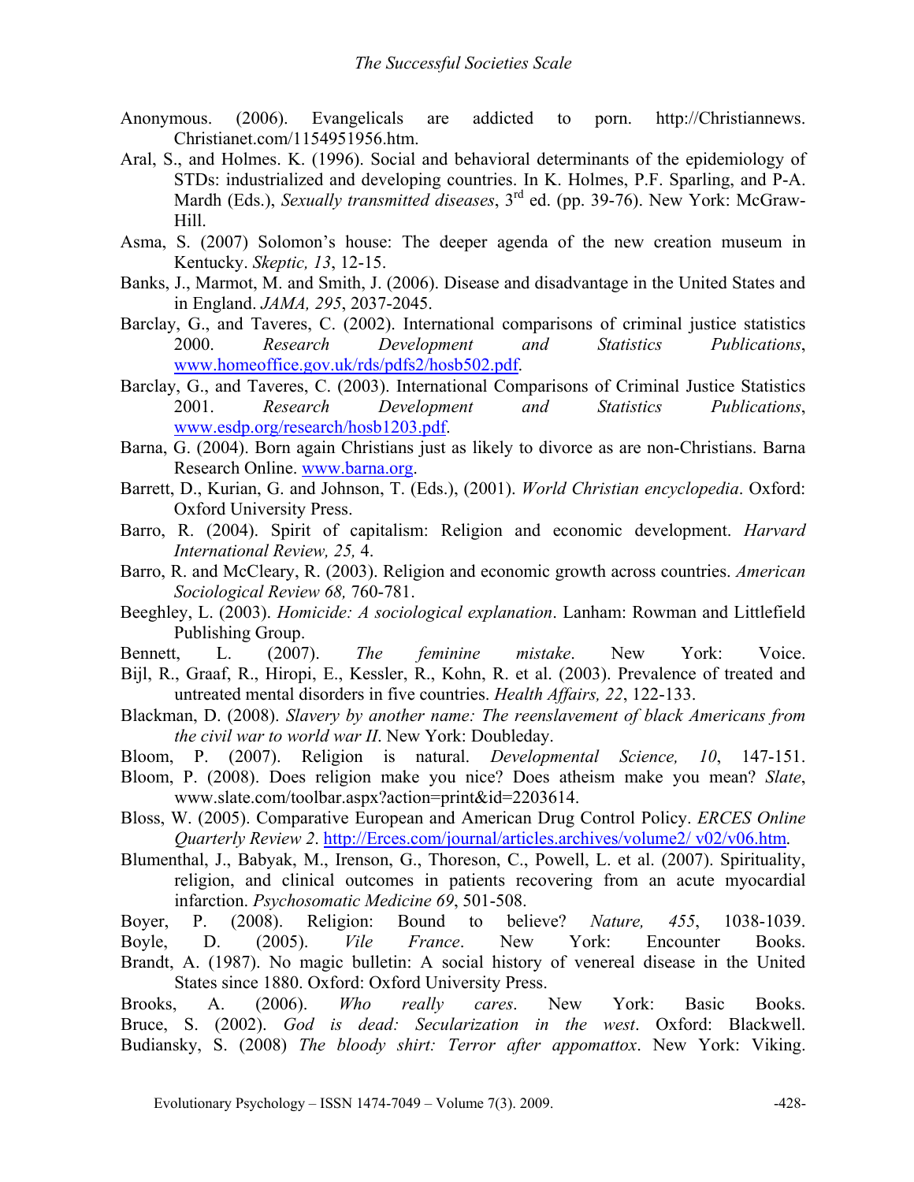Anonymous. (2006). Evangelicals are addicted to porn. http://Christiannews. Christianet.com/1154951956.htm.

Aral, S., and Holmes. K. (1996). Social and behavioral determinants of the epidemiology of STDs: industrialized and developing countries. In K. Holmes, P.F. Sparling, and P-A. Mardh (Eds.), *Sexually transmitted diseases*, 3rd ed. (pp. 39-76). New York: McGraw-Hill.

Asma, S. (2007) Solomon's house: The deeper agenda of the new creation museum in Kentucky. *Skeptic, 13*, 12-15.

Banks, J., Marmot, M. and Smith, J. (2006). Disease and disadvantage in the United States and in England. *JAMA, 295*, 2037-2045.

Barclay, G., and Taveres, C. (2002). International comparisons of criminal justice statistics 2000. *Research Development and Statistics Publications*, www.homeoffice.gov.uk/rds/pdfs2/hosb502.pdf.

Barclay, G., and Taveres, C. (2003). International Comparisons of Criminal Justice Statistics 2001. *Research Development and Statistics Publications*, www.esdp.org/research/hosb1203.pdf.

Barna, G. (2004). Born again Christians just as likely to divorce as are non-Christians. Barna Research Online. www.barna.org.

Barrett, D., Kurian, G. and Johnson, T. (Eds.), (2001). *World Christian encyclopedia*. Oxford: Oxford University Press.

Barro, R. (2004). Spirit of capitalism: Religion and economic development. *Harvard International Review, 25,* 4.

Barro, R. and McCleary, R. (2003). Religion and economic growth across countries. *American Sociological Review 68,* 760-781.

Beeghley, L. (2003). *Homicide: A sociological explanation*. Lanham: Rowman and Littlefield Publishing Group.

Bennett, L. (2007). *The feminine mistake*. New York: Voice.

Bijl, R., Graaf, R., Hiropi, E., Kessler, R., Kohn, R. et al. (2003). Prevalence of treated and untreated mental disorders in five countries. *Health Affairs, 22*, 122-133.

Blackman, D. (2008). *Slavery by another name: The reenslavement of black Americans from the civil war to world war II*. New York: Doubleday.

Bloom, P. (2007). Religion is natural. *Developmental Science, 10*, 147-151.

Bloom, P. (2008). Does religion make you nice? Does atheism make you mean? *Slate*, www.slate.com/toolbar.aspx?action=print&id=2203614.

Bloss, W. (2005). Comparative European and American Drug Control Policy. *ERCES Online Quarterly Review 2*. http://Erces.com/journal/articles.archives/volume2/ v02/v06.htm.

Blumenthal, J., Babyak, M., Irenson, G., Thoreson, C., Powell, L. et al. (2007). Spirituality, religion, and clinical outcomes in patients recovering from an acute myocardial infarction. *Psychosomatic Medicine 69*, 501-508.

Boyer, P. (2008). Religion: Bound to believe? *Nature, 455*, 1038-1039.

Boyle, D. (2005). *Vile France*. New York: Encounter Books.

Brandt, A. (1987). No magic bulletin: A social history of venereal disease in the United States since 1880. Oxford: Oxford University Press.

Brooks, A. (2006). *Who really cares*. New York: Basic Books.

Bruce, S. (2002). *God is dead: Secularization in the west*. Oxford: Blackwell.

Budiansky, S. (2008) *The bloody shirt: Terror after appomattox*. New York: Viking.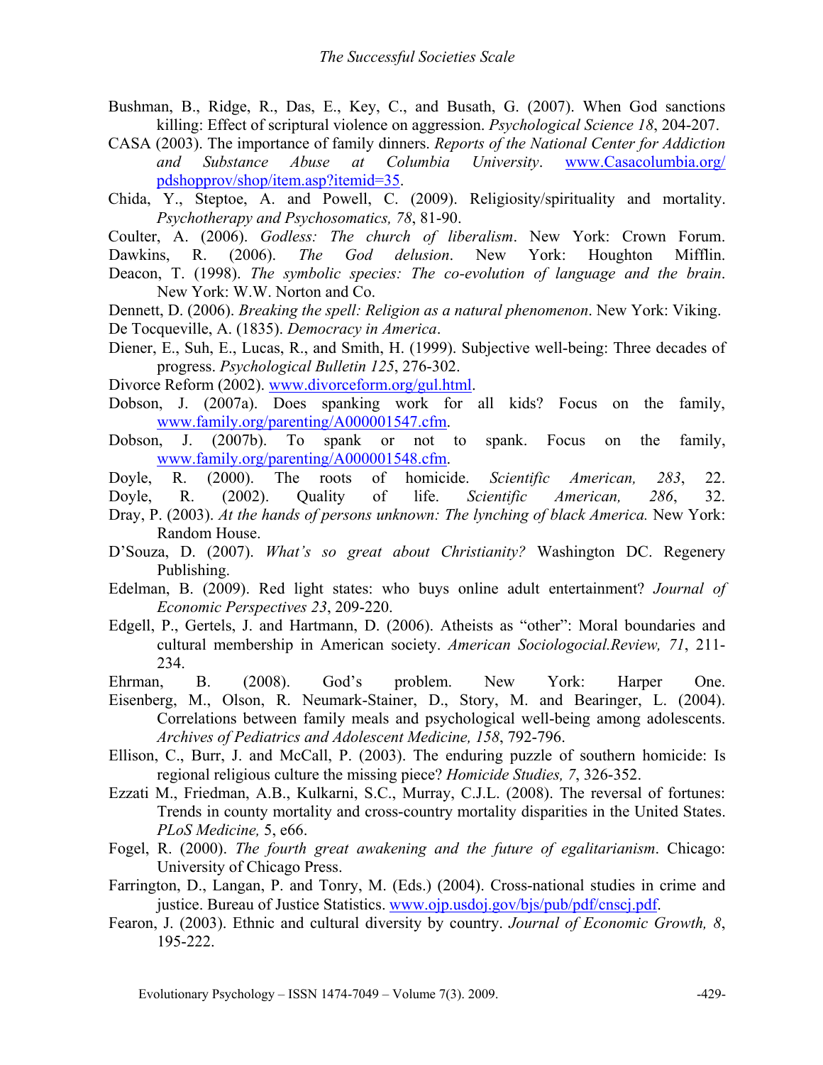Bushman, B., Ridge, R., Das, E., Key, C., and Busath, G. (2007). When God sanctions killing: Effect of scriptural violence on aggression. *Psychological Science 18*, 204-207.

CASA (2003). The importance of family dinners. *Reports of the National Center for Addiction and Substance Abuse at Columbia University*. www.Casacolumbia.org/pdshopprov/shop/item.asp?itemid=35.

Chida, Y., Steptoe, A. and Powell, C. (2009). Religiosity/spirituality and mortality. *Psychotherapy and Psychosomatics, 78*, 81-90.

Coulter, A. (2006). *Godless: The church of liberalism*. New York: Crown Forum.

Dawkins, R. (2006). *The God delusion*. New York: Houghton Mifflin.

Deacon, T. (1998). *The symbolic species: The co-evolution of language and the brain*. New York: W.W. Norton and Co.

Dennett, D. (2006). *Breaking the spell: Religion as a natural phenomenon*. New York: Viking.

De Tocqueville, A. (1835). *Democracy in America*.

Diener, E., Suh, E., Lucas, R., and Smith, H. (1999). Subjective well-being: Three decades of progress. *Psychological Bulletin 125*, 276-302.

Divorce Reform (2002). www.divorceform.org/gul.html.

Dobson, J. (2007a). Does spanking work for all kids? Focus on the family, www.family.org/parenting/A000001547.cfm.

Dobson, J. (2007b). To spank or not to spank. Focus on the family, www.family.org/parenting/A000001548.cfm.

Doyle, R. (2000). The roots of homicide. *Scientific American, 283*, 22.

Doyle, R. (2002). Quality of life. *Scientific American, 286*, 32.

Dray, P. (2003). *At the hands of persons unknown: The lynching of black America.* New York: Random House.

D'Souza, D. (2007). *What's so great about Christianity?* Washington DC. Regenery Publishing.

Edelman, B. (2009). Red light states: who buys online adult entertainment? *Journal of Economic Perspectives 23*, 209-220.

Edgell, P., Gertels, J. and Hartmann, D. (2006). Atheists as "other": Moral boundaries and cultural membership in American society. *American Sociologocial.Review, 71*, 211-234.

Ehrman, B. (2008). God's problem. New York: Harper One.

Eisenberg, M., Olson, R. Neumark-Stainer, D., Story, M. and Bearinger, L. (2004). Correlations between family meals and psychological well-being among adolescents. *Archives of Pediatrics and Adolescent Medicine, 158*, 792-796.

Ellison, C., Burr, J. and McCall, P. (2003). The enduring puzzle of southern homicide: Is regional religious culture the missing piece? *Homicide Studies, 7*, 326-352.

Ezzati M., Friedman, A.B., Kulkarni, S.C., Murray, C.J.L. (2008). The reversal of fortunes: Trends in county mortality and cross-country mortality disparities in the United States. *PLoS Medicine,* 5, e66.

Fogel, R. (2000). *The fourth great awakening and the future of egalitarianism*. Chicago: University of Chicago Press.

Farrington, D., Langan, P. and Tonry, M. (Eds.) (2004). Cross-national studies in crime and justice. Bureau of Justice Statistics. www.ojp.usdoj.gov/bjs/pub/pdf/cnscj.pdf.

Fearon, J. (2003). Ethnic and cultural diversity by country. *Journal of Economic Growth, 8*, 195-222.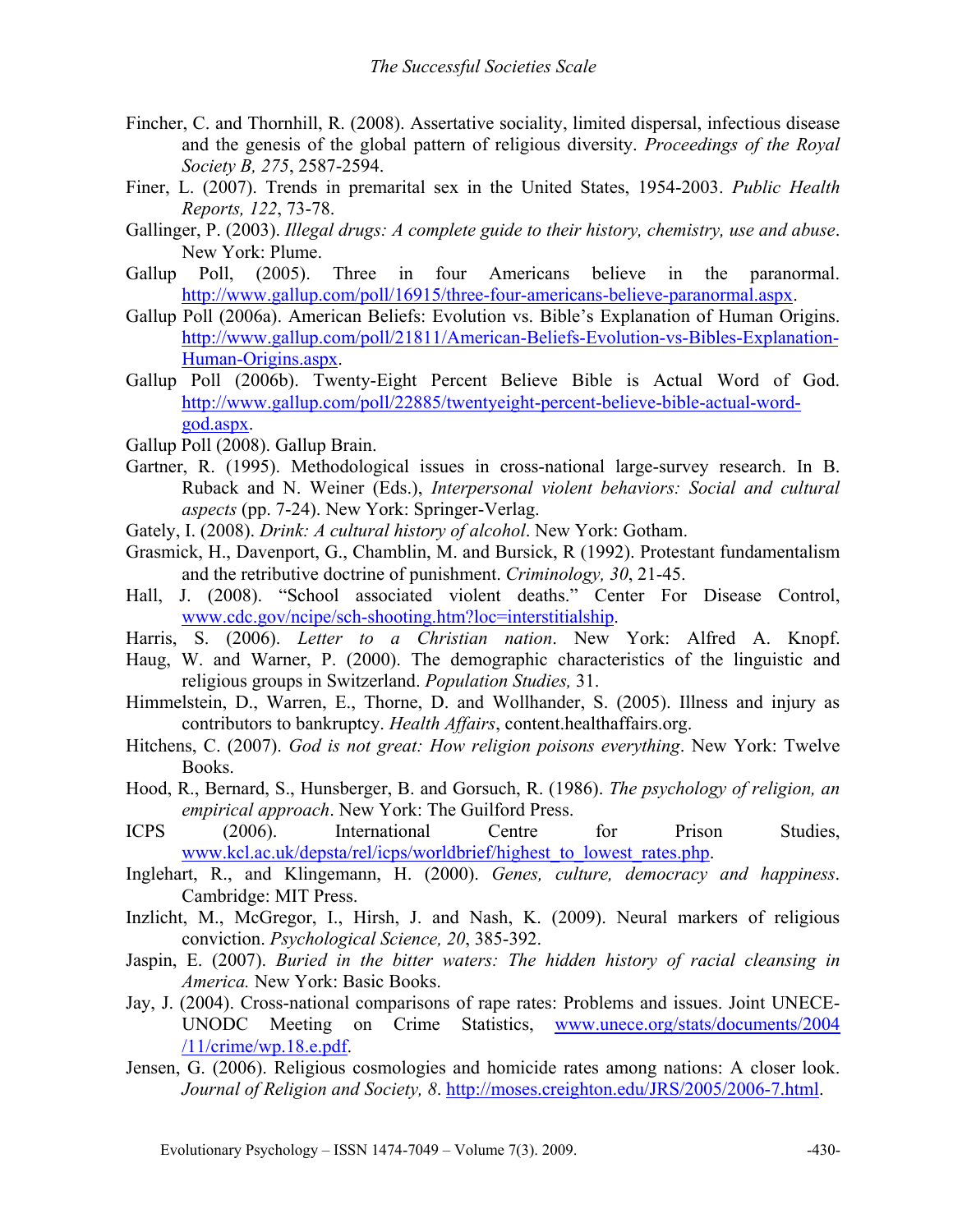Fincher, C. and Thornhill, R. (2008). Assertative sociality, limited dispersal, infectious disease and the genesis of the global pattern of religious diversity. *Proceedings of the Royal Society B, 275*, 2587-2594.

Finer, L. (2007). Trends in premarital sex in the United States, 1954-2003. *Public Health Reports, 122*, 73-78.

Gallinger, P. (2003). *Illegal drugs: A complete guide to their history, chemistry, use and abuse*. New York: Plume.

Gallup Poll, (2005). Three in four Americans believe in the paranormal. http://www.gallup.com/poll/16915/three-four-americans-believe-paranormal.aspx.

Gallup Poll (2006a). American Beliefs: Evolution vs. Bible's Explanation of Human Origins. http://www.gallup.com/poll/21811/American-Beliefs-Evolution-vs-Bibles-Explanation-Human-Origins.aspx.

Gallup Poll (2006b). Twenty-Eight Percent Believe Bible is Actual Word of God. http://www.gallup.com/poll/22885/twentyeight-percent-believe-bible-actual-word-god.aspx.

Gallup Poll (2008). Gallup Brain.

Gartner, R. (1995). Methodological issues in cross-national large-survey research. In B. Ruback and N. Weiner (Eds.), *Interpersonal violent behaviors: Social and cultural aspects* (pp. 7-24). New York: Springer-Verlag.

Gately, I. (2008). *Drink: A cultural history of alcohol*. New York: Gotham.

Grasmick, H., Davenport, G., Chamblin, M. and Bursick, R (1992). Protestant fundamentalism and the retributive doctrine of punishment. *Criminology, 30*, 21-45.

Hall, J. (2008). "School associated violent deaths." Center For Disease Control, www.cdc.gov/ncipe/sch-shooting.htm?loc=interstitialship.

Harris, S. (2006). *Letter to a Christian nation*. New York: Alfred A. Knopf.

Haug, W. and Warner, P. (2000). The demographic characteristics of the linguistic and religious groups in Switzerland. *Population Studies,* 31.

Himmelstein, D., Warren, E., Thorne, D. and Wollhander, S. (2005). Illness and injury as contributors to bankruptcy. *Health Affairs*, content.healthaffairs.org.

Hitchens, C. (2007). *God is not great: How religion poisons everything*. New York: Twelve Books.

Hood, R., Bernard, S., Hunsberger, B. and Gorsuch, R. (1986). *The psychology of religion, an empirical approach*. New York: The Guilford Press.

ICPS (2006). International Centre for Prison Studies, www.kcl.ac.uk/depsta/rel/icps/worldbrief/highest_to_lowest_rates.php.

Inglehart, R., and Klingemann, H. (2000). *Genes, culture, democracy and happiness*. Cambridge: MIT Press.

Inzlicht, M., McGregor, I., Hirsh, J. and Nash, K. (2009). Neural markers of religious conviction. *Psychological Science, 20*, 385-392.

Jaspin, E. (2007). *Buried in the bitter waters: The hidden history of racial cleansing in America.* New York: Basic Books.

Jay, J. (2004). Cross-national comparisons of rape rates: Problems and issues. Joint UNECE-UNODC Meeting on Crime Statistics, www.unece.org/stats/documents/2004/11/crime/wp.18.e.pdf.

Jensen, G. (2006). Religious cosmologies and homicide rates among nations: A closer look. *Journal of Religion and Society, 8*. http://moses.creighton.edu/JRS/2005/2006-7.html.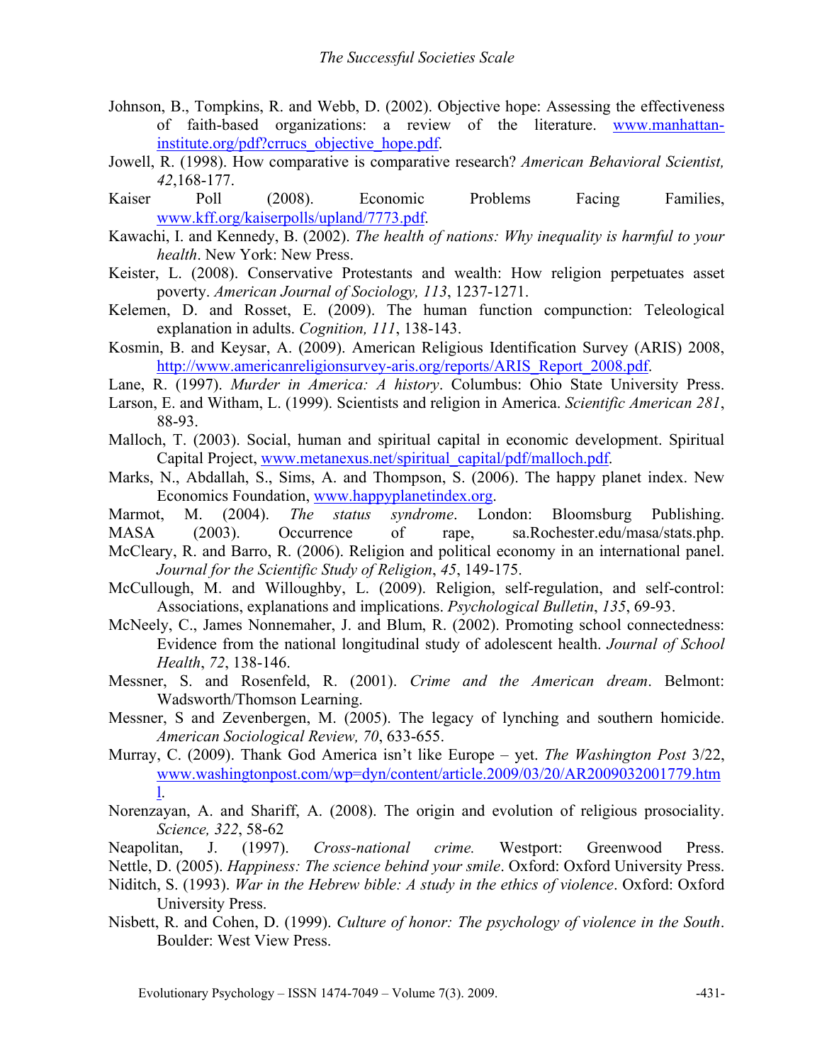Johnson, B., Tompkins, R. and Webb, D. (2002). Objective hope: Assessing the effectiveness of faith-based organizations: a review of the literature. www.manhattan-institute.org/pdf?crrucs_objective_hope.pdf.

Jowell, R. (1998). How comparative is comparative research? *American Behavioral Scientist, 42*,168-177.

Kaiser Poll (2008). Economic Problems Facing Families, www.kff.org/kaiserpolls/upland/7773.pdf.

Kawachi, I. and Kennedy, B. (2002). *The health of nations: Why inequality is harmful to your health*. New York: New Press.

Keister, L. (2008). Conservative Protestants and wealth: How religion perpetuates asset poverty. *American Journal of Sociology, 113*, 1237-1271.

Kelemen, D. and Rosset, E. (2009). The human function compunction: Teleological explanation in adults. *Cognition, 111*, 138-143.

Kosmin, B. and Keysar, A. (2009). American Religious Identification Survey (ARIS) 2008, http://www.americanreligionsurvey-aris.org/reports/ARIS_Report_2008.pdf.

Lane, R. (1997). *Murder in America: A history*. Columbus: Ohio State University Press.

Larson, E. and Witham, L. (1999). Scientists and religion in America. *Scientific American 281*, 88-93.

Malloch, T. (2003). Social, human and spiritual capital in economic development. Spiritual Capital Project, www.metanexus.net/spiritual_capital/pdf/malloch.pdf.

Marks, N., Abdallah, S., Sims, A. and Thompson, S. (2006). The happy planet index. New Economics Foundation, www.happyplanetindex.org.

Marmot, M. (2004). *The status syndrome*. London: Bloomsburg Publishing.

MASA (2003). Occurrence of rape, sa.Rochester.edu/masa/stats.php.

McCleary, R. and Barro, R. (2006). Religion and political economy in an international panel. *Journal for the Scientific Study of Religion*, *45*, 149-175.

McCullough, M. and Willoughby, L. (2009). Religion, self-regulation, and self-control: Associations, explanations and implications. *Psychological Bulletin*, *135*, 69-93.

McNeely, C., James Nonnemaher, J. and Blum, R. (2002). Promoting school connectedness: Evidence from the national longitudinal study of adolescent health. *Journal of School Health*, *72*, 138-146.

Messner, S. and Rosenfeld, R. (2001). *Crime and the American dream*. Belmont: Wadsworth/Thomson Learning.

Messner, S and Zevenbergen, M. (2005). The legacy of lynching and southern homicide. *American Sociological Review, 70*, 633-655.

Murray, C. (2009). Thank God America isn't like Europe – yet. *The Washington Post* 3/22, www.washingtonpost.com/wp=dyn/content/article.2009/03/20/AR2009032001779.html.

Norenzayan, A. and Shariff, A. (2008). The origin and evolution of religious prosociality. *Science, 322*, 58-62

Neapolitan, J. (1997). *Cross-national crime.* Westport: Greenwood Press.

Nettle, D. (2005). *Happiness: The science behind your smile*. Oxford: Oxford University Press.

Niditch, S. (1993). *War in the Hebrew bible: A study in the ethics of violence*. Oxford: Oxford University Press.

Nisbett, R. and Cohen, D. (1999). *Culture of honor: The psychology of violence in the South*. Boulder: West View Press.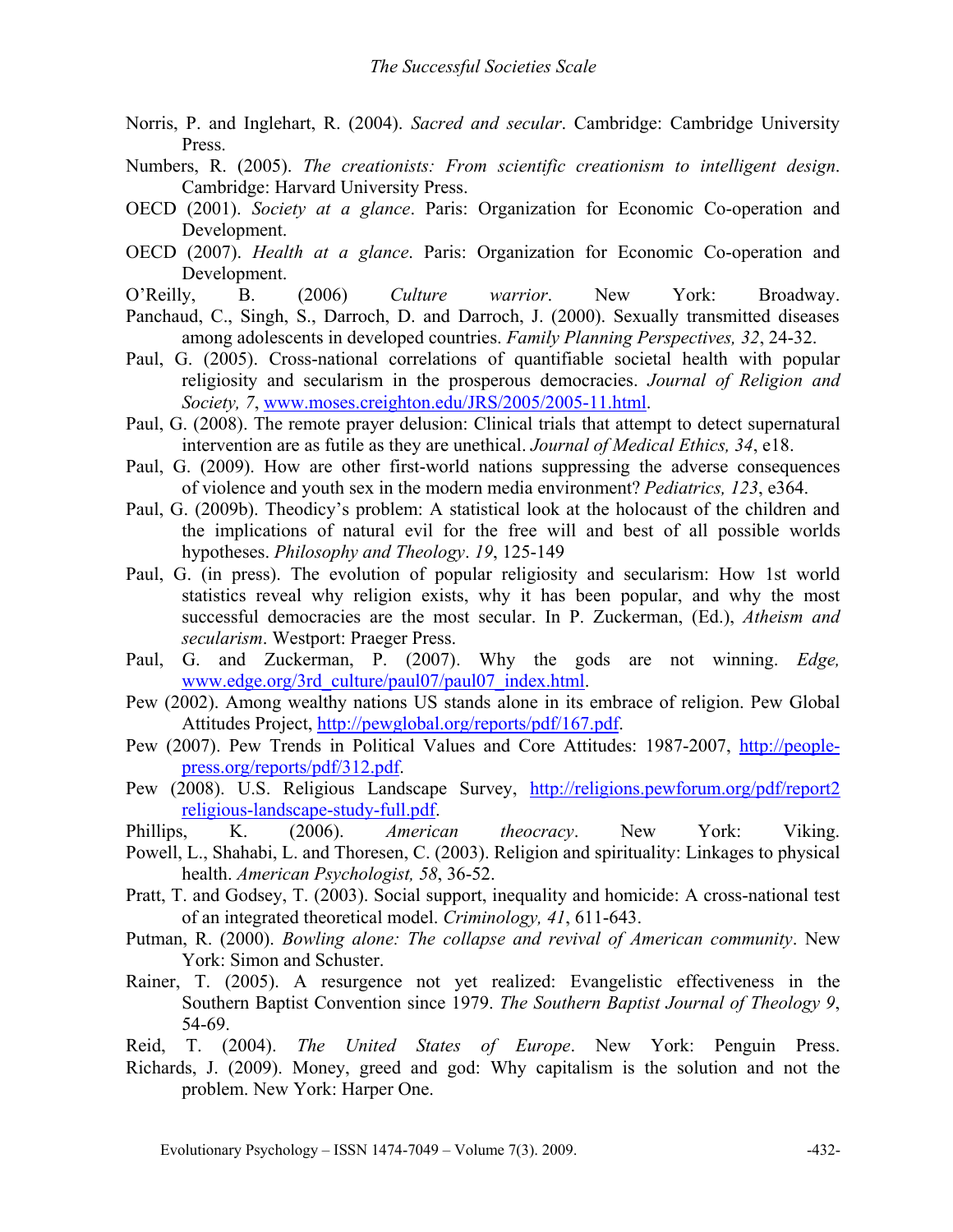Norris, P. and Inglehart, R. (2004). *Sacred and secular*. Cambridge: Cambridge University Press.

Numbers, R. (2005). *The creationists: From scientific creationism to intelligent design*. Cambridge: Harvard University Press.

OECD (2001). *Society at a glance*. Paris: Organization for Economic Co-operation and Development.

OECD (2007). *Health at a glance*. Paris: Organization for Economic Co-operation and Development.

O'Reilly, B. (2006) *Culture warrior*. New York: Broadway.

Panchaud, C., Singh, S., Darroch, D. and Darroch, J. (2000). Sexually transmitted diseases among adolescents in developed countries. *Family Planning Perspectives, 32*, 24-32.

Paul, G. (2005). Cross-national correlations of quantifiable societal health with popular religiosity and secularism in the prosperous democracies. *Journal of Religion and Society, 7*, www.moses.creighton.edu/JRS/2005/2005-11.html.

Paul, G. (2008). The remote prayer delusion: Clinical trials that attempt to detect supernatural intervention are as futile as they are unethical. *Journal of Medical Ethics, 34*, e18.

Paul, G. (2009). How are other first-world nations suppressing the adverse consequences of violence and youth sex in the modern media environment? *Pediatrics, 123*, e364.

Paul, G. (2009b). Theodicy's problem: A statistical look at the holocaust of the children and the implications of natural evil for the free will and best of all possible worlds hypotheses. *Philosophy and Theology*. *19*, 125-149

Paul, G. (in press). The evolution of popular religiosity and secularism: How 1st world statistics reveal why religion exists, why it has been popular, and why the most successful democracies are the most secular. In P. Zuckerman, (Ed.), *Atheism and secularism*. Westport: Praeger Press.

Paul, G. and Zuckerman, P. (2007). Why the gods are not winning. *Edge,* www.edge.org/3rd_culture/paul07/paul07_index.html.

Pew (2002). Among wealthy nations US stands alone in its embrace of religion. Pew Global Attitudes Project, http://pewglobal.org/reports/pdf/167.pdf.

Pew (2007). Pew Trends in Political Values and Core Attitudes: 1987-2007, http://people-press.org/reports/pdf/312.pdf.

Pew (2008). U.S. Religious Landscape Survey, http://religions.pewforum.org/pdf/report2 religious-landscape-study-full.pdf.

Phillips, K. (2006). *American theocracy*. New York: Viking.

Powell, L., Shahabi, L. and Thoresen, C. (2003). Religion and spirituality: Linkages to physical health. *American Psychologist, 58*, 36-52.

Pratt, T. and Godsey, T. (2003). Social support, inequality and homicide: A cross-national test of an integrated theoretical model. *Criminology, 41*, 611-643.

Putman, R. (2000). *Bowling alone: The collapse and revival of American community*. New York: Simon and Schuster.

Rainer, T. (2005). A resurgence not yet realized: Evangelistic effectiveness in the Southern Baptist Convention since 1979. *The Southern Baptist Journal of Theology 9*, 54-69.

Reid, T. (2004). *The United States of Europe*. New York: Penguin Press.

Richards, J. (2009). Money, greed and god: Why capitalism is the solution and not the problem. New York: Harper One.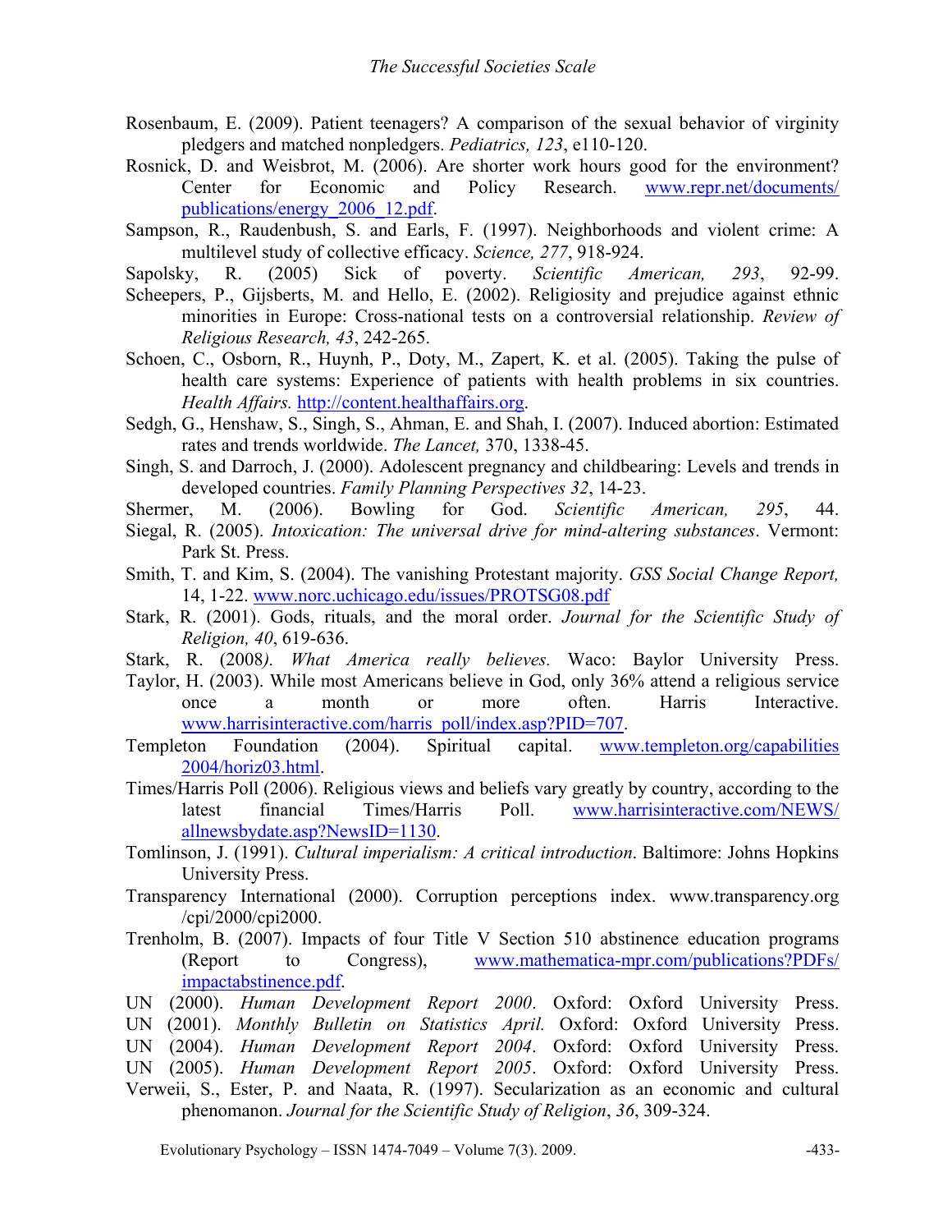Rosenbaum, E. (2009). Patient teenagers? A comparison of the sexual behavior of virginity pledgers and matched nonpledgers. *Pediatrics, 123*, e110-120.

Rosnick, D. and Weisbrot, M. (2006). Are shorter work hours good for the environment? Center for Economic and Policy Research. www.repr.net/documents/publications/energy_2006_12.pdf.

Sampson, R., Raudenbush, S. and Earls, F. (1997). Neighborhoods and violent crime: A multilevel study of collective efficacy. *Science, 277*, 918-924.

Sapolsky, R. (2005) Sick of poverty. *Scientific American, 293*, 92-99.

Scheepers, P., Gijsberts, M. and Hello, E. (2002). Religiosity and prejudice against ethnic minorities in Europe: Cross-national tests on a controversial relationship. *Review of Religious Research, 43*, 242-265.

Schoen, C., Osborn, R., Huynh, P., Doty, M., Zapert, K. et al. (2005). Taking the pulse of health care systems: Experience of patients with health problems in six countries. *Health Affairs.* http://content.healthaffairs.org.

Sedgh, G., Henshaw, S., Singh, S., Ahman, E. and Shah, I. (2007). Induced abortion: Estimated rates and trends worldwide. *The Lancet,* 370, 1338-45.

Singh, S. and Darroch, J. (2000). Adolescent pregnancy and childbearing: Levels and trends in developed countries. *Family Planning Perspectives 32*, 14-23.

Shermer, M. (2006). Bowling for God. *Scientific American, 295*, 44.

Siegal, R. (2005). *Intoxication: The universal drive for mind-altering substances*. Vermont: Park St. Press.

Smith, T. and Kim, S. (2004). The vanishing Protestant majority. *GSS Social Change Report,* 14, 1-22. www.norc.uchicago.edu/issues/PROTSG08.pdf

Stark, R. (2001). Gods, rituals, and the moral order. *Journal for the Scientific Study of Religion, 40*, 619-636.

Stark, R. (2008*). What America really believes.* Waco: Baylor University Press.

Taylor, H. (2003). While most Americans believe in God, only 36% attend a religious service once a month or more often. Harris Interactive. www.harrisinteractive.com/harris_poll/index.asp?PID=707.

Templeton Foundation (2004). Spiritual capital. www.templeton.org/capabilities2004/horiz03.html.

Times/Harris Poll (2006). Religious views and beliefs vary greatly by country, according to the latest financial Times/Harris Poll. www.harrisinteractive.com/NEWS/allnewsbydate.asp?NewsID=1130.

Tomlinson, J. (1991). *Cultural imperialism: A critical introduction*. Baltimore: Johns Hopkins University Press.

Transparency International (2000). Corruption perceptions index. www.transparency.org/cpi/2000/cpi2000.

Trenholm, B. (2007). Impacts of four Title V Section 510 abstinence education programs (Report to Congress), www.mathematica-mpr.com/publications?PDFs/impactabstinence.pdf.

UN (2000). *Human Development Report 2000*. Oxford: Oxford University Press.

UN (2001). *Monthly Bulletin on Statistics April.* Oxford: Oxford University Press.

UN (2004). *Human Development Report 2004*. Oxford: Oxford University Press.

UN (2005). *Human Development Report 2005*. Oxford: Oxford University Press.

Verweii, S., Ester, P. and Naata, R. (1997). Secularization as an economic and cultural phenomanon. *Journal for the Scientific Study of Religion*, *36*, 309-324.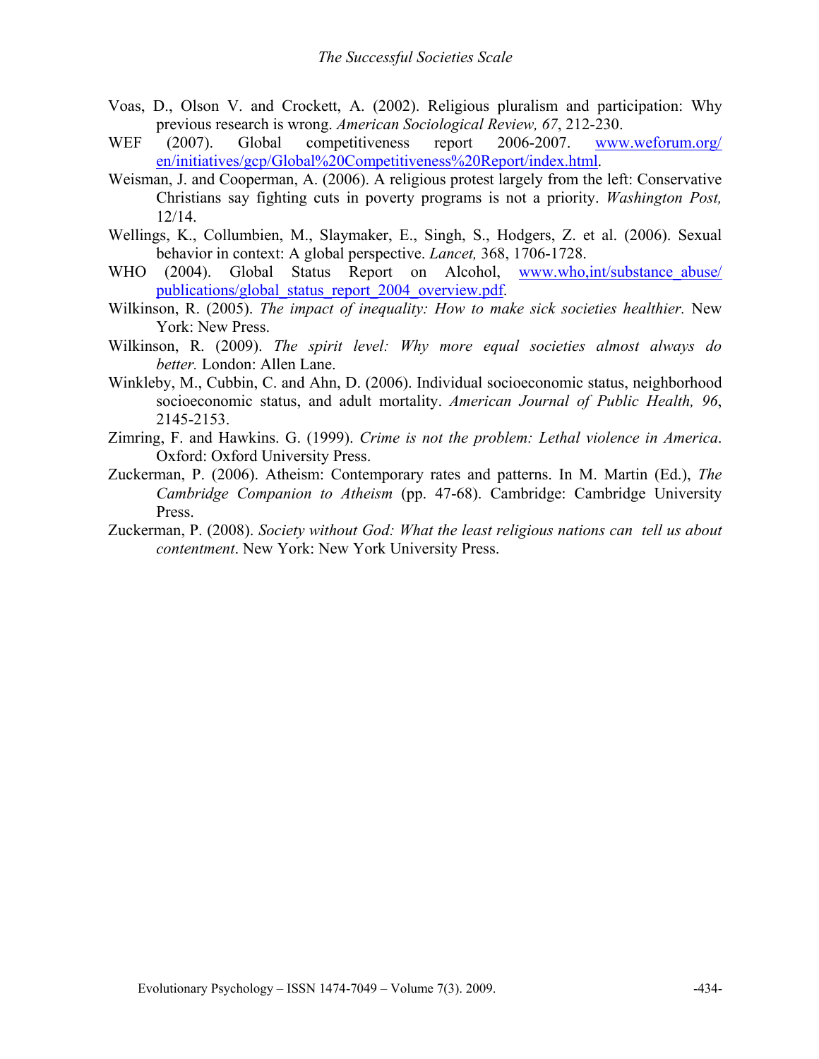Voas, D., Olson V. and Crockett, A. (2002). Religious pluralism and participation: Why previous research is wrong. *American Sociological Review, 67*, 212-230.

WEF (2007). Global competitiveness report 2006-2007. www.weforum.org/en/initiatives/gcp/Global%20Competitiveness%20Report/index.html.

Weisman, J. and Cooperman, A. (2006). A religious protest largely from the left: Conservative Christians say fighting cuts in poverty programs is not a priority. *Washington Post,* 12/14.

Wellings, K., Collumbien, M., Slaymaker, E., Singh, S., Hodgers, Z. et al. (2006). Sexual behavior in context: A global perspective. *Lancet,* 368, 1706-1728.

WHO (2004). Global Status Report on Alcohol, www.who,int/substance_abuse/publications/global_status_report_2004_overview.pdf.

Wilkinson, R. (2005). *The impact of inequality: How to make sick societies healthier.* New York: New Press.

Wilkinson, R. (2009). *The spirit level: Why more equal societies almost always do better.* London: Allen Lane.

Winkleby, M., Cubbin, C. and Ahn, D. (2006). Individual socioeconomic status, neighborhood socioeconomic status, and adult mortality. *American Journal of Public Health, 96*, 2145-2153.

Zimring, F. and Hawkins. G. (1999). *Crime is not the problem: Lethal violence in America*. Oxford: Oxford University Press.

Zuckerman, P. (2006). Atheism: Contemporary rates and patterns. In M. Martin (Ed.), *The Cambridge Companion to Atheism* (pp. 47-68). Cambridge: Cambridge University Press.

Zuckerman, P. (2008). *Society without God: What the least religious nations can tell us about contentment*. New York: New York University Press.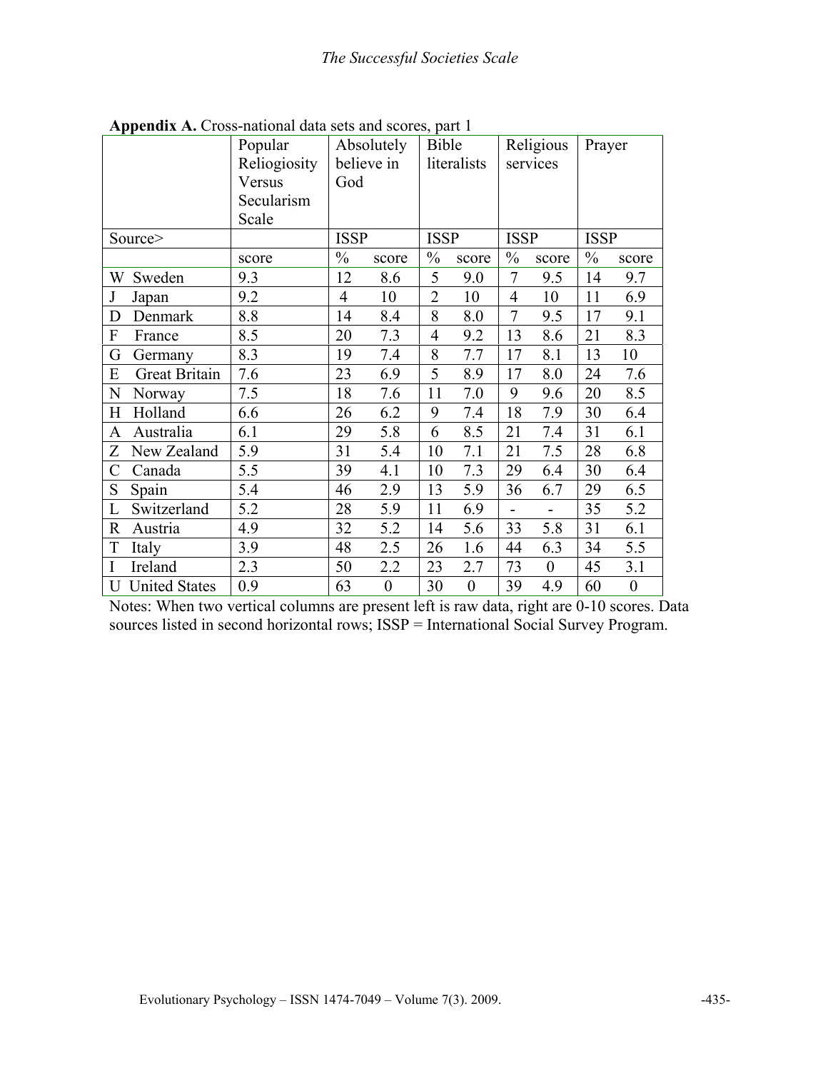**Appendix A.** Cross-national data sets and scores, part 1

| | Popular Reliogiosity Versus Secularism Scale | Absolutely believe in God | | Bible literalists | | Religious services | | Prayer | |
|---|---|---|---|---|---|---|---|---|---|
| Source> | | ISSP | | ISSP | | ISSP | | ISSP | |
| | score | % | score | % | score | % | score | % | score |
| W Sweden | 9.3 | 12 | 8.6 | 5 | 9.0 | 7 | 9.5 | 14 | 9.7 |
| J Japan | 9.2 | 4 | 10 | 2 | 10 | 4 | 10 | 11 | 6.9 |
| D Denmark | 8.8 | 14 | 8.4 | 8 | 8.0 | 7 | 9.5 | 17 | 9.1 |
| F France | 8.5 | 20 | 7.3 | 4 | 9.2 | 13 | 8.6 | 21 | 8.3 |
| G Germany | 8.3 | 19 | 7.4 | 8 | 7.7 | 17 | 8.1 | 13 | 10 |
| E Great Britain | 7.6 | 23 | 6.9 | 5 | 8.9 | 17 | 8.0 | 24 | 7.6 |
| N Norway | 7.5 | 18 | 7.6 | 11 | 7.0 | 9 | 9.6 | 20 | 8.5 |
| H Holland | 6.6 | 26 | 6.2 | 9 | 7.4 | 18 | 7.9 | 30 | 6.4 |
| A Australia | 6.1 | 29 | 5.8 | 6 | 8.5 | 21 | 7.4 | 31 | 6.1 |
| Z New Zealand | 5.9 | 31 | 5.4 | 10 | 7.1 | 21 | 7.5 | 28 | 6.8 |
| C Canada | 5.5 | 39 | 4.1 | 10 | 7.3 | 29 | 6.4 | 30 | 6.4 |
| S Spain | 5.4 | 46 | 2.9 | 13 | 5.9 | 36 | 6.7 | 29 | 6.5 |
| L Switzerland | 5.2 | 28 | 5.9 | 11 | 6.9 | - | - | 35 | 5.2 |
| R Austria | 4.9 | 32 | 5.2 | 14 | 5.6 | 33 | 5.8 | 31 | 6.1 |
| T Italy | 3.9 | 48 | 2.5 | 26 | 1.6 | 44 | 6.3 | 34 | 5.5 |
| I Ireland | 2.3 | 50 | 2.2 | 23 | 2.7 | 73 | 0 | 45 | 3.1 |
| U United States | 0.9 | 63 | 0 | 30 | 0 | 39 | 4.9 | 60 | 0 |

Notes: When two vertical columns are present left is raw data, right are 0-10 scores. Data sources listed in second horizontal rows; ISSP = International Social Survey Program.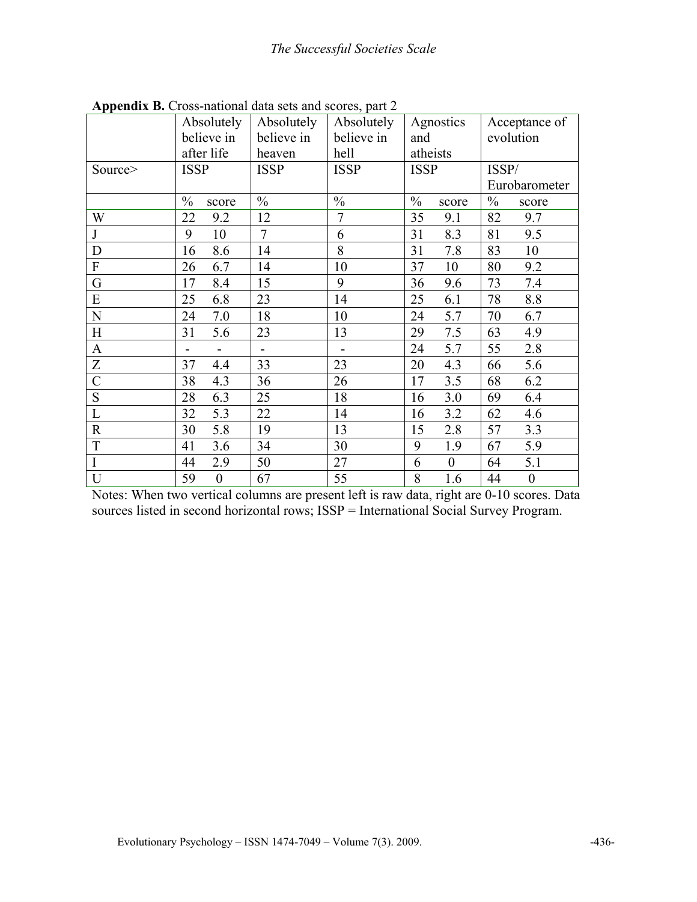**Appendix B.** Cross-national data sets and scores, part 2

| | Absolutely believe in after life | | Absolutely believe in heaven | Absolutely believe in hell | Agnostics and atheists | | Acceptance of evolution | |
|---|---|---|---|---|---|---|---|---|
| Source> | ISSP | | ISSP | ISSP | ISSP | | ISSP/ Eurobarometer | |
| | % | score | % | % | % | score | % | score |
| W | 22 | 9.2 | 12 | 7 | 35 | 9.1 | 82 | 9.7 |
| J | 9 | 10 | 7 | 6 | 31 | 8.3 | 81 | 9.5 |
| D | 16 | 8.6 | 14 | 8 | 31 | 7.8 | 83 | 10 |
| F | 26 | 6.7 | 14 | 10 | 37 | 10 | 80 | 9.2 |
| G | 17 | 8.4 | 15 | 9 | 36 | 9.6 | 73 | 7.4 |
| E | 25 | 6.8 | 23 | 14 | 25 | 6.1 | 78 | 8.8 |
| N | 24 | 7.0 | 18 | 10 | 24 | 5.7 | 70 | 6.7 |
| H | 31 | 5.6 | 23 | 13 | 29 | 7.5 | 63 | 4.9 |
| A | - | - | - | - | 24 | 5.7 | 55 | 2.8 |
| Z | 37 | 4.4 | 33 | 23 | 20 | 4.3 | 66 | 5.6 |
| C | 38 | 4.3 | 36 | 26 | 17 | 3.5 | 68 | 6.2 |
| S | 28 | 6.3 | 25 | 18 | 16 | 3.0 | 69 | 6.4 |
| L | 32 | 5.3 | 22 | 14 | 16 | 3.2 | 62 | 4.6 |
| R | 30 | 5.8 | 19 | 13 | 15 | 2.8 | 57 | 3.3 |
| T | 41 | 3.6 | 34 | 30 | 9 | 1.9 | 67 | 5.9 |
| I | 44 | 2.9 | 50 | 27 | 6 | 0 | 64 | 5.1 |
| U | 59 | 0 | 67 | 55 | 8 | 1.6 | 44 | 0 |

Notes: When two vertical columns are present left is raw data, right are 0-10 scores. Data sources listed in second horizontal rows; ISSP = International Social Survey Program.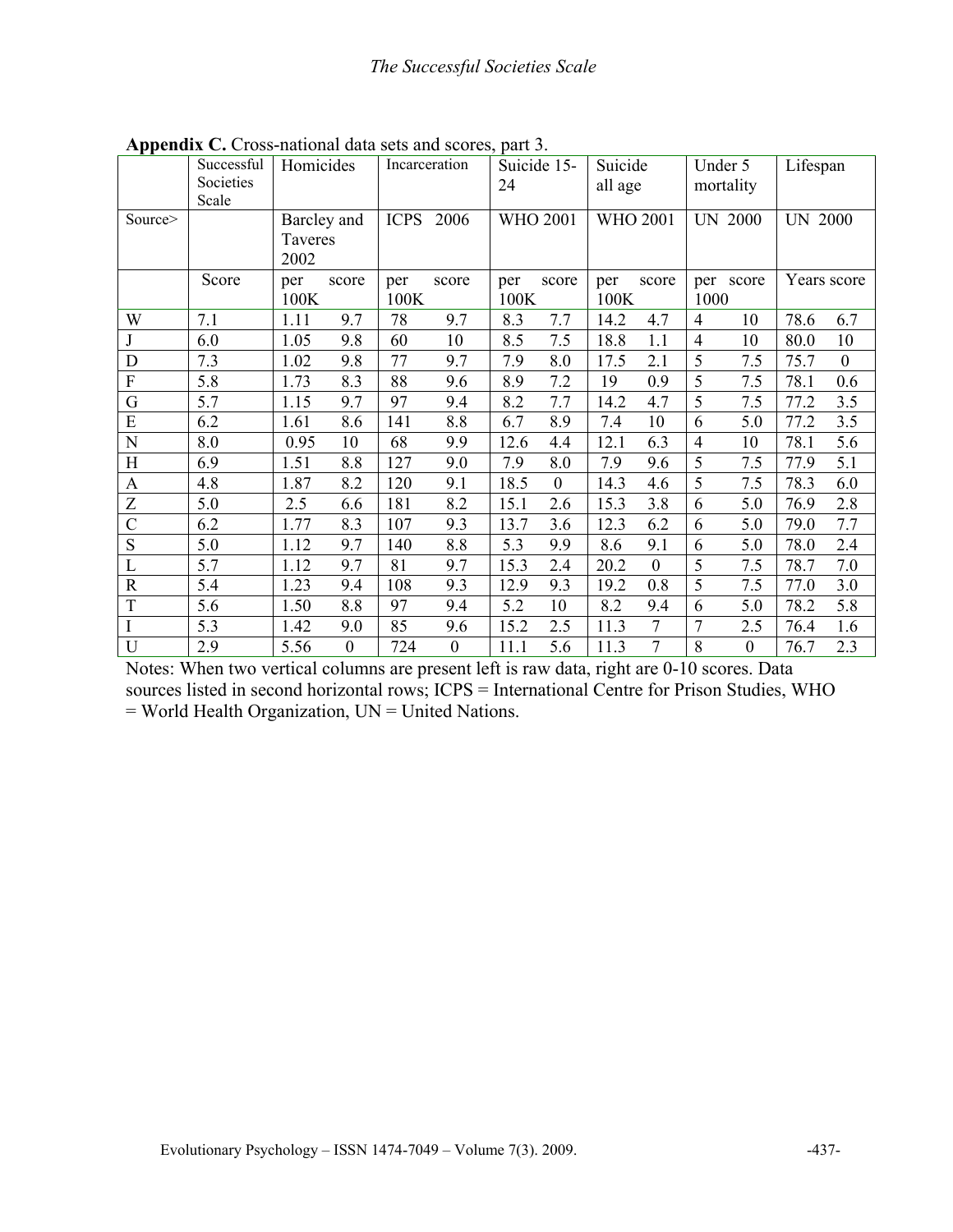**Appendix C.** Cross-national data sets and scores, part 3.

| | Successful Societies Scale | Homicides | | Incarceration | | Suicide 15-24 | | Suicide all age | | Under 5 mortality | | Lifespan | |
|---|---|---|---|---|---|---|---|---|---|---|---|---|---|
| Source> | | Barcley and Taveres 2002 | | ICPS 2006 | | WHO 2001 | | WHO 2001 | | UN 2000 | | UN 2000 | |
| | Score | per 100K | score | per 100K | score | per 100K | score | per 100K | score | per 1000 | score | Years | score |
| W | 7.1 | 1.11 | 9.7 | 78 | 9.7 | 8.3 | 7.7 | 14.2 | 4.7 | 4 | 10 | 78.6 | 6.7 |
| J | 6.0 | 1.05 | 9.8 | 60 | 10 | 8.5 | 7.5 | 18.8 | 1.1 | 4 | 10 | 80.0 | 10 |
| D | 7.3 | 1.02 | 9.8 | 77 | 9.7 | 7.9 | 8.0 | 17.5 | 2.1 | 5 | 7.5 | 75.7 | 0 |
| F | 5.8 | 1.73 | 8.3 | 88 | 9.6 | 8.9 | 7.2 | 19 | 0.9 | 5 | 7.5 | 78.1 | 0.6 |
| G | 5.7 | 1.15 | 9.7 | 97 | 9.4 | 8.2 | 7.7 | 14.2 | 4.7 | 5 | 7.5 | 77.2 | 3.5 |
| E | 6.2 | 1.61 | 8.6 | 141 | 8.8 | 6.7 | 8.9 | 7.4 | 10 | 6 | 5.0 | 77.2 | 3.5 |
| N | 8.0 | 0.95 | 10 | 68 | 9.9 | 12.6 | 4.4 | 12.1 | 6.3 | 4 | 10 | 78.1 | 5.6 |
| H | 6.9 | 1.51 | 8.8 | 127 | 9.0 | 7.9 | 8.0 | 7.9 | 9.6 | 5 | 7.5 | 77.9 | 5.1 |
| A | 4.8 | 1.87 | 8.2 | 120 | 9.1 | 18.5 | 0 | 14.3 | 4.6 | 5 | 7.5 | 78.3 | 6.0 |
| Z | 5.0 | 2.5 | 6.6 | 181 | 8.2 | 15.1 | 2.6 | 15.3 | 3.8 | 6 | 5.0 | 76.9 | 2.8 |
| C | 6.2 | 1.77 | 8.3 | 107 | 9.3 | 13.7 | 3.6 | 12.3 | 6.2 | 6 | 5.0 | 79.0 | 7.7 |
| S | 5.0 | 1.12 | 9.7 | 140 | 8.8 | 5.3 | 9.9 | 8.6 | 9.1 | 6 | 5.0 | 78.0 | 2.4 |
| L | 5.7 | 1.12 | 9.7 | 81 | 9.7 | 15.3 | 2.4 | 20.2 | 0 | 5 | 7.5 | 78.7 | 7.0 |
| R | 5.4 | 1.23 | 9.4 | 108 | 9.3 | 12.9 | 9.3 | 19.2 | 0.8 | 5 | 7.5 | 77.0 | 3.0 |
| T | 5.6 | 1.50 | 8.8 | 97 | 9.4 | 5.2 | 10 | 8.2 | 9.4 | 6 | 5.0 | 78.2 | 5.8 |
| I | 5.3 | 1.42 | 9.0 | 85 | 9.6 | 15.2 | 2.5 | 11.3 | 7 | 7 | 2.5 | 76.4 | 1.6 |
| U | 2.9 | 5.56 | 0 | 724 | 0 | 11.1 | 5.6 | 11.3 | 7 | 8 | 0 | 76.7 | 2.3 |

Notes: When two vertical columns are present left is raw data, right are 0-10 scores. Data sources listed in second horizontal rows; ICPS = International Centre for Prison Studies, WHO = World Health Organization, UN = United Nations.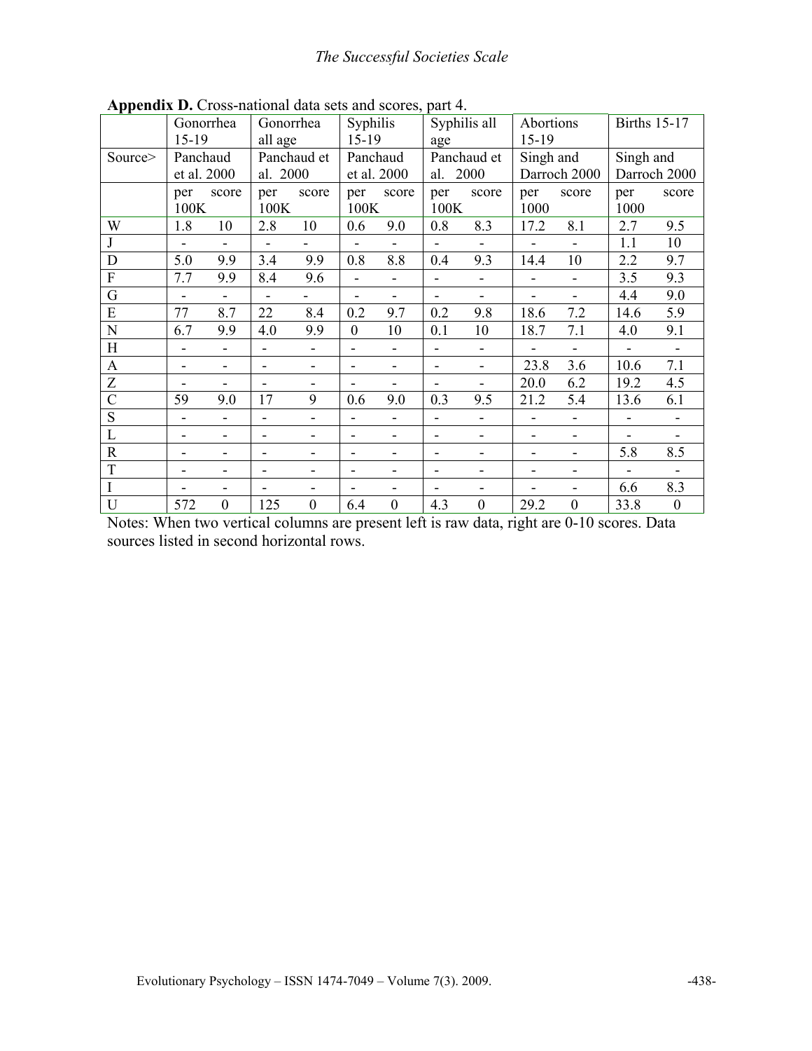**Appendix D.** Cross-national data sets and scores, part 4.

| | Gonorrhea 15-19 | | Gonorrhea all age | | Syphilis 15-19 | | Syphilis all age | | Abortions 15-19 | | Births 15-17 | |
|---|---|---|---|---|---|---|---|---|---|---|---|---|
| Source> | Panchaud et al. 2000 | | Panchaud et al. 2000 | | Panchaud et al. 2000 | | Panchaud et al. 2000 | | Singh and Darroch 2000 | | Singh and Darroch 2000 | |
| | per 100K | score | per 100K | score | per 100K | score | per 100K | score | per 1000 | score | per 1000 | score |
| W | 1.8 | 10 | 2.8 | 10 | 0.6 | 9.0 | 0.8 | 8.3 | 17.2 | 8.1 | 2.7 | 9.5 |
| J | - | - | - | - | - | - | - | - | - | - | 1.1 | 10 |
| D | 5.0 | 9.9 | 3.4 | 9.9 | 0.8 | 8.8 | 0.4 | 9.3 | 14.4 | 10 | 2.2 | 9.7 |
| F | 7.7 | 9.9 | 8.4 | 9.6 | - | - | - | - | - | - | 3.5 | 9.3 |
| G | - | - | - | - | - | - | - | - | - | - | 4.4 | 9.0 |
| E | 77 | 8.7 | 22 | 8.4 | 0.2 | 9.7 | 0.2 | 9.8 | 18.6 | 7.2 | 14.6 | 5.9 |
| N | 6.7 | 9.9 | 4.0 | 9.9 | 0 | 10 | 0.1 | 10 | 18.7 | 7.1 | 4.0 | 9.1 |
| H | - | - | - | - | - | - | - | - | - | - | - | - |
| A | - | - | - | - | - | - | - | - | 23.8 | 3.6 | 10.6 | 7.1 |
| Z | - | - | - | - | - | - | - | - | 20.0 | 6.2 | 19.2 | 4.5 |
| C | 59 | 9.0 | 17 | 9 | 0.6 | 9.0 | 0.3 | 9.5 | 21.2 | 5.4 | 13.6 | 6.1 |
| S | - | - | - | - | - | - | - | - | - | - | - | - |
| L | - | - | - | - | - | - | - | - | - | - | - | - |
| R | - | - | - | - | - | - | - | - | - | - | 5.8 | 8.5 |
| T | - | - | - | - | - | - | - | - | - | - | - | - |
| I | - | - | - | - | - | - | - | - | - | - | 6.6 | 8.3 |
| U | 572 | 0 | 125 | 0 | 6.4 | 0 | 4.3 | 0 | 29.2 | 0 | 33.8 | 0 |

Notes: When two vertical columns are present left is raw data, right are 0-10 scores. Data sources listed in second horizontal rows.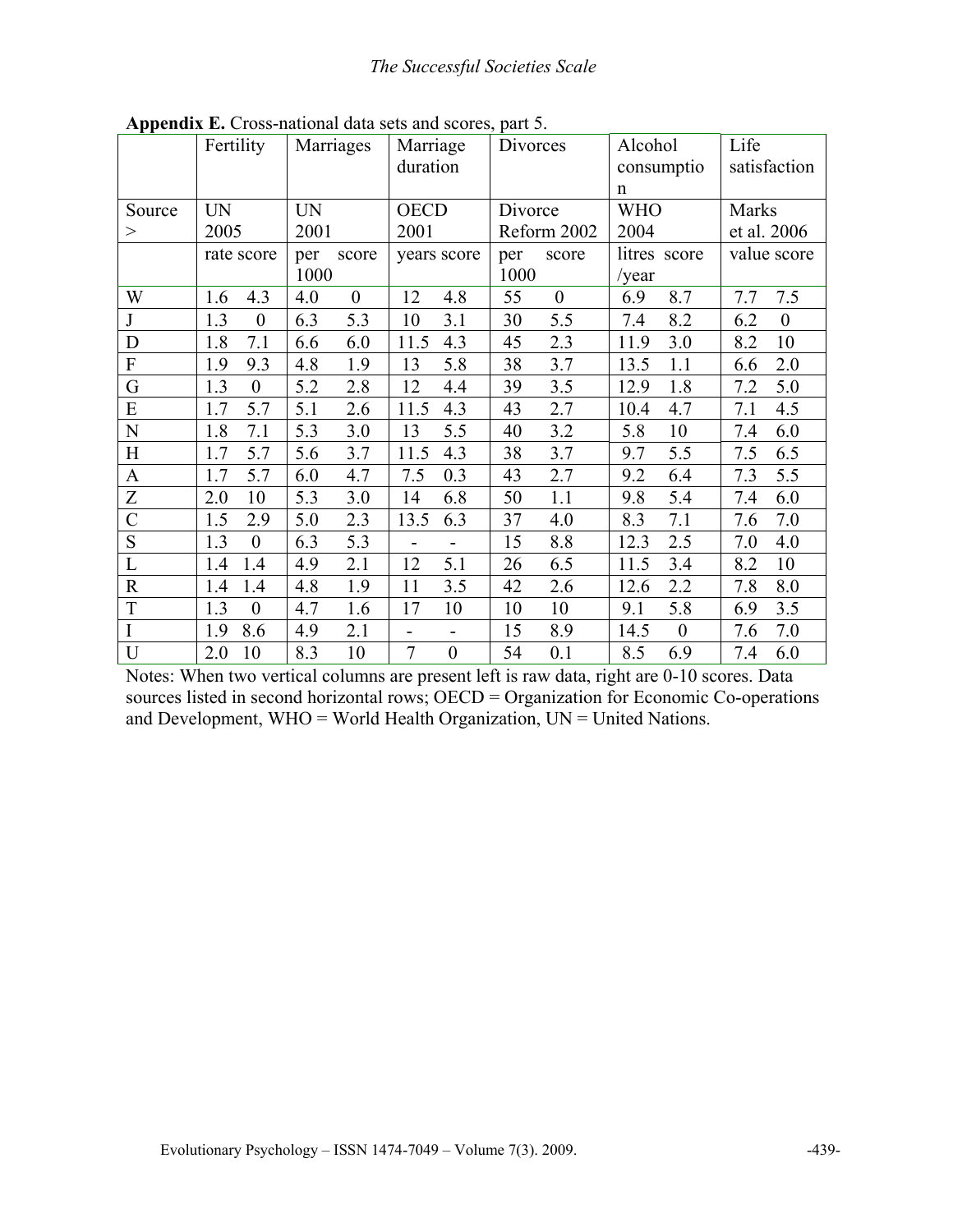**Appendix E.** Cross-national data sets and scores, part 5.

| | Fertility | | Marriages | | Marriage duration | | Divorces | | Alcohol consumption | | Life satisfaction | |
|---|---|---|---|---|---|---|---|---|---|---|---|---|
| Source > | UN 2005 | | UN 2001 | | OECD 2001 | | Divorce Reform 2002 | | WHO 2004 | | Marks et al. 2006 | |
| | rate | score | per 1000 | score | years | score | per 1000 | score | litres /year | score | value | score |
| W | 1.6 | 4.3 | 4.0 | 0 | 12 | 4.8 | 55 | 0 | 6.9 | 8.7 | 7.7 | 7.5 |
| J | 1.3 | 0 | 6.3 | 5.3 | 10 | 3.1 | 30 | 5.5 | 7.4 | 8.2 | 6.2 | 0 |
| D | 1.8 | 7.1 | 6.6 | 6.0 | 11.5 | 4.3 | 45 | 2.3 | 11.9 | 3.0 | 8.2 | 10 |
| F | 1.9 | 9.3 | 4.8 | 1.9 | 13 | 5.8 | 38 | 3.7 | 13.5 | 1.1 | 6.6 | 2.0 |
| G | 1.3 | 0 | 5.2 | 2.8 | 12 | 4.4 | 39 | 3.5 | 12.9 | 1.8 | 7.2 | 5.0 |
| E | 1.7 | 5.7 | 5.1 | 2.6 | 11.5 | 4.3 | 43 | 2.7 | 10.4 | 4.7 | 7.1 | 4.5 |
| N | 1.8 | 7.1 | 5.3 | 3.0 | 13 | 5.5 | 40 | 3.2 | 5.8 | 10 | 7.4 | 6.0 |
| H | 1.7 | 5.7 | 5.6 | 3.7 | 11.5 | 4.3 | 38 | 3.7 | 9.7 | 5.5 | 7.5 | 6.5 |
| A | 1.7 | 5.7 | 6.0 | 4.7 | 7.5 | 0.3 | 43 | 2.7 | 9.2 | 6.4 | 7.3 | 5.5 |
| Z | 2.0 | 10 | 5.3 | 3.0 | 14 | 6.8 | 50 | 1.1 | 9.8 | 5.4 | 7.4 | 6.0 |
| C | 1.5 | 2.9 | 5.0 | 2.3 | 13.5 | 6.3 | 37 | 4.0 | 8.3 | 7.1 | 7.6 | 7.0 |
| S | 1.3 | 0 | 6.3 | 5.3 | - | - | 15 | 8.8 | 12.3 | 2.5 | 7.0 | 4.0 |
| L | 1.4 | 1.4 | 4.9 | 2.1 | 12 | 5.1 | 26 | 6.5 | 11.5 | 3.4 | 8.2 | 10 |
| R | 1.4 | 1.4 | 4.8 | 1.9 | 11 | 3.5 | 42 | 2.6 | 12.6 | 2.2 | 7.8 | 8.0 |
| T | 1.3 | 0 | 4.7 | 1.6 | 17 | 10 | 10 | 10 | 9.1 | 5.8 | 6.9 | 3.5 |
| I | 1.9 | 8.6 | 4.9 | 2.1 | - | - | 15 | 8.9 | 14.5 | 0 | 7.6 | 7.0 |
| U | 2.0 | 10 | 8.3 | 10 | 7 | 0 | 54 | 0.1 | 8.5 | 6.9 | 7.4 | 6.0 |

Notes: When two vertical columns are present left is raw data, right are 0-10 scores. Data sources listed in second horizontal rows; OECD = Organization for Economic Co-operations and Development, WHO = World Health Organization, UN = United Nations.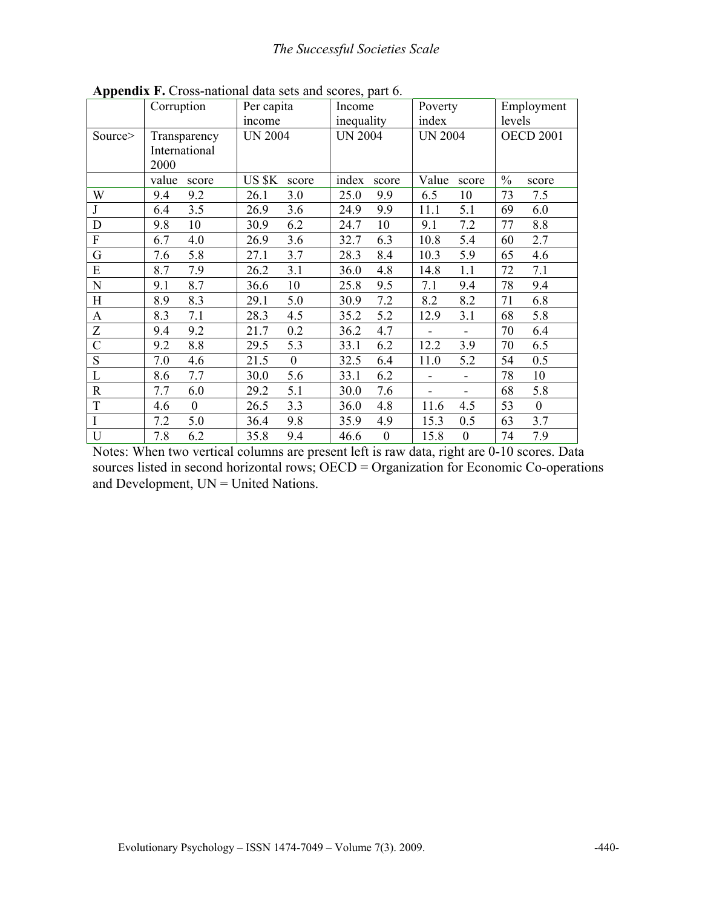**Appendix F.** Cross-national data sets and scores, part 6.

| | Corruption | | Per capita income | | Income inequality | | Poverty index | | Employment levels | |
|---|---|---|---|---|---|---|---|---|---|---|
| Source> | Transparency International 2000 | | UN 2004 | | UN 2004 | | UN 2004 | | OECD 2001 | |
| | value | score | US $K | score | index | score | Value | score | % | score |
| W | 9.4 | 9.2 | 26.1 | 3.0 | 25.0 | 9.9 | 6.5 | 10 | 73 | 7.5 |
| J | 6.4 | 3.5 | 26.9 | 3.6 | 24.9 | 9.9 | 11.1 | 5.1 | 69 | 6.0 |
| D | 9.8 | 10 | 30.9 | 6.2 | 24.7 | 10 | 9.1 | 7.2 | 77 | 8.8 |
| F | 6.7 | 4.0 | 26.9 | 3.6 | 32.7 | 6.3 | 10.8 | 5.4 | 60 | 2.7 |
| G | 7.6 | 5.8 | 27.1 | 3.7 | 28.3 | 8.4 | 10.3 | 5.9 | 65 | 4.6 |
| E | 8.7 | 7.9 | 26.2 | 3.1 | 36.0 | 4.8 | 14.8 | 1.1 | 72 | 7.1 |
| N | 9.1 | 8.7 | 36.6 | 10 | 25.8 | 9.5 | 7.1 | 9.4 | 78 | 9.4 |
| H | 8.9 | 8.3 | 29.1 | 5.0 | 30.9 | 7.2 | 8.2 | 8.2 | 71 | 6.8 |
| A | 8.3 | 7.1 | 28.3 | 4.5 | 35.2 | 5.2 | 12.9 | 3.1 | 68 | 5.8 |
| Z | 9.4 | 9.2 | 21.7 | 0.2 | 36.2 | 4.7 | - | - | 70 | 6.4 |
| C | 9.2 | 8.8 | 29.5 | 5.3 | 33.1 | 6.2 | 12.2 | 3.9 | 70 | 6.5 |
| S | 7.0 | 4.6 | 21.5 | 0 | 32.5 | 6.4 | 11.0 | 5.2 | 54 | 0.5 |
| L | 8.6 | 7.7 | 30.0 | 5.6 | 33.1 | 6.2 | - | - | 78 | 10 |
| R | 7.7 | 6.0 | 29.2 | 5.1 | 30.0 | 7.6 | - | - | 68 | 5.8 |
| T | 4.6 | 0 | 26.5 | 3.3 | 36.0 | 4.8 | 11.6 | 4.5 | 53 | 0 |
| I | 7.2 | 5.0 | 36.4 | 9.8 | 35.9 | 4.9 | 15.3 | 0.5 | 63 | 3.7 |
| U | 7.8 | 6.2 | 35.8 | 9.4 | 46.6 | 0 | 15.8 | 0 | 74 | 7.9 |

Notes: When two vertical columns are present left is raw data, right are 0-10 scores. Data sources listed in second horizontal rows; OECD = Organization for Economic Co-operations and Development, UN = United Nations.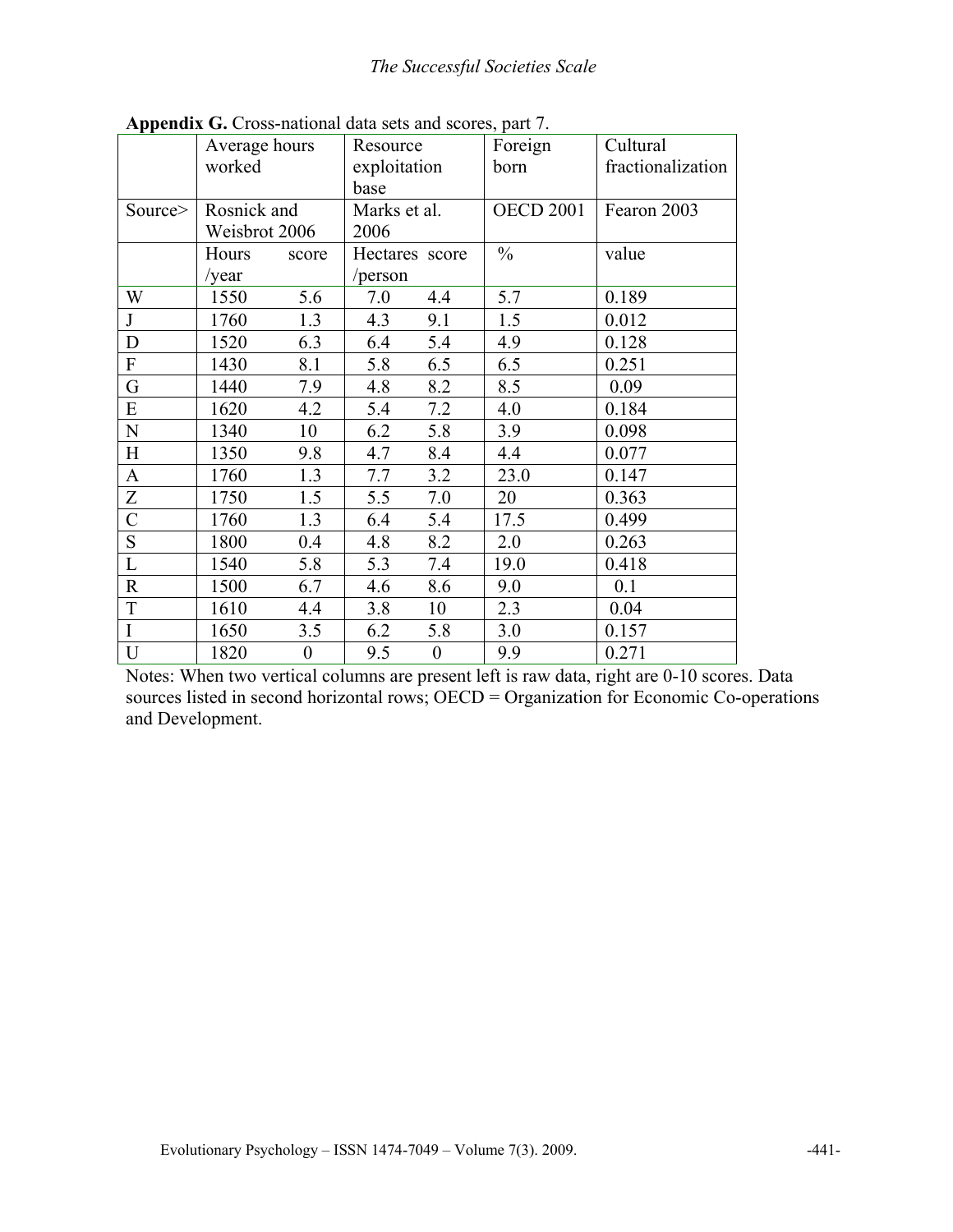**Appendix G.** Cross-national data sets and scores, part 7.

| | Average hours worked | | Resource exploitation base | | Foreign born | Cultural fractionalization |
|---|---|---|---|---|---|---|
| Source> | Rosnick and Weisbrot 2006 | | Marks et al. 2006 | | OECD 2001 | Fearon 2003 |
| | Hours /year | score | Hectares /person | score | % | value |
| W | 1550 | 5.6 | 7.0 | 4.4 | 5.7 | 0.189 |
| J | 1760 | 1.3 | 4.3 | 9.1 | 1.5 | 0.012 |
| D | 1520 | 6.3 | 6.4 | 5.4 | 4.9 | 0.128 |
| F | 1430 | 8.1 | 5.8 | 6.5 | 6.5 | 0.251 |
| G | 1440 | 7.9 | 4.8 | 8.2 | 8.5 | 0.09 |
| E | 1620 | 4.2 | 5.4 | 7.2 | 4.0 | 0.184 |
| N | 1340 | 10 | 6.2 | 5.8 | 3.9 | 0.098 |
| H | 1350 | 9.8 | 4.7 | 8.4 | 4.4 | 0.077 |
| A | 1760 | 1.3 | 7.7 | 3.2 | 23.0 | 0.147 |
| Z | 1750 | 1.5 | 5.5 | 7.0 | 20 | 0.363 |
| C | 1760 | 1.3 | 6.4 | 5.4 | 17.5 | 0.499 |
| S | 1800 | 0.4 | 4.8 | 8.2 | 2.0 | 0.263 |
| L | 1540 | 5.8 | 5.3 | 7.4 | 19.0 | 0.418 |
| R | 1500 | 6.7 | 4.6 | 8.6 | 9.0 | 0.1 |
| T | 1610 | 4.4 | 3.8 | 10 | 2.3 | 0.04 |
| I | 1650 | 3.5 | 6.2 | 5.8 | 3.0 | 0.157 |
| U | 1820 | 0 | 9.5 | 0 | 9.9 | 0.271 |

Notes: When two vertical columns are present left is raw data, right are 0-10 scores. Data sources listed in second horizontal rows; OECD = Organization for Economic Co-operations and Development.